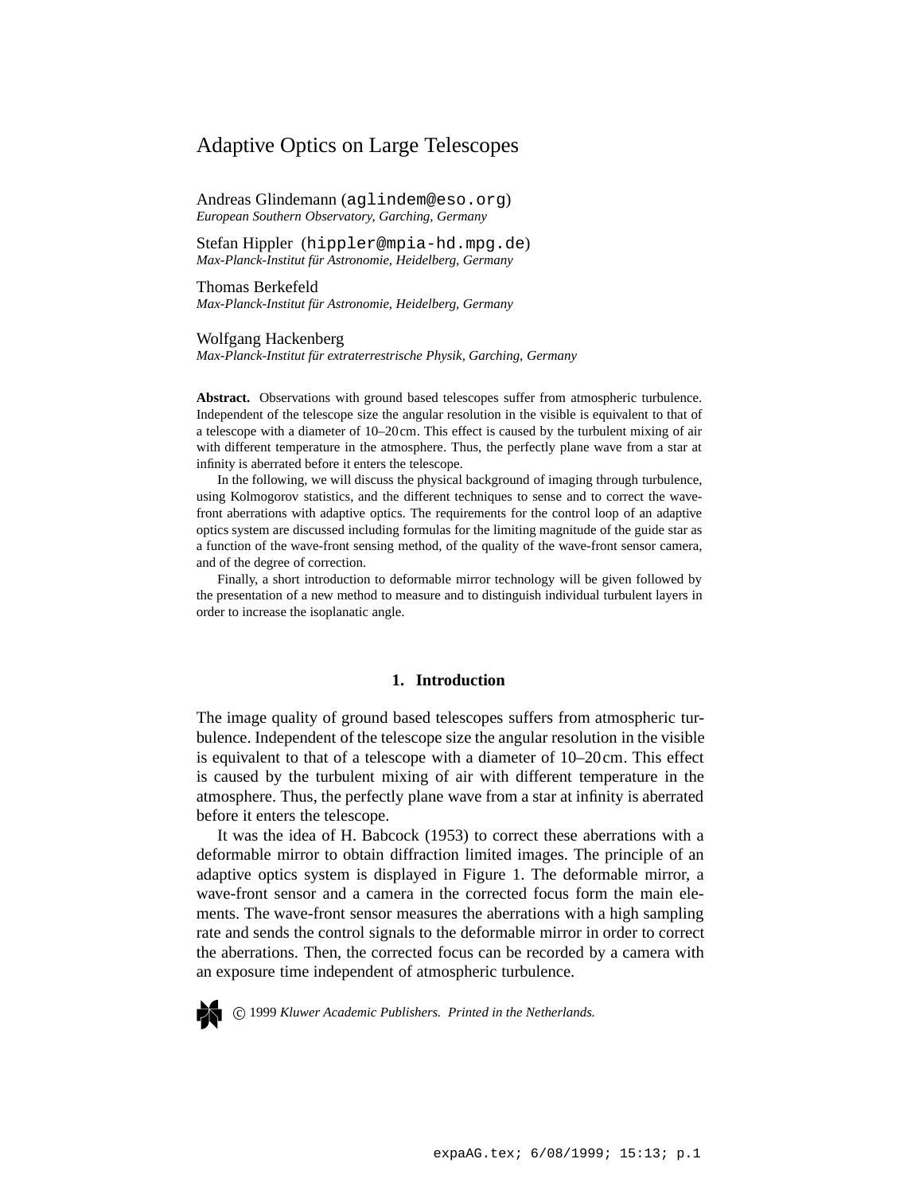# Adaptive Optics on Large Telescopes

Andreas Glindemann (aglindem@eso.org)
*European Southern Observatory, Garching, Germany*

Stefan Hippler (hippler@mpia-hd.mpg.de)
*Max-Planck-Institut für Astronomie, Heidelberg, Germany*

Thomas Berkefeld
*Max-Planck-Institut für Astronomie, Heidelberg, Germany*

Wolfgang Hackenberg
*Max-Planck-Institut für extraterrestrische Physik, Garching, Germany*

**Abstract.** Observations with ground based telescopes suffer from atmospheric turbulence. Independent of the telescope size the angular resolution in the visible is equivalent to that of a telescope with a diameter of 10–20 cm. This effect is caused by the turbulent mixing of air with different temperature in the atmosphere. Thus, the perfectly plane wave from a star at infinity is aberrated before it enters the telescope.

In the following, we will discuss the physical background of imaging through turbulence, using Kolmogorov statistics, and the different techniques to sense and to correct the wave-front aberrations with adaptive optics. The requirements for the control loop of an adaptive optics system are discussed including formulas for the limiting magnitude of the guide star as a function of the wave-front sensing method, of the quality of the wave-front sensor camera, and of the degree of correction.

Finally, a short introduction to deformable mirror technology will be given followed by the presentation of a new method to measure and to distinguish individual turbulent layers in order to increase the isoplanatic angle.

## 1. Introduction

The image quality of ground based telescopes suffers from atmospheric turbulence. Independent of the telescope size the angular resolution in the visible is equivalent to that of a telescope with a diameter of 10–20 cm. This effect is caused by the turbulent mixing of air with different temperature in the atmosphere. Thus, the perfectly plane wave from a star at infinity is aberrated before it enters the telescope.

It was the idea of H. Babcock (1953) to correct these aberrations with a deformable mirror to obtain diffraction limited images. The principle of an adaptive optics system is displayed in Figure 1. The deformable mirror, a wave-front sensor and a camera in the corrected focus form the main elements. The wave-front sensor measures the aberrations with a high sampling rate and sends the control signals to the deformable mirror in order to correct the aberrations. Then, the corrected focus can be recorded by a camera with an exposure time independent of atmospheric turbulence.

© 1999 *Kluwer Academic Publishers. Printed in the Netherlands.*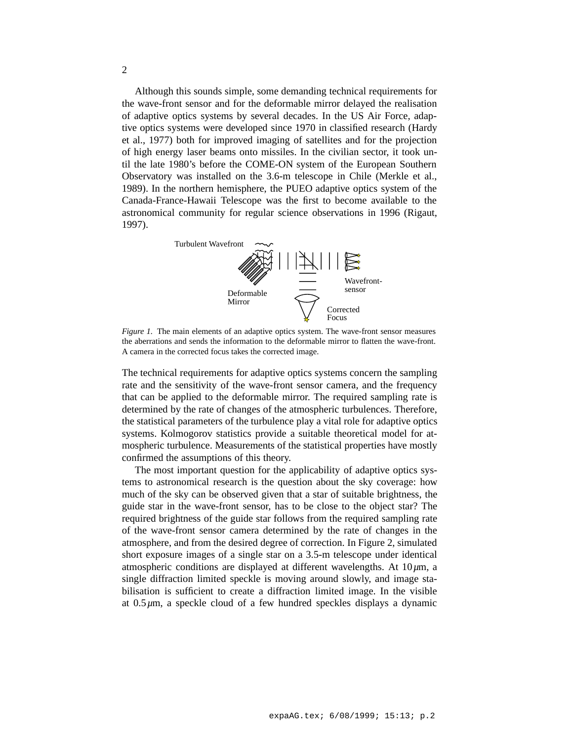Although this sounds simple, some demanding technical requirements for the wave-front sensor and for the deformable mirror delayed the realisation of adaptive optics systems by several decades. In the US Air Force, adaptive optics systems were developed since 1970 in classified research (Hardy et al., 1977) both for improved imaging of satellites and for the projection of high energy laser beams onto missiles. In the civilian sector, it took until the late 1980's before the COME-ON system of the European Southern Observatory was installed on the 3.6-m telescope in Chile (Merkle et al., 1989). In the northern hemisphere, the PUEO adaptive optics system of the Canada-France-Hawaii Telescope was the first to become available to the astronomical community for regular science observations in 1996 (Rigaut, 1997).

*Figure 1.* The main elements of an adaptive optics system. The wave-front sensor measures the aberrations and sends the information to the deformable mirror to flatten the wave-front. A camera in the corrected focus takes the corrected image.

The technical requirements for adaptive optics systems concern the sampling rate and the sensitivity of the wave-front sensor camera, and the frequency that can be applied to the deformable mirror. The required sampling rate is determined by the rate of changes of the atmospheric turbulences. Therefore, the statistical parameters of the turbulence play a vital role for adaptive optics systems. Kolmogorov statistics provide a suitable theoretical model for atmospheric turbulence. Measurements of the statistical properties have mostly confirmed the assumptions of this theory.

The most important question for the applicability of adaptive optics systems to astronomical research is the question about the sky coverage: how much of the sky can be observed given that a star of suitable brightness, the guide star in the wave-front sensor, has to be close to the object star? The required brightness of the guide star follows from the required sampling rate of the wave-front sensor camera determined by the rate of changes in the atmosphere, and from the desired degree of correction. In Figure 2, simulated short exposure images of a single star on a 3.5-m telescope under identical atmospheric conditions are displayed at different wavelengths. At $10\,\mu$m, a single diffraction limited speckle is moving around slowly, and image stabilisation is sufficient to create a diffraction limited image. In the visible at $0.5\,\mu$m, a speckle cloud of a few hundred speckles displays a dynamic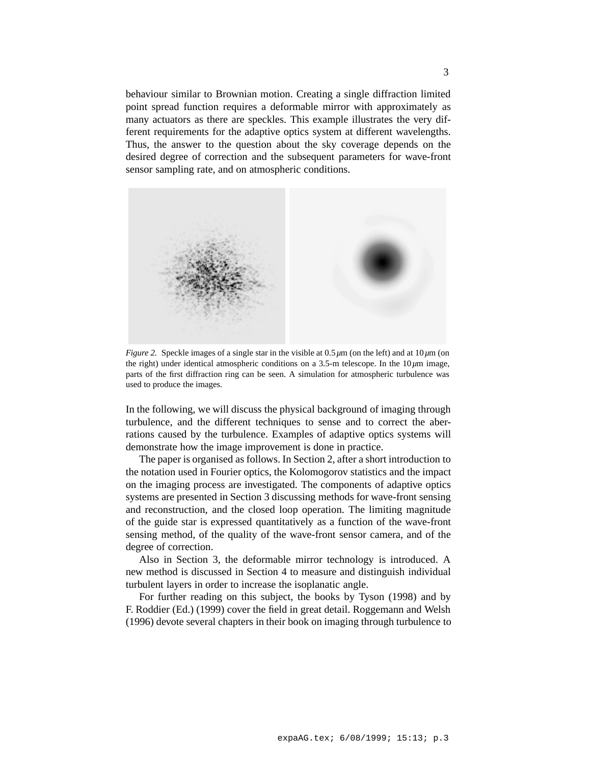behaviour similar to Brownian motion. Creating a single diffraction limited point spread function requires a deformable mirror with approximately as many actuators as there are speckles. This example illustrates the very different requirements for the adaptive optics system at different wavelengths. Thus, the answer to the question about the sky coverage depends on the desired degree of correction and the subsequent parameters for wave-front sensor sampling rate, and on atmospheric conditions.

*Figure 2.* Speckle images of a single star in the visible at $0.5\,\mu$m (on the left) and at $10\,\mu$m (on the right) under identical atmospheric conditions on a 3.5-m telescope. In the $10\,\mu$m image, parts of the first diffraction ring can be seen. A simulation for atmospheric turbulence was used to produce the images.

In the following, we will discuss the physical background of imaging through turbulence, and the different techniques to sense and to correct the aberrations caused by the turbulence. Examples of adaptive optics systems will demonstrate how the image improvement is done in practice.

The paper is organised as follows. In Section 2, after a short introduction to the notation used in Fourier optics, the Kolomogorov statistics and the impact on the imaging process are investigated. The components of adaptive optics systems are presented in Section 3 discussing methods for wave-front sensing and reconstruction, and the closed loop operation. The limiting magnitude of the guide star is expressed quantitatively as a function of the wave-front sensing method, of the quality of the wave-front sensor camera, and of the degree of correction.

Also in Section 3, the deformable mirror technology is introduced. A new method is discussed in Section 4 to measure and distinguish individual turbulent layers in order to increase the isoplanatic angle.

For further reading on this subject, the books by Tyson (1998) and by F. Roddier (Ed.) (1999) cover the field in great detail. Roggemann and Welsh (1996) devote several chapters in their book on imaging through turbulence to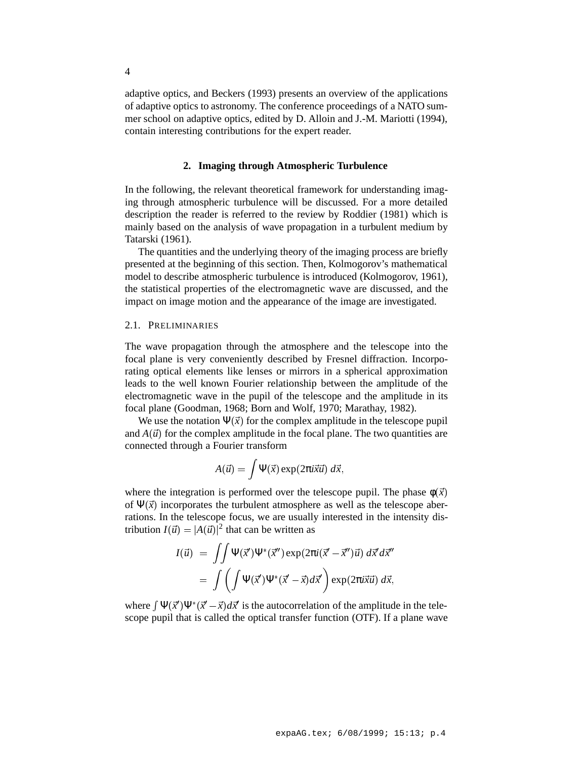adaptive optics, and Beckers (1993) presents an overview of the applications of adaptive optics to astronomy. The conference proceedings of a NATO summer school on adaptive optics, edited by D. Alloin and J.-M. Mariotti (1994), contain interesting contributions for the expert reader.

## 2. Imaging through Atmospheric Turbulence

In the following, the relevant theoretical framework for understanding imaging through atmospheric turbulence will be discussed. For a more detailed description the reader is referred to the review by Roddier (1981) which is mainly based on the analysis of wave propagation in a turbulent medium by Tatarski (1961).

The quantities and the underlying theory of the imaging process are briefly presented at the beginning of this section. Then, Kolmogorov's mathematical model to describe atmospheric turbulence is introduced (Kolmogorov, 1961), the statistical properties of the electromagnetic wave are discussed, and the impact on image motion and the appearance of the image are investigated.

### 2.1. Preliminaries

The wave propagation through the atmosphere and the telescope into the focal plane is very conveniently described by Fresnel diffraction. Incorporating optical elements like lenses or mirrors in a spherical approximation leads to the well known Fourier relationship between the amplitude of the electromagnetic wave in the pupil of the telescope and the amplitude in its focal plane (Goodman, 1968; Born and Wolf, 1970; Marathay, 1982).

We use the notation $\Psi(\vec{x})$ for the complex amplitude in the telescope pupil and $A(\vec{u})$ for the complex amplitude in the focal plane. The two quantities are connected through a Fourier transform

$$A(\vec{u}) = \int \Psi(\vec{x}) \exp(2\pi i \vec{x}\vec{u}) \, d\vec{x},$$

where the integration is performed over the telescope pupil. The phase $\phi(\vec{x})$ of $\Psi(\vec{x})$ incorporates the turbulent atmosphere as well as the telescope aberrations. In the telescope focus, we are usually interested in the intensity distribution $I(\vec{u}) = |A(\vec{u})|^2$ that can be written as

$$\begin{aligned} I(\vec{u}) &= \iint \Psi(\vec{x}')\Psi^*(\vec{x}'') \exp(2\pi i(\vec{x}' - \vec{x}'')\vec{u}) \, d\vec{x}' d\vec{x}'' \\ &= \int \left( \int \Psi(\vec{x}')\Psi^*(\vec{x}' - \vec{x}) d\vec{x}' \right) \exp(2\pi i \vec{x}\vec{u}) \, d\vec{x}, \end{aligned}$$

where $\int \Psi(\vec{x}')\Psi^*(\vec{x}' - \vec{x}) d\vec{x}'$ is the autocorrelation of the amplitude in the telescope pupil that is called the optical transfer function (OTF). If a plane wave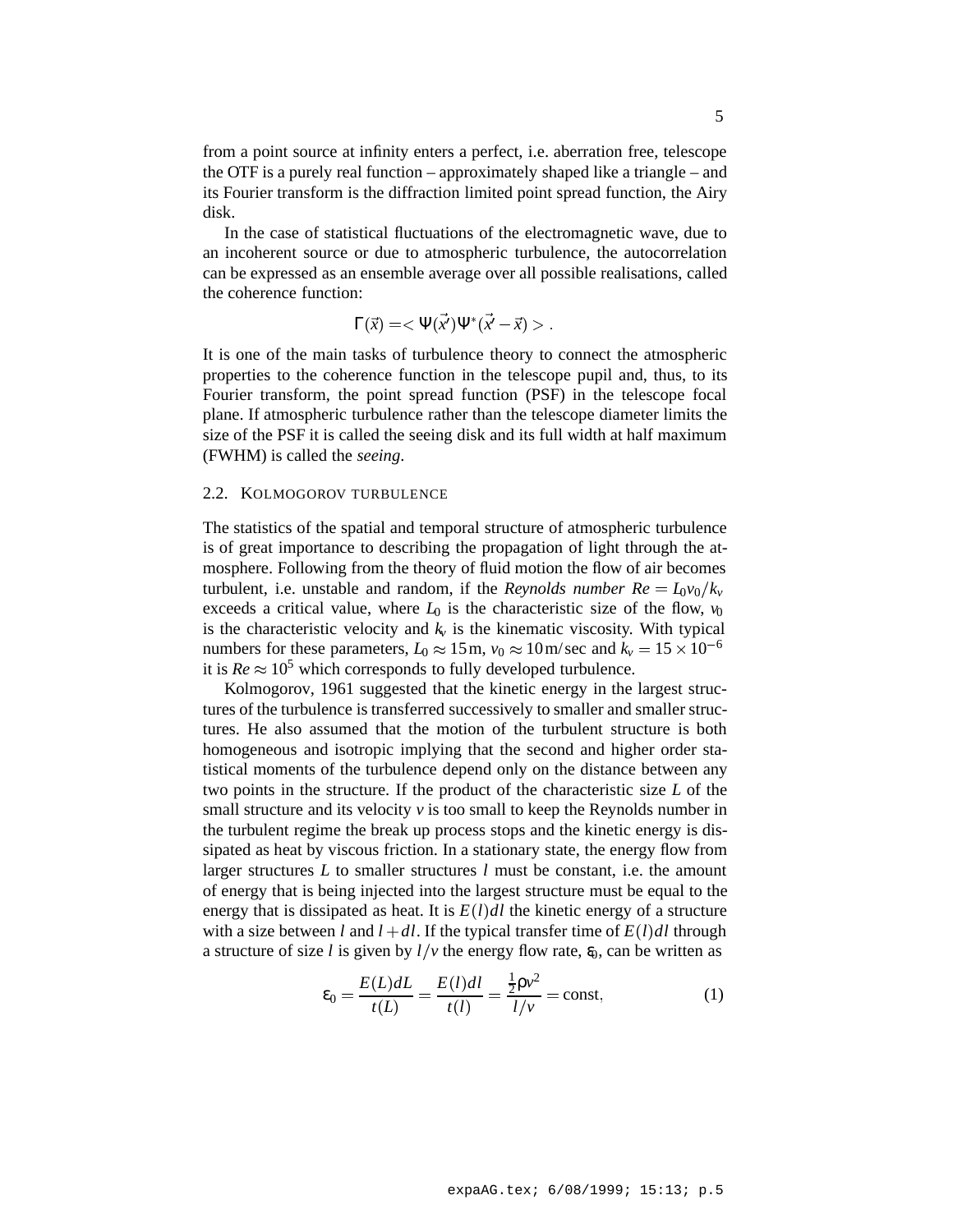from a point source at infinity enters a perfect, i.e. aberration free, telescope the OTF is a purely real function – approximately shaped like a triangle – and its Fourier transform is the diffraction limited point spread function, the Airy disk.

In the case of statistical fluctuations of the electromagnetic wave, due to an incoherent source or due to atmospheric turbulence, the autocorrelation can be expressed as an ensemble average over all possible realisations, called the coherence function:

$$\Gamma(\vec{x}) = < \Psi(\vec{x'})\Psi^*(\vec{x'} - \vec{x}) > .$$

It is one of the main tasks of turbulence theory to connect the atmospheric properties to the coherence function in the telescope pupil and, thus, to its Fourier transform, the point spread function (PSF) in the telescope focal plane. If atmospheric turbulence rather than the telescope diameter limits the size of the PSF it is called the seeing disk and its full width at half maximum (FWHM) is called the *seeing*.

## 2.2. Kolmogorov turbulence

The statistics of the spatial and temporal structure of atmospheric turbulence is of great importance to describing the propagation of light through the atmosphere. Following from the theory of fluid motion the flow of air becomes turbulent, i.e. unstable and random, if the *Reynolds number* $Re = L_0 v_0 / k_v$ exceeds a critical value, where $L_0$ is the characteristic size of the flow, $v_0$ is the characteristic velocity and $k_v$ is the kinematic viscosity. With typical numbers for these parameters, $L_0 \approx 15\,\mathrm{m}$, $v_0 \approx 10\,\mathrm{m/sec}$ and $k_v = 15 \times 10^{-6}$ it is $Re \approx 10^5$ which corresponds to fully developed turbulence.

Kolmogorov, 1961 suggested that the kinetic energy in the largest structures of the turbulence is transferred successively to smaller and smaller structures. He also assumed that the motion of the turbulent structure is both homogeneous and isotropic implying that the second and higher order statistical moments of the turbulence depend only on the distance between any two points in the structure. If the product of the characteristic size $L$ of the small structure and its velocity $v$ is too small to keep the Reynolds number in the turbulent regime the break up process stops and the kinetic energy is dissipated as heat by viscous friction. In a stationary state, the energy flow from larger structures $L$ to smaller structures $l$ must be constant, i.e. the amount of energy that is being injected into the largest structure must be equal to the energy that is dissipated as heat. It is $E(l)dl$ the kinetic energy of a structure with a size between $l$ and $l + dl$. If the typical transfer time of $E(l)dl$ through a structure of size $l$ is given by $l/v$ the energy flow rate, $\varepsilon_0$, can be written as

$$\varepsilon_0 = \frac{E(L)dL}{t(L)} = \frac{E(l)dl}{t(l)} = \frac{\frac{1}{2}\rho v^2}{l/v} = \mathrm{const}, \tag{1}$$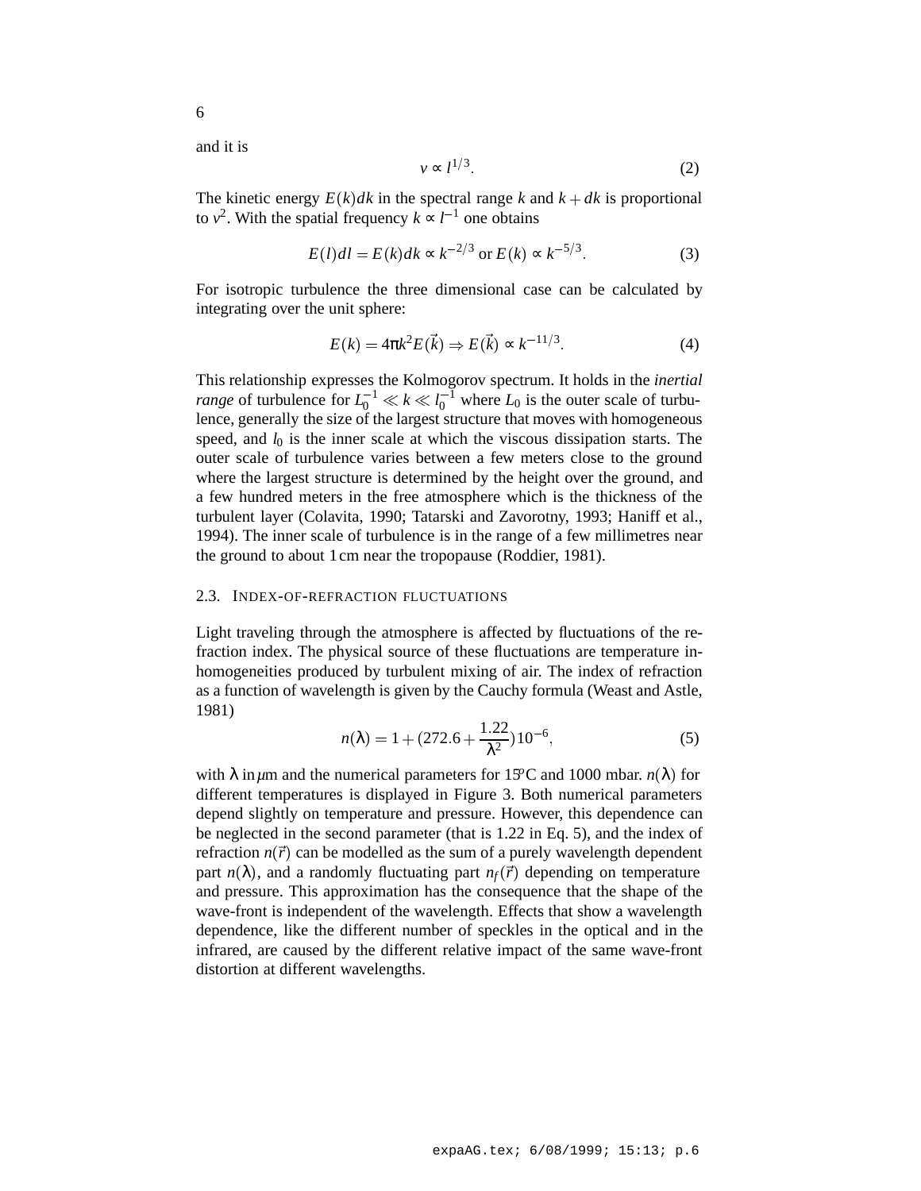and it is

$$v \propto l^{1/3}. \tag{2}$$

The kinetic energy $E(k)dk$ in the spectral range $k$ and $k+dk$ is proportional to $v^2$. With the spatial frequency $k \propto l^{-1}$ one obtains

$$E(l)dl = E(k)dk \propto k^{-2/3} \text{ or } E(k) \propto k^{-5/3}. \tag{3}$$

For isotropic turbulence the three dimensional case can be calculated by integrating over the unit sphere:

$$E(k) = 4\pi k^2 E(\vec{k}) \Rightarrow E(\vec{k}) \propto k^{-11/3}. \tag{4}$$

This relationship expresses the Kolmogorov spectrum. It holds in the *inertial range* of turbulence for $L_0^{-1} \ll k \ll l_0^{-1}$ where $L_0$ is the outer scale of turbulence, generally the size of the largest structure that moves with homogeneous speed, and $l_0$ is the inner scale at which the viscous dissipation starts. The outer scale of turbulence varies between a few meters close to the ground where the largest structure is determined by the height over the ground, and a few hundred meters in the free atmosphere which is the thickness of the turbulent layer (Colavita, 1990; Tatarski and Zavorotny, 1993; Haniff et al., 1994). The inner scale of turbulence is in the range of a few millimetres near the ground to about 1 cm near the tropopause (Roddier, 1981).

### 2.3. Index-of-refraction fluctuations

Light traveling through the atmosphere is affected by fluctuations of the refraction index. The physical source of these fluctuations are temperature inhomogeneities produced by turbulent mixing of air. The index of refraction as a function of wavelength is given by the Cauchy formula (Weast and Astle, 1981)

$$n(\lambda) = 1 + (272.6 + \frac{1.22}{\lambda^2})10^{-6}, \tag{5}$$

with $\lambda$ in $\mu$m and the numerical parameters for 15°C and 1000 mbar. $n(\lambda)$ for different temperatures is displayed in Figure 3. Both numerical parameters depend slightly on temperature and pressure. However, this dependence can be neglected in the second parameter (that is 1.22 in Eq. 5), and the index of refraction $n(\vec{r})$ can be modelled as the sum of a purely wavelength dependent part $n(\lambda)$, and a randomly fluctuating part $n_f(\vec{r})$ depending on temperature and pressure. This approximation has the consequence that the shape of the wave-front is independent of the wavelength. Effects that show a wavelength dependence, like the different number of speckles in the optical and in the infrared, are caused by the different relative impact of the same wave-front distortion at different wavelengths.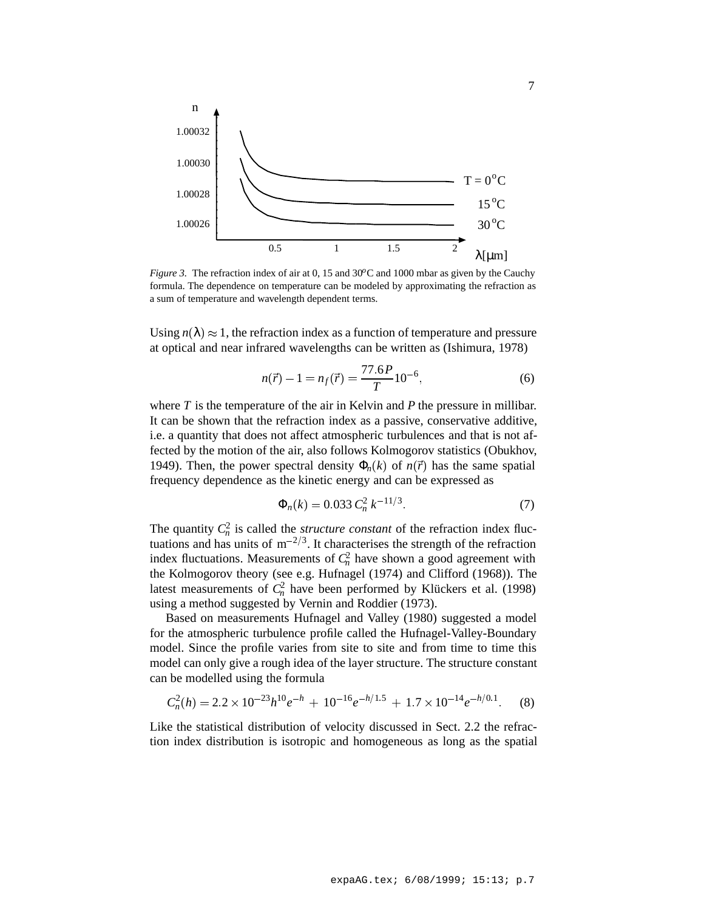*Figure 3.* The refraction index of air at 0, 15 and 30$^o$C and 1000 mbar as given by the Cauchy formula. The dependence on temperature can be modeled by approximating the refraction as a sum of temperature and wavelength dependent terms.

Using $n(\lambda) \approx 1$, the refraction index as a function of temperature and pressure at optical and near infrared wavelengths can be written as (Ishimura, 1978)

$$n(\vec{r}) - 1 = n_f(\vec{r}) = \frac{77.6P}{T} 10^{-6}, \tag{6}$$

where $T$ is the temperature of the air in Kelvin and $P$ the pressure in millibar. It can be shown that the refraction index as a passive, conservative additive, i.e. a quantity that does not affect atmospheric turbulences and that is not affected by the motion of the air, also follows Kolmogorov statistics (Obukhov, 1949). Then, the power spectral density $\Phi_n(k)$ of $n(\vec{r})$ has the same spatial frequency dependence as the kinetic energy and can be expressed as

$$\Phi_n(k) = 0.033\, C_n^2\, k^{-11/3}. \tag{7}$$

The quantity $C_n^2$ is called the *structure constant* of the refraction index fluctuations and has units of $\mathrm{m}^{-2/3}$. It characterises the strength of the refraction index fluctuations. Measurements of $C_n^2$ have shown a good agreement with the Kolmogorov theory (see e.g. Hufnagel (1974) and Clifford (1968)). The latest measurements of $C_n^2$ have been performed by Klückers et al. (1998) using a method suggested by Vernin and Roddier (1973).

Based on measurements Hufnagel and Valley (1980) suggested a model for the atmospheric turbulence profile called the Hufnagel-Valley-Boundary model. Since the profile varies from site to site and from time to time this model can only give a rough idea of the layer structure. The structure constant can be modelled using the formula

$$C_n^2(h) = 2.2 \times 10^{-23} h^{10} e^{-h} + 10^{-16} e^{-h/1.5} + 1.7 \times 10^{-14} e^{-h/0.1}. \tag{8}$$

Like the statistical distribution of velocity discussed in Sect. 2.2 the refraction index distribution is isotropic and homogeneous as long as the spatial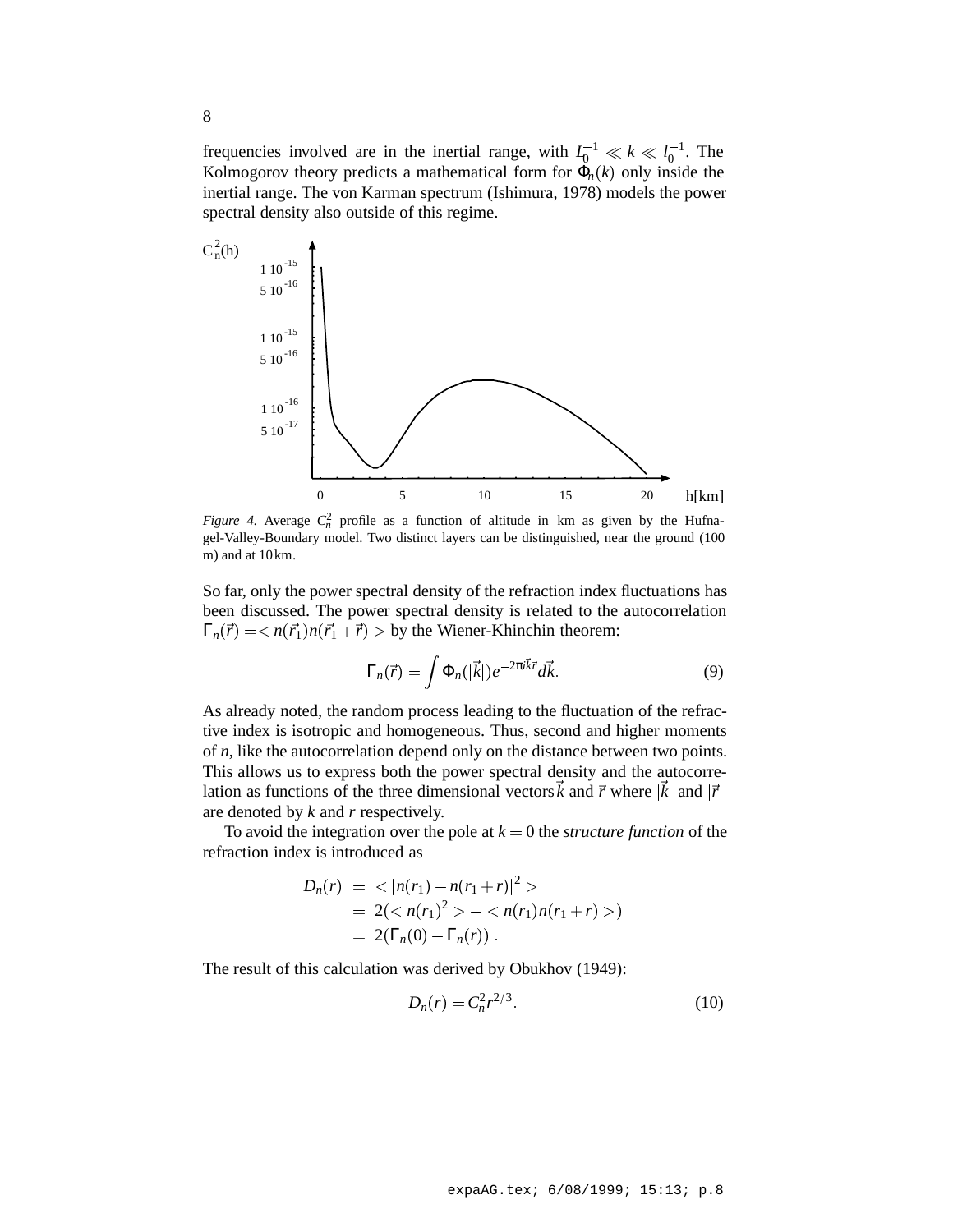frequencies involved are in the inertial range, with $L_0^{-1} \ll k \ll l_0^{-1}$. The Kolmogorov theory predicts a mathematical form for $\Phi_n(k)$ only inside the inertial range. The von Karman spectrum (Ishimura, 1978) models the power spectral density also outside of this regime.

*Figure 4.* Average $C_n^2$ profile as a function of altitude in km as given by the Hufnagel-Valley-Boundary model. Two distinct layers can be distinguished, near the ground (100 m) and at 10 km.

So far, only the power spectral density of the refraction index fluctuations has been discussed. The power spectral density is related to the autocorrelation $\Gamma_n(\vec{r}) = < n(\vec{r_1})n(\vec{r_1} + \vec{r}) >$ by the Wiener-Khinchin theorem:

$$\Gamma_n(\vec{r}) = \int \Phi_n(|\vec{k}|)e^{-2\pi i \vec{k}\vec{r}} d\vec{k}. \tag{9}$$

As already noted, the random process leading to the fluctuation of the refractive index is isotropic and homogeneous. Thus, second and higher moments of $n$, like the autocorrelation depend only on the distance between two points. This allows us to express both the power spectral density and the autocorrelation as functions of the three dimensional vectors $\vec{k}$ and $\vec{r}$ where $|\vec{k}|$ and $|\vec{r}|$ are denoted by $k$ and $r$ respectively.

To avoid the integration over the pole at $k = 0$ the *structure function* of the refraction index is introduced as

$$\begin{aligned} D_n(r) &= < |n(r_1) - n(r_1 + r)|^2 > \\ &= 2(< n(r_1)^2 > - < n(r_1)n(r_1 + r) >) \\ &= 2(\Gamma_n(0) - \Gamma_n(r)) \ . \end{aligned}$$

The result of this calculation was derived by Obukhov (1949):

$$D_n(r) = C_n^2 r^{2/3}. \tag{10}$$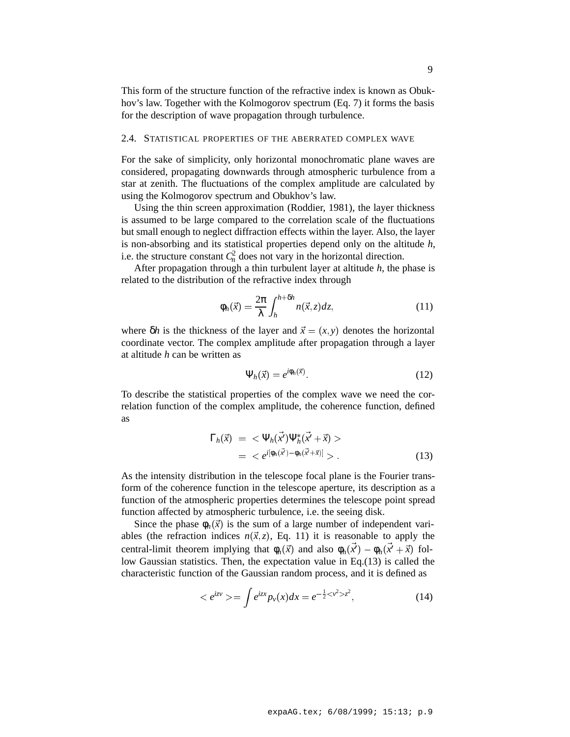This form of the structure function of the refractive index is known as Obukhov's law. Together with the Kolmogorov spectrum (Eq. 7) it forms the basis for the description of wave propagation through turbulence.

### 2.4. Statistical properties of the aberrated complex wave

For the sake of simplicity, only horizontal monochromatic plane waves are considered, propagating downwards through atmospheric turbulence from a star at zenith. The fluctuations of the complex amplitude are calculated by using the Kolmogorov spectrum and Obukhov's law.

Using the thin screen approximation (Roddier, 1981), the layer thickness is assumed to be large compared to the correlation scale of the fluctuations but small enough to neglect diffraction effects within the layer. Also, the layer is non-absorbing and its statistical properties depend only on the altitude $h$, i.e. the structure constant $C_n^2$ does not vary in the horizontal direction.

After propagation through a thin turbulent layer at altitude $h$, the phase is related to the distribution of the refractive index through

$$\phi_h(\vec{x}) = \frac{2\pi}{\lambda} \int_h^{h+\delta h} n(\vec{x}, z)dz, \tag{11}$$

where $\delta h$ is the thickness of the layer and $\vec{x} = (x, y)$ denotes the horizontal coordinate vector. The complex amplitude after propagation through a layer at altitude $h$ can be written as

$$\Psi_h(\vec{x}) = e^{i\phi_h(\vec{x})}. \tag{12}$$

To describe the statistical properties of the complex wave we need the correlation function of the complex amplitude, the coherence function, defined as

$$\begin{aligned} \Gamma_h(\vec{x}) &= <\Psi_h(\vec{x'})\Psi_h^*(\vec{x'}+\vec{x})> \\ &= <e^{i[\phi_h(\vec{x'})-\phi_h(\vec{x'}+\vec{x})]}> . \end{aligned} \tag{13}$$

As the intensity distribution in the telescope focal plane is the Fourier transform of the coherence function in the telescope aperture, its description as a function of the atmospheric properties determines the telescope point spread function affected by atmospheric turbulence, i.e. the seeing disk.

Since the phase $\phi_h(\vec{x})$ is the sum of a large number of independent variables (the refraction indices $n(\vec{x}, z)$, Eq. 11) it is reasonable to apply the central-limit theorem implying that $\phi_h(\vec{x})$ and also $\phi_h(\vec{x'}) - \phi_h(\vec{x'}+\vec{x})$ follow Gaussian statistics. Then, the expectation value in Eq.(13) is called the characteristic function of the Gaussian random process, and it is defined as

$$<e^{izv}> = \int e^{izx} p_v(x)dx = e^{-\frac{1}{2}<v^2>z^2}, \tag{14}$$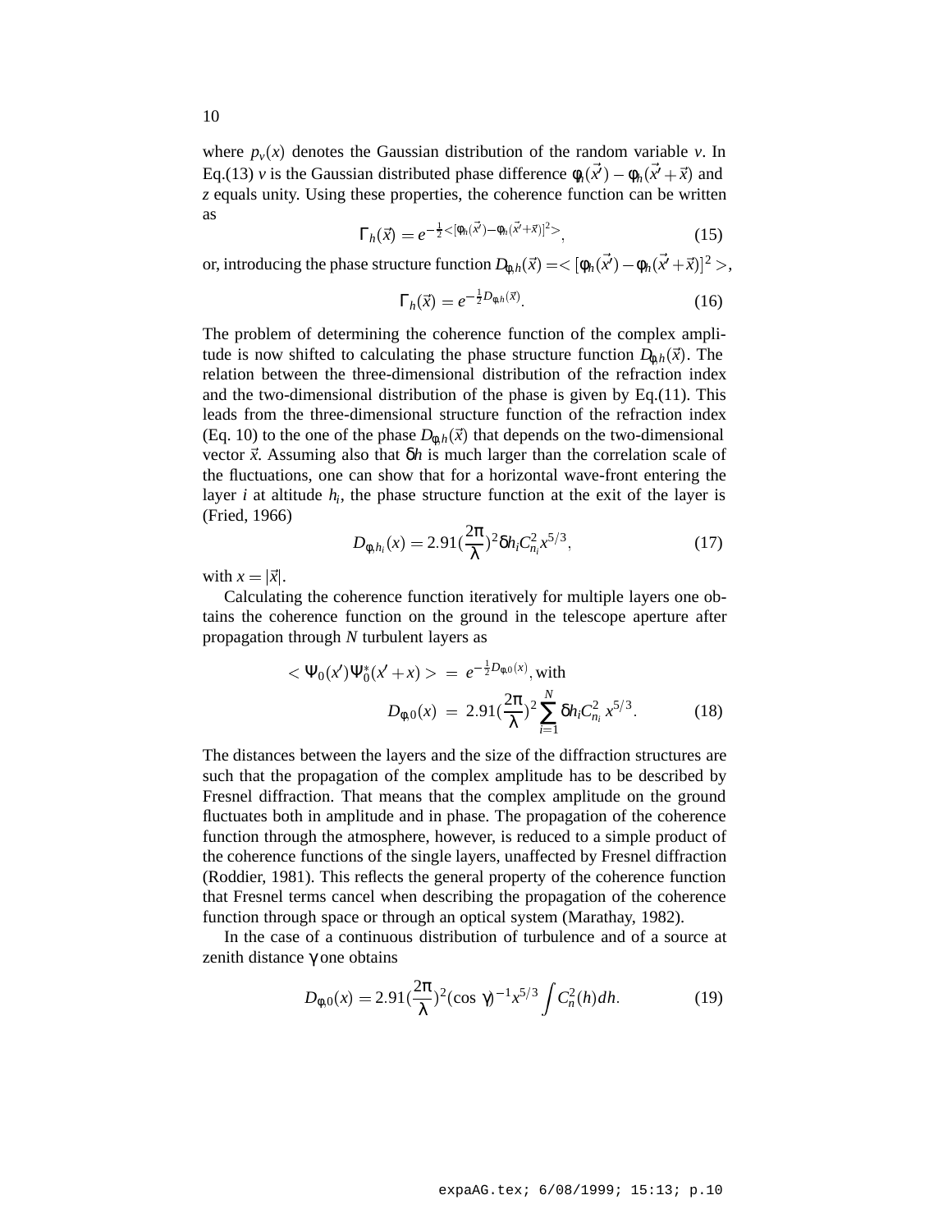where $p_v(x)$ denotes the Gaussian distribution of the random variable $v$. In Eq.(13) $v$ is the Gaussian distributed phase difference $\phi_h(\vec{x'}) - \phi_h(\vec{x'} + \vec{x})$ and $z$ equals unity. Using these properties, the coherence function can be written as

$$\Gamma_h(\vec{x}) = e^{-\frac{1}{2}<[\phi_h(\vec{x'})-\phi_h(\vec{x'}+\vec{x})]^2>}, \tag{15}$$

or, introducing the phase structure function $D_{\phi,h}(\vec{x}) = <[\phi_h(\vec{x'}) - \phi_h(\vec{x'} + \vec{x})]^2>$,

$$\Gamma_h(\vec{x}) = e^{-\frac{1}{2}D_{\phi,h}(\vec{x})}. \tag{16}$$

The problem of determining the coherence function of the complex amplitude is now shifted to calculating the phase structure function $D_{\phi,h}(\vec{x})$. The relation between the three-dimensional distribution of the refraction index and the two-dimensional distribution of the phase is given by Eq.(11). This leads from the three-dimensional structure function of the refraction index (Eq. 10) to the one of the phase $D_{\phi,h}(\vec{x})$ that depends on the two-dimensional vector $\vec{x}$. Assuming also that $\delta h$ is much larger than the correlation scale of the fluctuations, one can show that for a horizontal wave-front entering the layer $i$ at altitude $h_i$, the phase structure function at the exit of the layer is (Fried, 1966)

$$D_{\phi,h_i}(x) = 2.91(\frac{2\pi}{\lambda})^2 \delta h_i C_{n_i}^2 x^{5/3}, \tag{17}$$

with $x = |\vec{x}|$.

Calculating the coherence function iteratively for multiple layers one obtains the coherence function on the ground in the telescope aperture after propagation through $N$ turbulent layers as

$$\begin{aligned} <\Psi_0(x')\Psi_0^*(x'+x)> &= e^{-\frac{1}{2}D_{\phi,0}(x)}, \text{with} \\ D_{\phi,0}(x) &= 2.91(\frac{2\pi}{\lambda})^2 \sum_{i=1}^{N} \delta h_i C_{n_i}^2 \, x^{5/3}. \end{aligned} \tag{18}$$

The distances between the layers and the size of the diffraction structures are such that the propagation of the complex amplitude has to be described by Fresnel diffraction. That means that the complex amplitude on the ground fluctuates both in amplitude and in phase. The propagation of the coherence function through the atmosphere, however, is reduced to a simple product of the coherence functions of the single layers, unaffected by Fresnel diffraction (Roddier, 1981). This reflects the general property of the coherence function that Fresnel terms cancel when describing the propagation of the coherence function through space or through an optical system (Marathay, 1982).

In the case of a continuous distribution of turbulence and of a source at zenith distance $\gamma$ one obtains

$$D_{\phi,0}(x) = 2.91(\frac{2\pi}{\lambda})^2 (\cos\,\gamma)^{-1} x^{5/3} \int C_n^2(h) dh. \tag{19}$$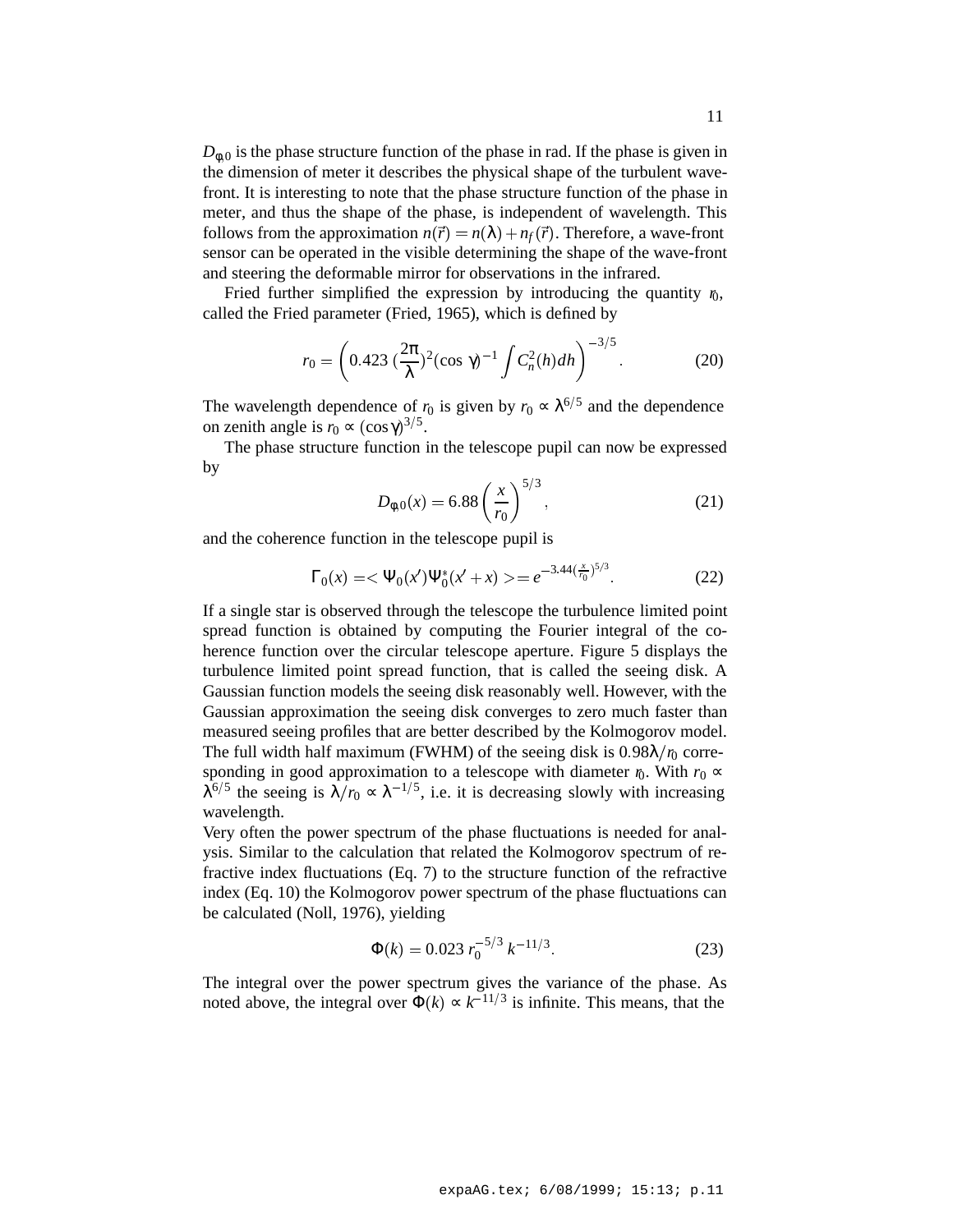$D_{\phi,0}$ is the phase structure function of the phase in rad. If the phase is given in the dimension of meter it describes the physical shape of the turbulent wave-front. It is interesting to note that the phase structure function of the phase in meter, and thus the shape of the phase, is independent of wavelength. This follows from the approximation $n(\vec{r}) = n(\lambda) + n_f(\vec{r})$. Therefore, a wave-front sensor can be operated in the visible determining the shape of the wave-front and steering the deformable mirror for observations in the infrared.

Fried further simplified the expression by introducing the quantity $r_0$, called the Fried parameter (Fried, 1965), which is defined by

$$r_0 = \left( 0.423 \, (\frac{2\pi}{\lambda})^2 (\cos\,\gamma)^{-1} \int C_n^2(h) dh \right)^{-3/5}. \tag{20}$$

The wavelength dependence of $r_0$ is given by $r_0 \propto \lambda^{6/5}$ and the dependence on zenith angle is $r_0 \propto (\cos\gamma)^{3/5}$.

The phase structure function in the telescope pupil can now be expressed by

$$D_{\phi,0}(x) = 6.88 \left( \frac{x}{r_0} \right)^{5/3}, \tag{21}$$

and the coherence function in the telescope pupil is

$$\Gamma_0(x) = < \Psi_0(x') \Psi_0^*(x' + x) > = e^{-3.44 (\frac{x}{r_0})^{5/3}}. \tag{22}$$

If a single star is observed through the telescope the turbulence limited point spread function is obtained by computing the Fourier integral of the coherence function over the circular telescope aperture. Figure 5 displays the turbulence limited point spread function, that is called the seeing disk. A Gaussian function models the seeing disk reasonably well. However, with the Gaussian approximation the seeing disk converges to zero much faster than measured seeing profiles that are better described by the Kolmogorov model. The full width half maximum (FWHM) of the seeing disk is $0.98\lambda/r_0$ corresponding in good approximation to a telescope with diameter $r_0$. With $r_0 \propto \lambda^{6/5}$ the seeing is $\lambda/r_0 \propto \lambda^{-1/5}$, i.e. it is decreasing slowly with increasing wavelength.

Very often the power spectrum of the phase fluctuations is needed for analysis. Similar to the calculation that related the Kolmogorov spectrum of refractive index fluctuations (Eq. 7) to the structure function of the refractive index (Eq. 10) the Kolmogorov power spectrum of the phase fluctuations can be calculated (Noll, 1976), yielding

$$\Phi(k) = 0.023 \, r_0^{-5/3} \, k^{-11/3}. \tag{23}$$

The integral over the power spectrum gives the variance of the phase. As noted above, the integral over $\Phi(k) \propto k^{-11/3}$ is infinite. This means, that the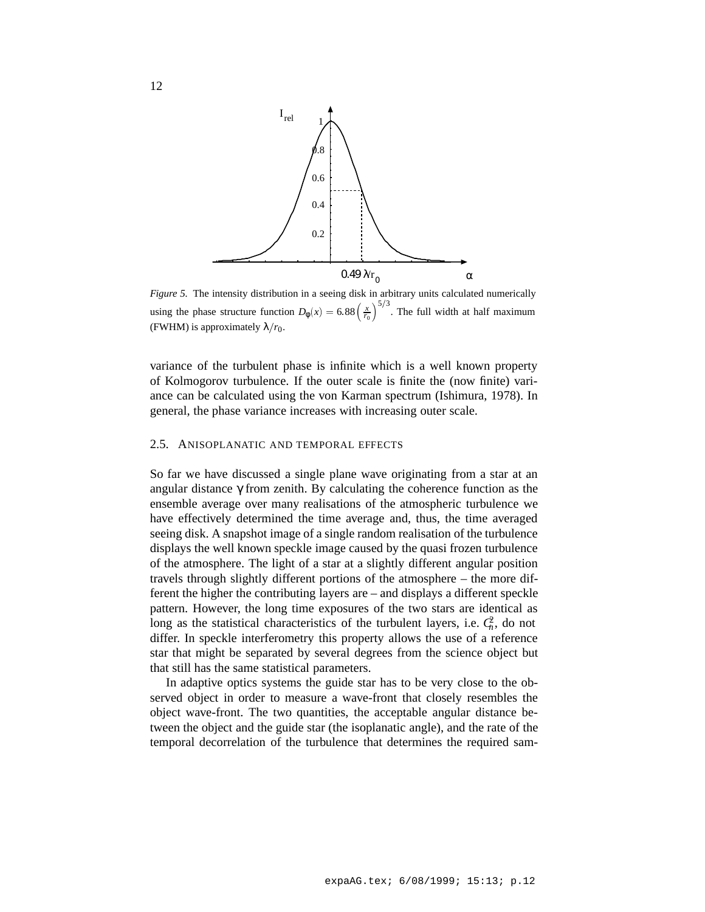*Figure 5.* The intensity distribution in a seeing disk in arbitrary units calculated numerically using the phase structure function $D_\phi(x) = 6.88\left(\frac{x}{r_0}\right)^{5/3}$. The full width at half maximum (FWHM) is approximately $\lambda/r_0$.

variance of the turbulent phase is infinite which is a well known property of Kolmogorov turbulence. If the outer scale is finite the (now finite) variance can be calculated using the von Karman spectrum (Ishimura, 1978). In general, the phase variance increases with increasing outer scale.

### 2.5. Anisoplanatic and temporal effects

So far we have discussed a single plane wave originating from a star at an angular distance $\gamma$ from zenith. By calculating the coherence function as the ensemble average over many realisations of the atmospheric turbulence we have effectively determined the time average and, thus, the time averaged seeing disk. A snapshot image of a single random realisation of the turbulence displays the well known speckle image caused by the quasi frozen turbulence of the atmosphere. The light of a star at a slightly different angular position travels through slightly different portions of the atmosphere – the more different the higher the contributing layers are – and displays a different speckle pattern. However, the long time exposures of the two stars are identical as long as the statistical characteristics of the turbulent layers, i.e. $C_n^2$, do not differ. In speckle interferometry this property allows the use of a reference star that might be separated by several degrees from the science object but that still has the same statistical parameters.

In adaptive optics systems the guide star has to be very close to the observed object in order to measure a wave-front that closely resembles the object wave-front. The two quantities, the acceptable angular distance between the object and the guide star (the isoplanatic angle), and the rate of the temporal decorrelation of the turbulence that determines the required sam-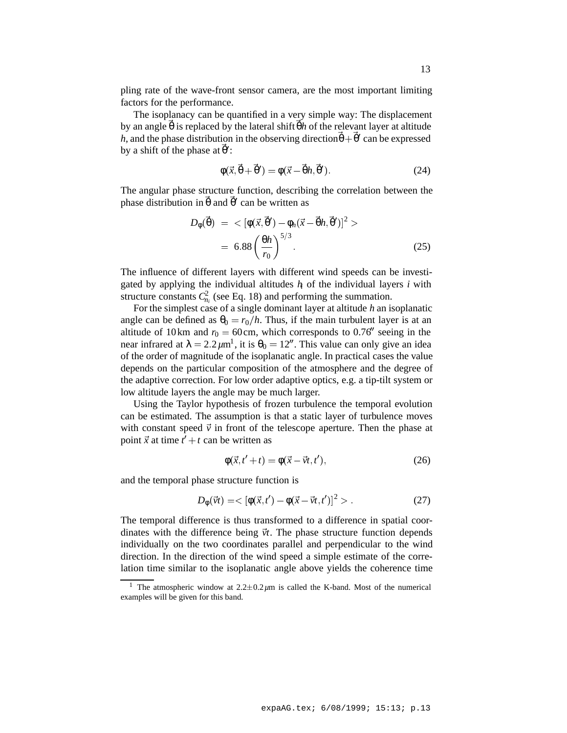pling rate of the wave-front sensor camera, are the most important limiting factors for the performance.

The isoplanacy can be quantified in a very simple way: The displacement by an angle $\vec{\theta}$ is replaced by the lateral shift $\vec{\theta}h$ of the relevant layer at altitude $h$, and the phase distribution in the observing direction $\vec{\theta}+\vec{\theta}'$ can be expressed by a shift of the phase at $\vec{\theta}'$:

$$\phi(\vec{x},\vec{\theta}+\vec{\theta}') = \phi(\vec{x}-\vec{\theta}h,\vec{\theta}'). \tag{24}$$

The angular phase structure function, describing the correlation between the phase distribution in $\vec{\theta}$ and $\vec{\theta}'$ can be written as

$$\begin{aligned} D_\phi(\vec{\theta}) &= <[\phi(\vec{x},\vec{\theta}') - \phi_h(\vec{x}-\vec{\theta}h,\vec{\theta}')]^2> \\ &= 6.88\left(\frac{\theta h}{r_0}\right)^{5/3}. \end{aligned} \tag{25}$$

The influence of different layers with different wind speeds can be investigated by applying the individual altitudes $h_i$ of the individual layers $i$ with structure constants $C^2_{n_i}$ (see Eq. 18) and performing the summation.

For the simplest case of a single dominant layer at altitude $h$ an isoplanatic angle can be defined as $\theta_0 = r_0/h$. Thus, if the main turbulent layer is at an altitude of 10 km and $r_0 = 60$ cm, which corresponds to $0.76''$ seeing in the near infrared at $\lambda = 2.2\,\mu$m[1], it is $\theta_0 = 12''$. This value can only give an idea of the order of magnitude of the isoplanatic angle. In practical cases the value depends on the particular composition of the atmosphere and the degree of the adaptive correction. For low order adaptive optics, e.g. a tip-tilt system or low altitude layers the angle may be much larger.

Using the Taylor hypothesis of frozen turbulence the temporal evolution can be estimated. The assumption is that a static layer of turbulence moves with constant speed $\vec{v}$ in front of the telescope aperture. Then the phase at point $\vec{x}$ at time $t'+t$ can be written as

$$\phi(\vec{x},t'+t) = \phi(\vec{x}-\vec{v}t,t'), \tag{26}$$

and the temporal phase structure function is

$$D_\phi(\vec{v}t) =< [\phi(\vec{x},t') - \phi(\vec{x}-\vec{v}t,t')]^2 > . \tag{27}$$

The temporal difference is thus transformed to a difference in spatial coordinates with the difference being $\vec{v}t$. The phase structure function depends individually on the two coordinates parallel and perpendicular to the wind direction. In the direction of the wind speed a simple estimate of the correlation time similar to the isoplanatic angle above yields the coherence time

[1] The atmospheric window at $2.2\pm0.2\,\mu$m is called the K-band. Most of the numerical examples will be given for this band.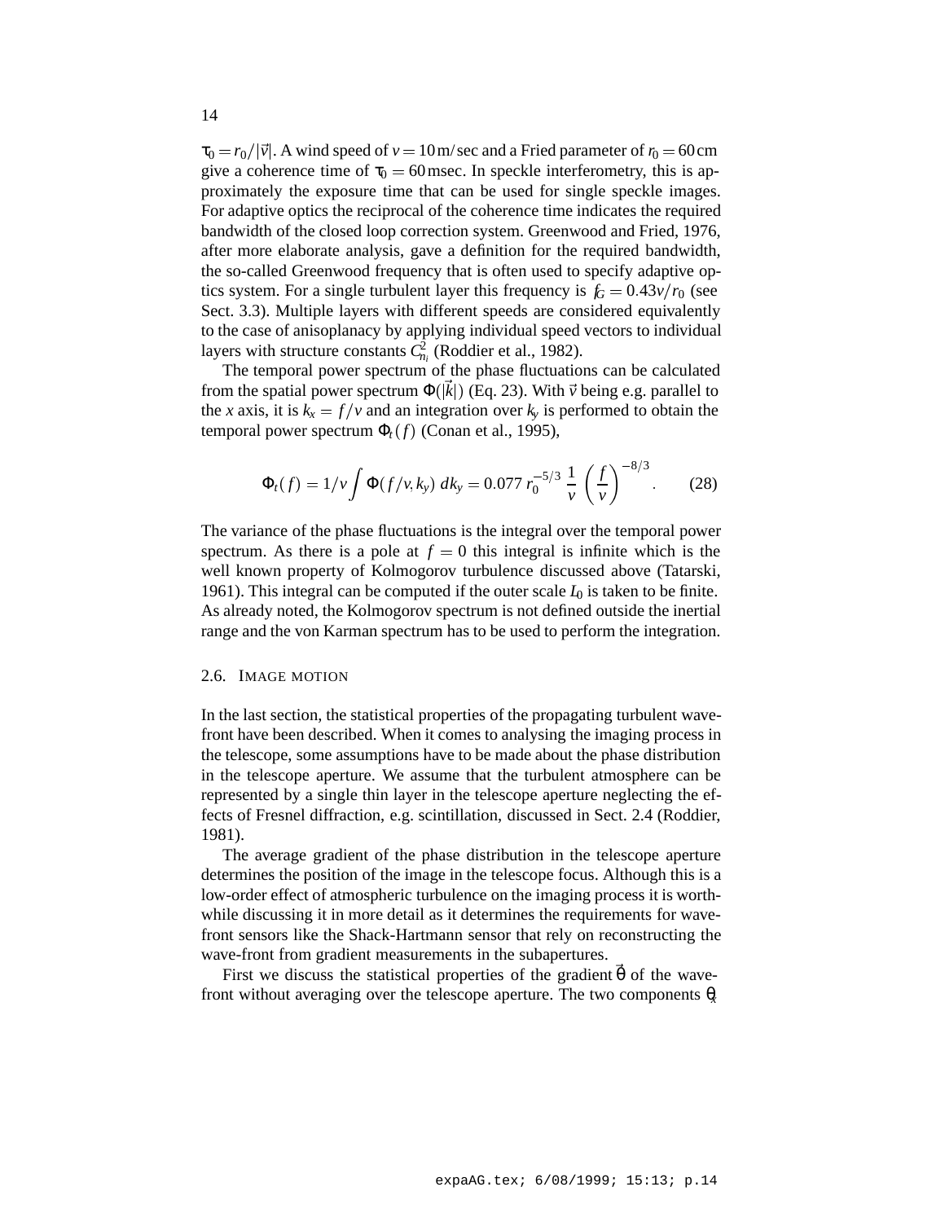$\tau_0 = r_0/|\vec{v}|$. A wind speed of $v = 10\,\text{m/sec}$ and a Fried parameter of $r_0 = 60\,\text{cm}$ give a coherence time of $\tau_0 = 60\,\text{msec}$. In speckle interferometry, this is approximately the exposure time that can be used for single speckle images. For adaptive optics the reciprocal of the coherence time indicates the required bandwidth of the closed loop correction system. Greenwood and Fried, 1976, after more elaborate analysis, gave a definition for the required bandwidth, the so-called Greenwood frequency that is often used to specify adaptive optics system. For a single turbulent layer this frequency is $f_G = 0.43v/r_0$ (see Sect. 3.3). Multiple layers with different speeds are considered equivalently to the case of anisoplanacy by applying individual speed vectors to individual layers with structure constants $C_{n_i}^2$ (Roddier et al., 1982).

The temporal power spectrum of the phase fluctuations can be calculated from the spatial power spectrum $\Phi(|\vec{k}|)$ (Eq. 23). With $\vec{v}$ being e.g. parallel to the $x$ axis, it is $k_x = f/v$ and an integration over $k_y$ is performed to obtain the temporal power spectrum $\Phi_t(f)$ (Conan et al., 1995),

$$\Phi_t(f) = 1/v \int \Phi(f/v, k_y)\; dk_y = 0.077\; r_0^{-5/3}\; \frac{1}{v}\; \left(\frac{f}{v}\right)^{-8/3}. \qquad (28)$$

The variance of the phase fluctuations is the integral over the temporal power spectrum. As there is a pole at $f = 0$ this integral is infinite which is the well known property of Kolmogorov turbulence discussed above (Tatarski, 1961). This integral can be computed if the outer scale $L_0$ is taken to be finite. As already noted, the Kolmogorov spectrum is not defined outside the inertial range and the von Karman spectrum has to be used to perform the integration.

### 2.6. Image motion

In the last section, the statistical properties of the propagating turbulent wavefront have been described. When it comes to analysing the imaging process in the telescope, some assumptions have to be made about the phase distribution in the telescope aperture. We assume that the turbulent atmosphere can be represented by a single thin layer in the telescope aperture neglecting the effects of Fresnel diffraction, e.g. scintillation, discussed in Sect. 2.4 (Roddier, 1981).

The average gradient of the phase distribution in the telescope aperture determines the position of the image in the telescope focus. Although this is a low-order effect of atmospheric turbulence on the imaging process it is worthwhile discussing it in more detail as it determines the requirements for wavefront sensors like the Shack-Hartmann sensor that rely on reconstructing the wave-front from gradient measurements in the subapertures.

First we discuss the statistical properties of the gradient $\vec{\theta}$ of the wavefront without averaging over the telescope aperture. The two components $\theta_x$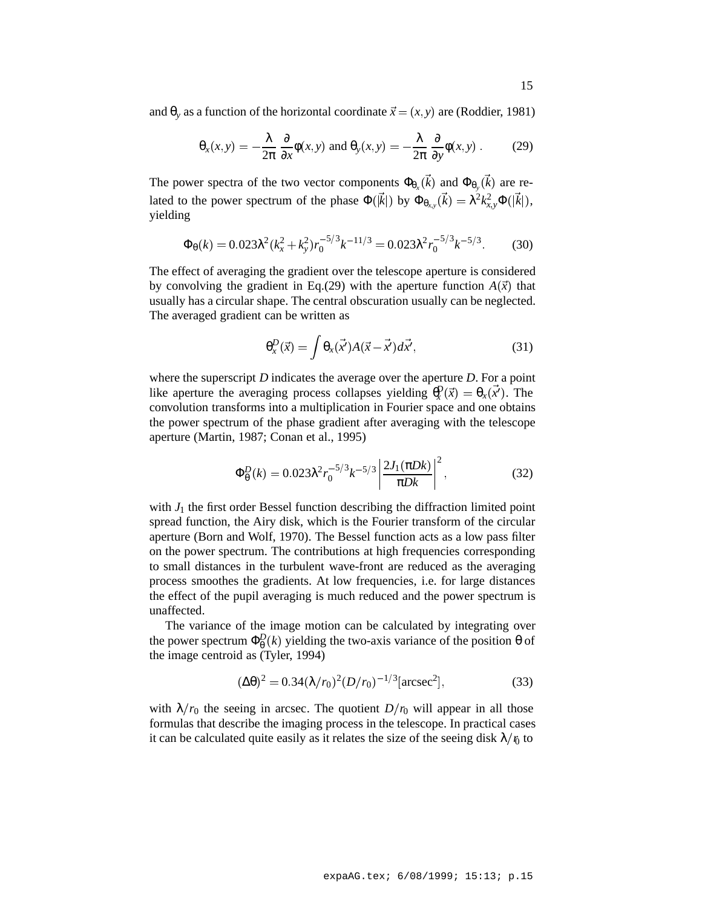and $\theta_y$ as a function of the horizontal coordinate $\vec{x} = (x, y)$ are (Roddier, 1981)

$$\theta_x(x,y) = -\frac{\lambda}{2\pi}\frac{\partial}{\partial x}\phi(x,y) \text{ and } \theta_y(x,y) = -\frac{\lambda}{2\pi}\frac{\partial}{\partial y}\phi(x,y)\ . \tag{29}$$

The power spectra of the two vector components $\Phi_{\theta_x}(\vec{k})$ and $\Phi_{\theta_y}(\vec{k})$ are related to the power spectrum of the phase $\Phi(|\vec{k}|)$ by $\Phi_{\theta_{x,y}}(\vec{k}) = \lambda^2 k_{x,y}^2 \Phi(|\vec{k}|)$, yielding

$$\Phi_\theta(k) = 0.023\lambda^2(k_x^2 + k_y^2) r_0^{-5/3} k^{-11/3} = 0.023\lambda^2 r_0^{-5/3} k^{-5/3}. \tag{30}$$

The effect of averaging the gradient over the telescope aperture is considered by convolving the gradient in Eq.(29) with the aperture function $A(\vec{x})$ that usually has a circular shape. The central obscuration usually can be neglected. The averaged gradient can be written as

$$\theta_x^D(\vec{x}) = \int \theta_x(\vec{x'}) A(\vec{x} - \vec{x'}) d\vec{x'}, \tag{31}$$

where the superscript $D$ indicates the average over the aperture $D$. For a point like aperture the averaging process collapses yielding $\theta_x^D(\vec{x}) = \theta_x(\vec{x'})$. The convolution transforms into a multiplication in Fourier space and one obtains the power spectrum of the phase gradient after averaging with the telescope aperture (Martin, 1987; Conan et al., 1995)

$$\Phi_\theta^D(k) = 0.023\lambda^2 r_0^{-5/3} k^{-5/3} \left|\frac{2J_1(\pi Dk)}{\pi Dk}\right|^2, \tag{32}$$

with $J_1$ the first order Bessel function describing the diffraction limited point spread function, the Airy disk, which is the Fourier transform of the circular aperture (Born and Wolf, 1970). The Bessel function acts as a low pass filter on the power spectrum. The contributions at high frequencies corresponding to small distances in the turbulent wave-front are reduced as the averaging process smoothes the gradients. At low frequencies, i.e. for large distances the effect of the pupil averaging is much reduced and the power spectrum is unaffected.

The variance of the image motion can be calculated by integrating over the power spectrum $\Phi_\theta^D(k)$ yielding the two-axis variance of the position $\theta$ of the image centroid as (Tyler, 1994)

$$(\Delta\theta)^2 = 0.34(\lambda/r_0)^2 (D/r_0)^{-1/3} [\text{arcsec}^2], \tag{33}$$

with $\lambda/r_0$ the seeing in arcsec. The quotient $D/r_0$ will appear in all those formulas that describe the imaging process in the telescope. In practical cases it can be calculated quite easily as it relates the size of the seeing disk $\lambda/r_0$ to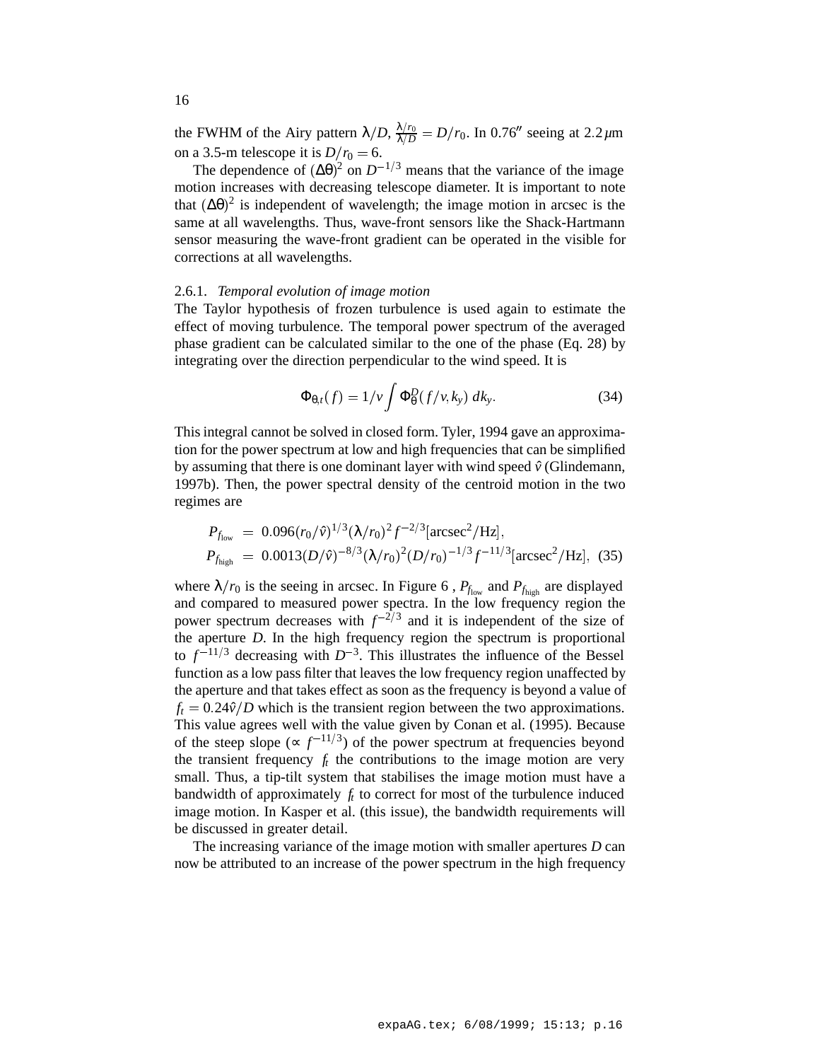the FWHM of the Airy pattern $\lambda/D$, $\frac{\lambda/r_0}{\lambda/D} = D/r_0$. In $0.76''$ seeing at $2.2\,\mu$m on a 3.5-m telescope it is $D/r_0 = 6$.

The dependence of $(\Delta\theta)^2$ on $D^{-1/3}$ means that the variance of the image motion increases with decreasing telescope diameter. It is important to note that $(\Delta\theta)^2$ is independent of wavelength; the image motion in arcsec is the same at all wavelengths. Thus, wave-front sensors like the Shack-Hartmann sensor measuring the wave-front gradient can be operated in the visible for corrections at all wavelengths.

### 2.6.1. *Temporal evolution of image motion*

The Taylor hypothesis of frozen turbulence is used again to estimate the effect of moving turbulence. The temporal power spectrum of the averaged phase gradient can be calculated similar to the one of the phase (Eq. 28) by integrating over the direction perpendicular to the wind speed. It is

$$\Phi_{\theta,t}(f) = 1/v \int \Phi_\theta^D(f/v, k_y)\, dk_y. \tag{34}$$

This integral cannot be solved in closed form. Tyler, 1994 gave an approximation for the power spectrum at low and high frequencies that can be simplified by assuming that there is one dominant layer with wind speed $\hat{v}$ (Glindemann, 1997b). Then, the power spectral density of the centroid motion in the two regimes are

$$\begin{aligned}
P_{f_{\rm low}} &= 0.096(r_0/\hat{v})^{1/3}(\lambda/r_0)^2 f^{-2/3}[\mathrm{arcsec}^2/\mathrm{Hz}], \\
P_{f_{\rm high}} &= 0.0013(D/\hat{v})^{-8/3}(\lambda/r_0)^2(D/r_0)^{-1/3} f^{-11/3}[\mathrm{arcsec}^2/\mathrm{Hz}], 
\end{aligned} \tag{35}$$

where $\lambda/r_0$ is the seeing in arcsec. In Figure 6 , $P_{f_{\rm low}}$ and $P_{f_{\rm high}}$ are displayed and compared to measured power spectra. In the low frequency region the power spectrum decreases with $f^{-2/3}$ and it is independent of the size of the aperture $D$. In the high frequency region the spectrum is proportional to $f^{-11/3}$ decreasing with $D^{-3}$. This illustrates the influence of the Bessel function as a low pass filter that leaves the low frequency region unaffected by the aperture and that takes effect as soon as the frequency is beyond a value of $f_t = 0.24\hat{v}/D$ which is the transient region between the two approximations. This value agrees well with the value given by Conan et al. (1995). Because of the steep slope ($\propto f^{-11/3}$) of the power spectrum at frequencies beyond the transient frequency $f_t$ the contributions to the image motion are very small. Thus, a tip-tilt system that stabilises the image motion must have a bandwidth of approximately $f_t$ to correct for most of the turbulence induced image motion. In Kasper et al. (this issue), the bandwidth requirements will be discussed in greater detail.

The increasing variance of the image motion with smaller apertures $D$ can now be attributed to an increase of the power spectrum in the high frequency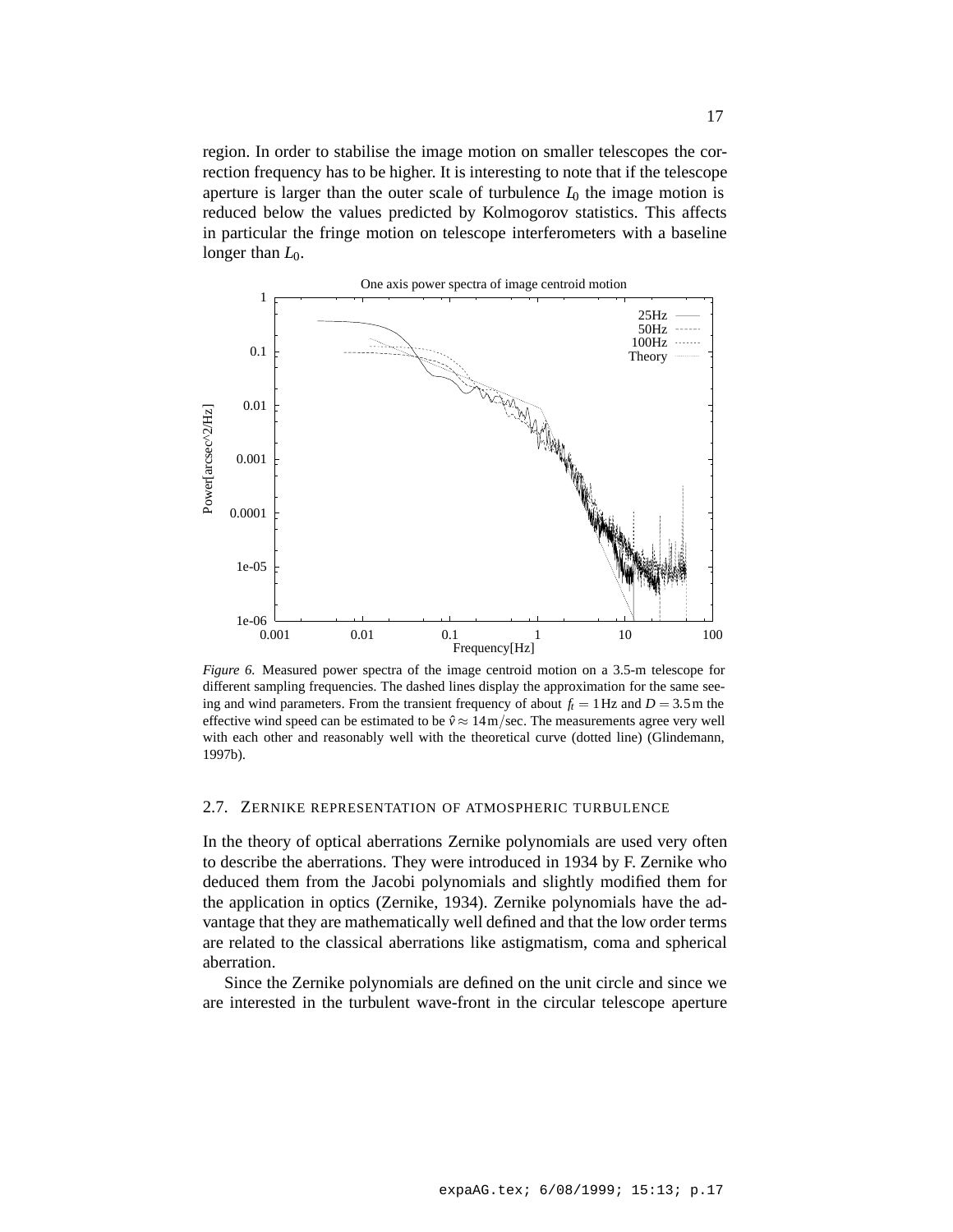region. In order to stabilise the image motion on smaller telescopes the correction frequency has to be higher. It is interesting to note that if the telescope aperture is larger than the outer scale of turbulence $L_0$ the image motion is reduced below the values predicted by Kolmogorov statistics. This affects in particular the fringe motion on telescope interferometers with a baseline longer than $L_0$.

*Figure 6.* Measured power spectra of the image centroid motion on a 3.5-m telescope for different sampling frequencies. The dashed lines display the approximation for the same seeing and wind parameters. From the transient frequency of about $f_t = 1\,\mathrm{Hz}$ and $D = 3.5\,\mathrm{m}$ the effective wind speed can be estimated to be $\hat{v} \approx 14\,\mathrm{m/sec}$. The measurements agree very well with each other and reasonably well with the theoretical curve (dotted line) (Glindemann, 1997b).

### 2.7. Zernike representation of atmospheric turbulence

In the theory of optical aberrations Zernike polynomials are used very often to describe the aberrations. They were introduced in 1934 by F. Zernike who deduced them from the Jacobi polynomials and slightly modified them for the application in optics (Zernike, 1934). Zernike polynomials have the advantage that they are mathematically well defined and that the low order terms are related to the classical aberrations like astigmatism, coma and spherical aberration.

Since the Zernike polynomials are defined on the unit circle and since we are interested in the turbulent wave-front in the circular telescope aperture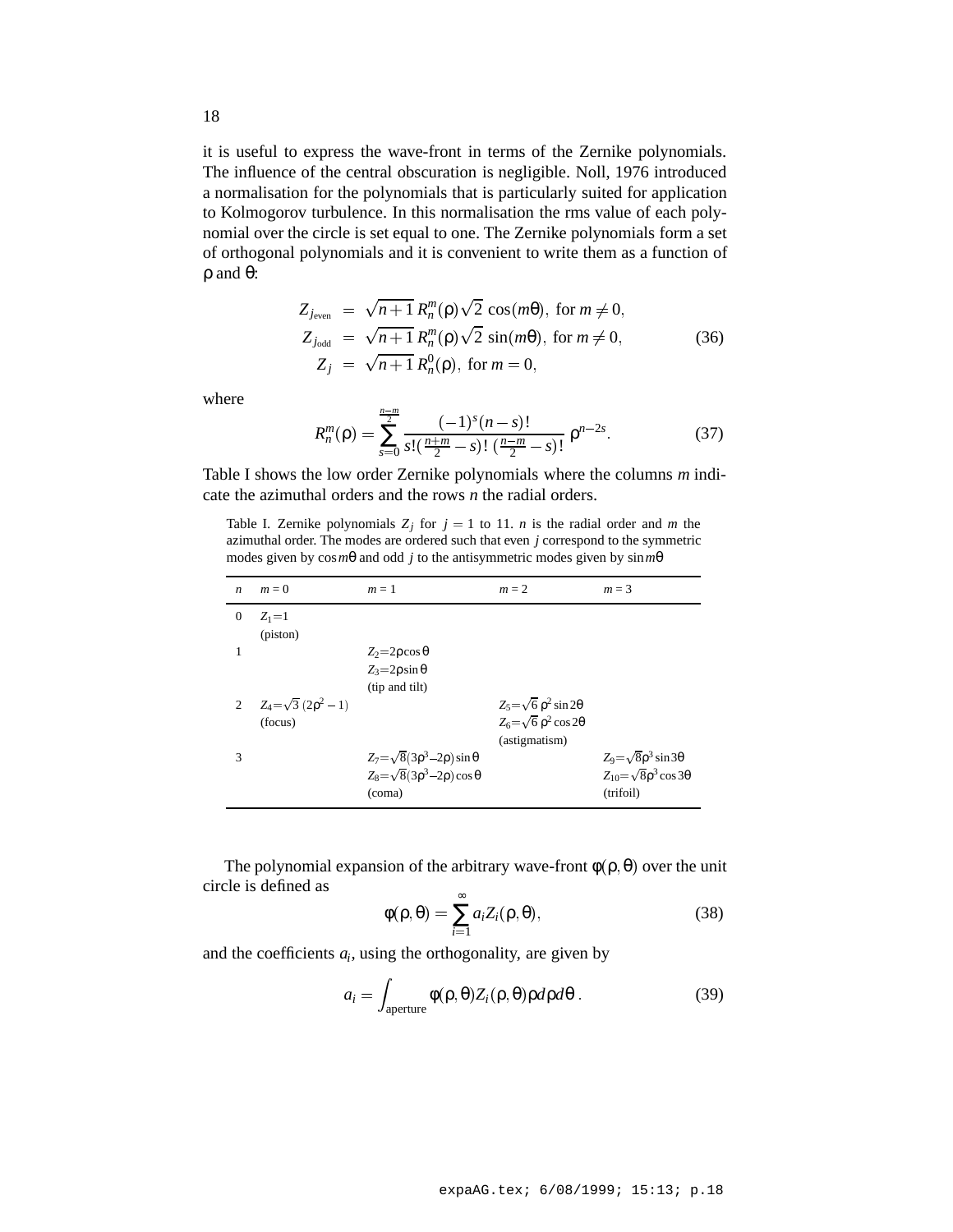it is useful to express the wave-front in terms of the Zernike polynomials. The influence of the central obscuration is negligible. Noll, 1976 introduced a normalisation for the polynomials that is particularly suited for application to Kolmogorov turbulence. In this normalisation the rms value of each polynomial over the circle is set equal to one. The Zernike polynomials form a set of orthogonal polynomials and it is convenient to write them as a function of $\rho$ and $\theta$:

$$
\begin{aligned}
Z_{j_{\text{even}}} &= \sqrt{n+1}\, R_n^m(\rho)\sqrt{2}\, \cos(m\theta),\ \text{for } m \neq 0, \\
Z_{j_{\text{odd}}} &= \sqrt{n+1}\, R_n^m(\rho)\sqrt{2}\, \sin(m\theta),\ \text{for } m \neq 0, \\
Z_j &= \sqrt{n+1}\, R_n^0(\rho),\ \text{for } m = 0,
\end{aligned}
\tag{36}
$$

where

$$
R_n^m(\rho) = \sum_{s=0}^{\frac{n-m}{2}} \frac{(-1)^s (n-s)!}{s!\,(\frac{n+m}{2}-s)!\,(\frac{n-m}{2}-s)!}\,\rho^{n-2s}. \tag{37}
$$

Table I shows the low order Zernike polynomials where the columns *m* indicate the azimuthal orders and the rows *n* the radial orders.

Table I. Zernike polynomials $Z_j$ for $j = 1$ to 11. *n* is the radial order and *m* the azimuthal order. The modes are ordered such that even *j* correspond to the symmetric modes given by $\cos m\theta$ and odd *j* to the antisymmetric modes given by $\sin m\theta$

| $n$ | $m = 0$ | $m = 1$ | $m = 2$ | $m = 3$ |
|---|---|---|---|---|
| 0 | $Z_1 = 1$ (piston) | | | |
| 1 | | $Z_2 = 2\rho\cos\theta$<br>$Z_3 = 2\rho\sin\theta$<br>(tip and tilt) | | |
| 2 | $Z_4 = \sqrt{3}\,(2\rho^2 - 1)$<br>(focus) | | $Z_5 = \sqrt{6}\,\rho^2\sin 2\theta$<br>$Z_6 = \sqrt{6}\,\rho^2\cos 2\theta$<br>(astigmatism) | |
| 3 | | $Z_7 = \sqrt{8}(3\rho^3 - 2\rho)\sin\theta$<br>$Z_8 = \sqrt{8}(3\rho^3 - 2\rho)\cos\theta$<br>(coma) | | $Z_9 = \sqrt{8}\rho^3\sin 3\theta$<br>$Z_{10} = \sqrt{8}\rho^3\cos 3\theta$<br>(trifoil) |

The polynomial expansion of the arbitrary wave-front $\phi(\rho, \theta)$ over the unit circle is defined as

$$
\phi(\rho, \theta) = \sum_{i=1}^{\infty} a_i Z_i(\rho, \theta), \tag{38}
$$

and the coefficients $a_i$, using the orthogonality, are given by

$$
a_i = \int_{\text{aperture}} \phi(\rho, \theta) Z_i(\rho, \theta)\rho d\rho d\theta\,. \tag{39}
$$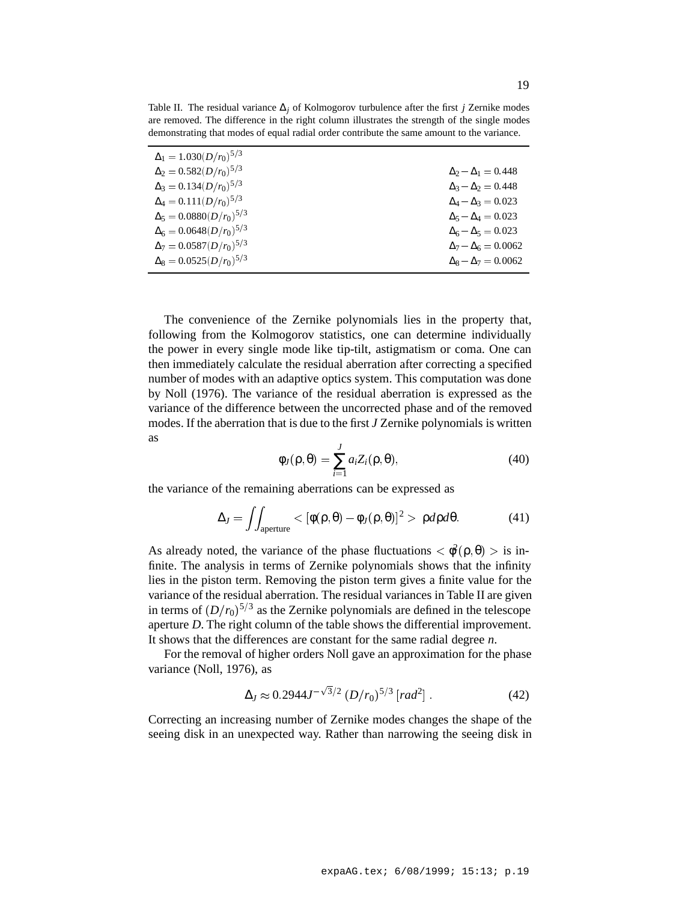Table II. The residual variance $\Delta_j$ of Kolmogorov turbulence after the first $j$ Zernike modes are removed. The difference in the right column illustrates the strength of the single modes demonstrating that modes of equal radial order contribute the same amount to the variance.

| | |
|---|---|
| $\Delta_1 = 1.030(D/r_0)^{5/3}$ | |
| $\Delta_2 = 0.582(D/r_0)^{5/3}$ | $\Delta_2 - \Delta_1 = 0.448$ |
| $\Delta_3 = 0.134(D/r_0)^{5/3}$ | $\Delta_3 - \Delta_2 = 0.448$ |
| $\Delta_4 = 0.111(D/r_0)^{5/3}$ | $\Delta_4 - \Delta_3 = 0.023$ |
| $\Delta_5 = 0.0880(D/r_0)^{5/3}$ | $\Delta_5 - \Delta_4 = 0.023$ |
| $\Delta_6 = 0.0648(D/r_0)^{5/3}$ | $\Delta_6 - \Delta_5 = 0.023$ |
| $\Delta_7 = 0.0587(D/r_0)^{5/3}$ | $\Delta_7 - \Delta_6 = 0.0062$ |
| $\Delta_8 = 0.0525(D/r_0)^{5/3}$ | $\Delta_8 - \Delta_7 = 0.0062$ |

The convenience of the Zernike polynomials lies in the property that, following from the Kolmogorov statistics, one can determine individually the power in every single mode like tip-tilt, astigmatism or coma. One can then immediately calculate the residual aberration after correcting a specified number of modes with an adaptive optics system. This computation was done by Noll (1976). The variance of the residual aberration is expressed as the variance of the difference between the uncorrected phase and of the removed modes. If the aberration that is due to the first $J$ Zernike polynomials is written as

$$\phi_J(\rho,\theta) = \sum_{i=1}^{J} a_i Z_i(\rho,\theta), \tag{40}$$

the variance of the remaining aberrations can be expressed as

$$\Delta_J = \iint_{\text{aperture}} < [\phi(\rho,\theta) - \phi_J(\rho,\theta)]^2 > \ \rho d\rho d\theta. \tag{41}$$

As already noted, the variance of the phase fluctuations $< \phi^2(\rho,\theta) >$ is infinite. The analysis in terms of Zernike polynomials shows that the infinity lies in the piston term. Removing the piston term gives a finite value for the variance of the residual aberration. The residual variances in Table II are given in terms of $(D/r_0)^{5/3}$ as the Zernike polynomials are defined in the telescope aperture $D$. The right column of the table shows the differential improvement. It shows that the differences are constant for the same radial degree $n$.

For the removal of higher orders Noll gave an approximation for the phase variance (Noll, 1976), as

$$\Delta_J \approx 0.2944 J^{-\sqrt{3}/2} \, (D/r_0)^{5/3} \, [rad^2] \, . \tag{42}$$

Correcting an increasing number of Zernike modes changes the shape of the seeing disk in an unexpected way. Rather than narrowing the seeing disk in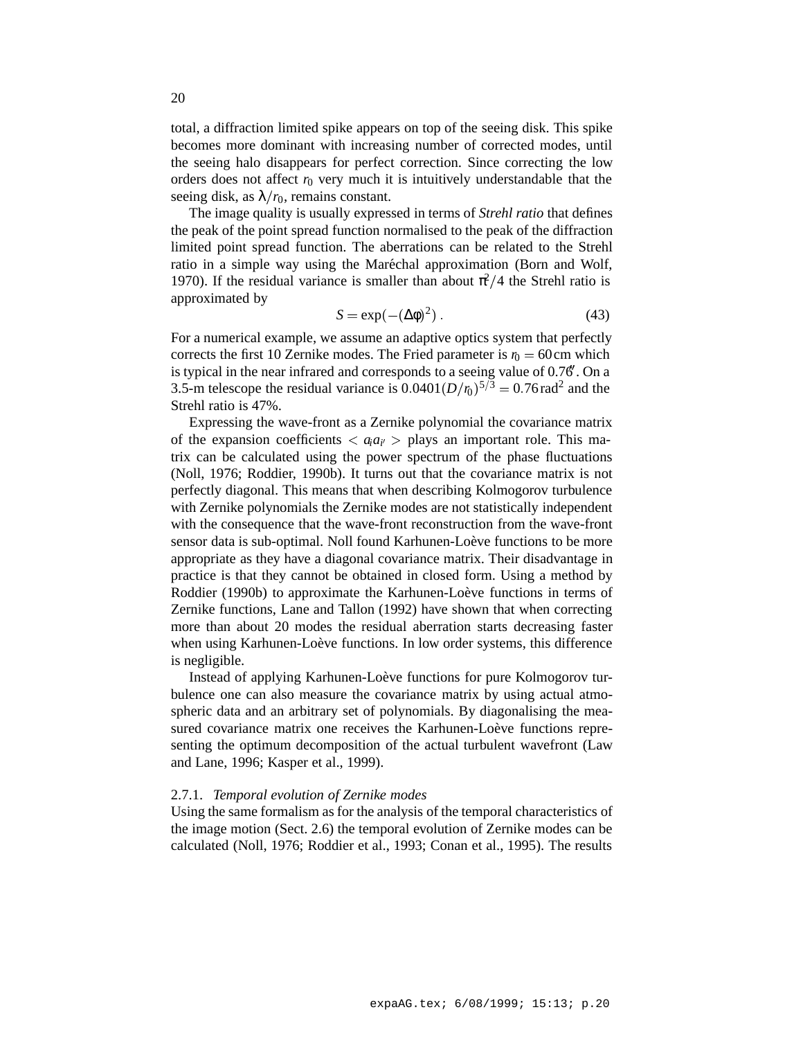total, a diffraction limited spike appears on top of the seeing disk. This spike becomes more dominant with increasing number of corrected modes, until the seeing halo disappears for perfect correction. Since correcting the low orders does not affect $r_0$ very much it is intuitively understandable that the seeing disk, as $\lambda/r_0$, remains constant.

The image quality is usually expressed in terms of *Strehl ratio* that defines the peak of the point spread function normalised to the peak of the diffraction limited point spread function. The aberrations can be related to the Strehl ratio in a simple way using the Maréchal approximation (Born and Wolf, 1970). If the residual variance is smaller than about $\pi^2/4$ the Strehl ratio is approximated by

$$S = \exp(-(\Delta\phi)^2) \,. \tag{43}$$

For a numerical example, we assume an adaptive optics system that perfectly corrects the first 10 Zernike modes. The Fried parameter is $r_0 = 60\,\mathrm{cm}$ which is typical in the near infrared and corresponds to a seeing value of $0.76''$. On a 3.5-m telescope the residual variance is $0.0401(D/r_0)^{5/3} = 0.76\,\mathrm{rad}^2$ and the Strehl ratio is 47%.

Expressing the wave-front as a Zernike polynomial the covariance matrix of the expansion coefficients $< a_i a_{i'} >$ plays an important role. This matrix can be calculated using the power spectrum of the phase fluctuations (Noll, 1976; Roddier, 1990b). It turns out that the covariance matrix is not perfectly diagonal. This means that when describing Kolmogorov turbulence with Zernike polynomials the Zernike modes are not statistically independent with the consequence that the wave-front reconstruction from the wave-front sensor data is sub-optimal. Noll found Karhunen-Loève functions to be more appropriate as they have a diagonal covariance matrix. Their disadvantage in practice is that they cannot be obtained in closed form. Using a method by Roddier (1990b) to approximate the Karhunen-Loève functions in terms of Zernike functions, Lane and Tallon (1992) have shown that when correcting more than about 20 modes the residual aberration starts decreasing faster when using Karhunen-Loève functions. In low order systems, this difference is negligible.

Instead of applying Karhunen-Loève functions for pure Kolmogorov turbulence one can also measure the covariance matrix by using actual atmospheric data and an arbitrary set of polynomials. By diagonalising the measured covariance matrix one receives the Karhunen-Loève functions representing the optimum decomposition of the actual turbulent wavefront (Law and Lane, 1996; Kasper et al., 1999).

### 2.7.1. *Temporal evolution of Zernike modes*

Using the same formalism as for the analysis of the temporal characteristics of the image motion (Sect. 2.6) the temporal evolution of Zernike modes can be calculated (Noll, 1976; Roddier et al., 1993; Conan et al., 1995). The results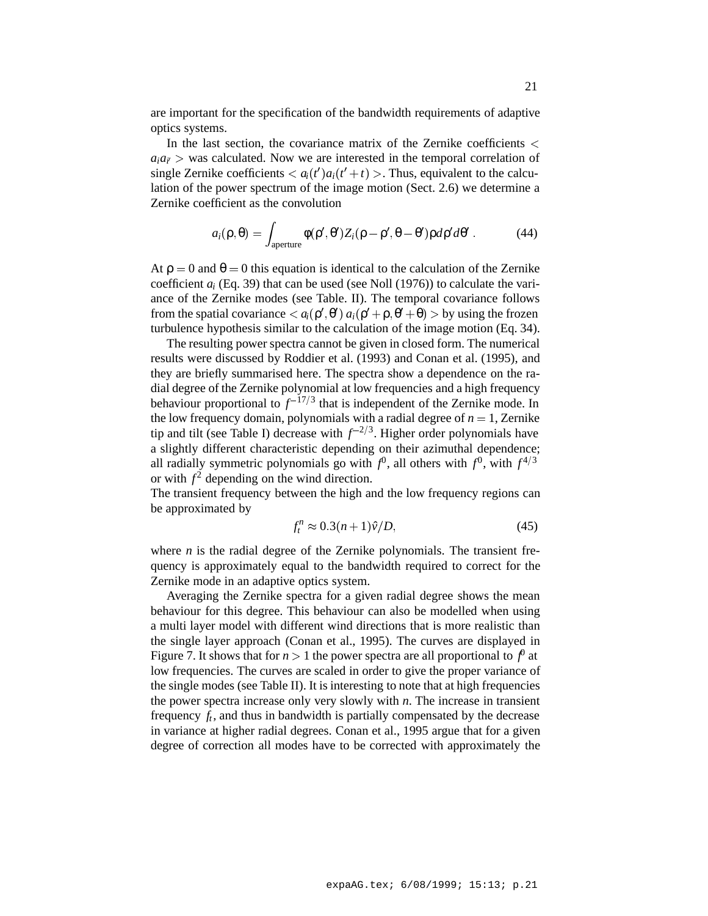are important for the specification of the bandwidth requirements of adaptive optics systems.

In the last section, the covariance matrix of the Zernike coefficients $< a_i a_{i'} >$ was calculated. Now we are interested in the temporal correlation of single Zernike coefficients $< a_i(t') a_i(t'+t) >$. Thus, equivalent to the calculation of the power spectrum of the image motion (Sect. 2.6) we determine a Zernike coefficient as the convolution

$$a_i(\rho, \theta) = \int_{\text{aperture}} \phi(\rho', \theta') Z_i(\rho - \rho', \theta - \theta') \rho d\rho' d\theta' . \tag{44}$$

At $\rho = 0$ and $\theta = 0$ this equation is identical to the calculation of the Zernike coefficient $a_i$ (Eq. 39) that can be used (see Noll (1976)) to calculate the variance of the Zernike modes (see Table. II). The temporal covariance follows from the spatial covariance $< a_i(\rho', \theta')\, a_i(\rho' + \rho, \theta' + \theta) >$ by using the frozen turbulence hypothesis similar to the calculation of the image motion (Eq. 34).

The resulting power spectra cannot be given in closed form. The numerical results were discussed by Roddier et al. (1993) and Conan et al. (1995), and they are briefly summarised here. The spectra show a dependence on the radial degree of the Zernike polynomial at low frequencies and a high frequency behaviour proportional to $f^{-17/3}$ that is independent of the Zernike mode. In the low frequency domain, polynomials with a radial degree of $n = 1$, Zernike tip and tilt (see Table I) decrease with $f^{-2/3}$. Higher order polynomials have a slightly different characteristic depending on their azimuthal dependence; all radially symmetric polynomials go with $f^0$, all others with $f^0$, with $f^{4/3}$ or with $f^2$ depending on the wind direction.
The transient frequency between the high and the low frequency regions can be approximated by

$$f_t^n \approx 0.3(n+1)\hat{v}/D, \tag{45}$$

where $n$ is the radial degree of the Zernike polynomials. The transient frequency is approximately equal to the bandwidth required to correct for the Zernike mode in an adaptive optics system.

Averaging the Zernike spectra for a given radial degree shows the mean behaviour for this degree. This behaviour can also be modelled when using a multi layer model with different wind directions that is more realistic than the single layer approach (Conan et al., 1995). The curves are displayed in Figure 7. It shows that for $n > 1$ the power spectra are all proportional to $f^0$ at low frequencies. The curves are scaled in order to give the proper variance of the single modes (see Table II). It is interesting to note that at high frequencies the power spectra increase only very slowly with $n$. The increase in transient frequency $f_t$, and thus in bandwidth is partially compensated by the decrease in variance at higher radial degrees. Conan et al., 1995 argue that for a given degree of correction all modes have to be corrected with approximately the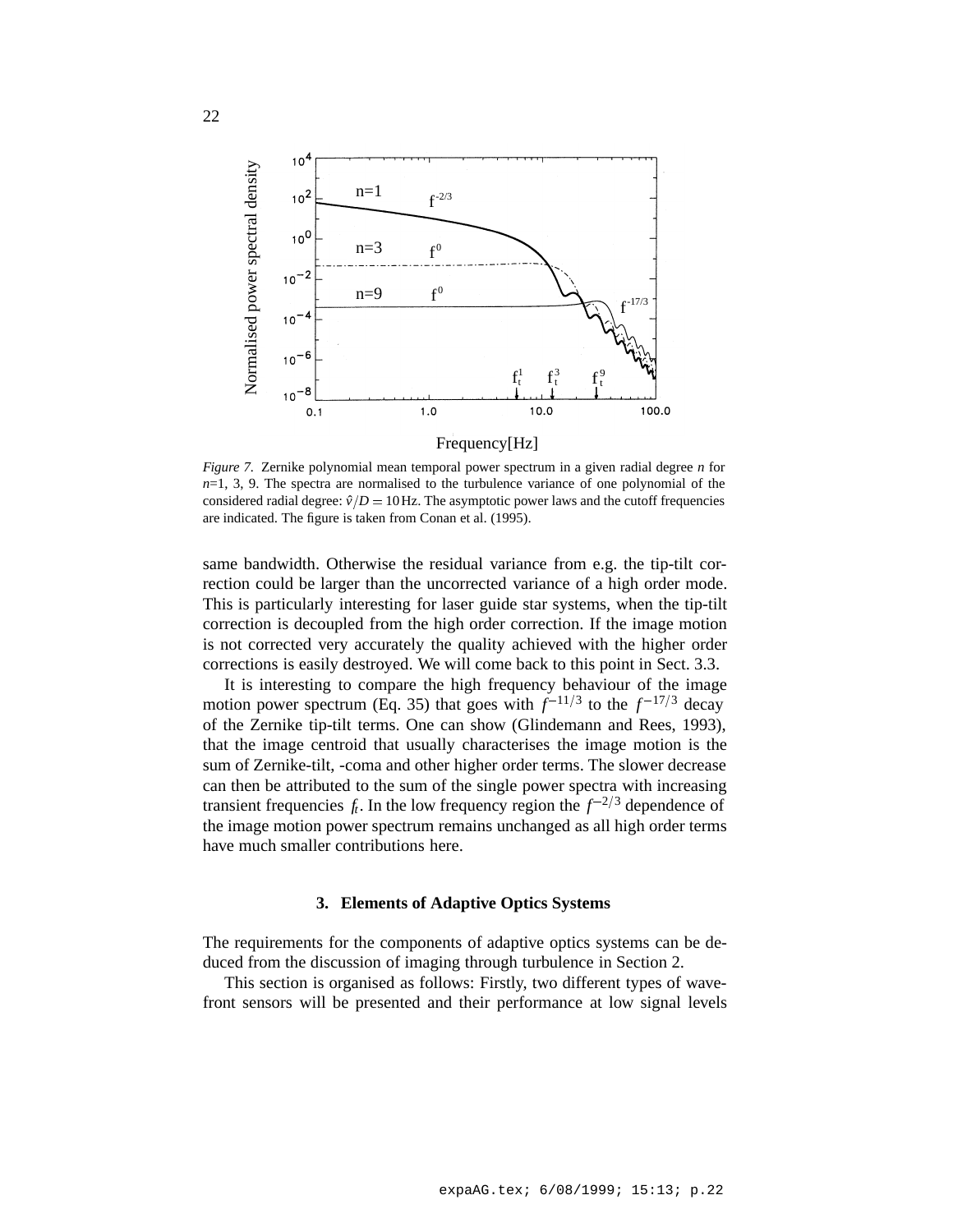*Figure 7.* Zernike polynomial mean temporal power spectrum in a given radial degree $n$ for $n$=1, 3, 9. The spectra are normalised to the turbulence variance of one polynomial of the considered radial degree: $\hat{v}/D = 10\,\mathrm{Hz}$. The asymptotic power laws and the cutoff frequencies are indicated. The figure is taken from Conan et al. (1995).

same bandwidth. Otherwise the residual variance from e.g. the tip-tilt correction could be larger than the uncorrected variance of a high order mode. This is particularly interesting for laser guide star systems, when the tip-tilt correction is decoupled from the high order correction. If the image motion is not corrected very accurately the quality achieved with the higher order corrections is easily destroyed. We will come back to this point in Sect. 3.3.

It is interesting to compare the high frequency behaviour of the image motion power spectrum (Eq. 35) that goes with $f^{-11/3}$ to the $f^{-17/3}$ decay of the Zernike tip-tilt terms. One can show (Glindemann and Rees, 1993), that the image centroid that usually characterises the image motion is the sum of Zernike-tilt, -coma and other higher order terms. The slower decrease can then be attributed to the sum of the single power spectra with increasing transient frequencies $f_t$. In the low frequency region the $f^{-2/3}$ dependence of the image motion power spectrum remains unchanged as all high order terms have much smaller contributions here.

## 3. Elements of Adaptive Optics Systems

The requirements for the components of adaptive optics systems can be deduced from the discussion of imaging through turbulence in Section 2.

This section is organised as follows: Firstly, two different types of wavefront sensors will be presented and their performance at low signal levels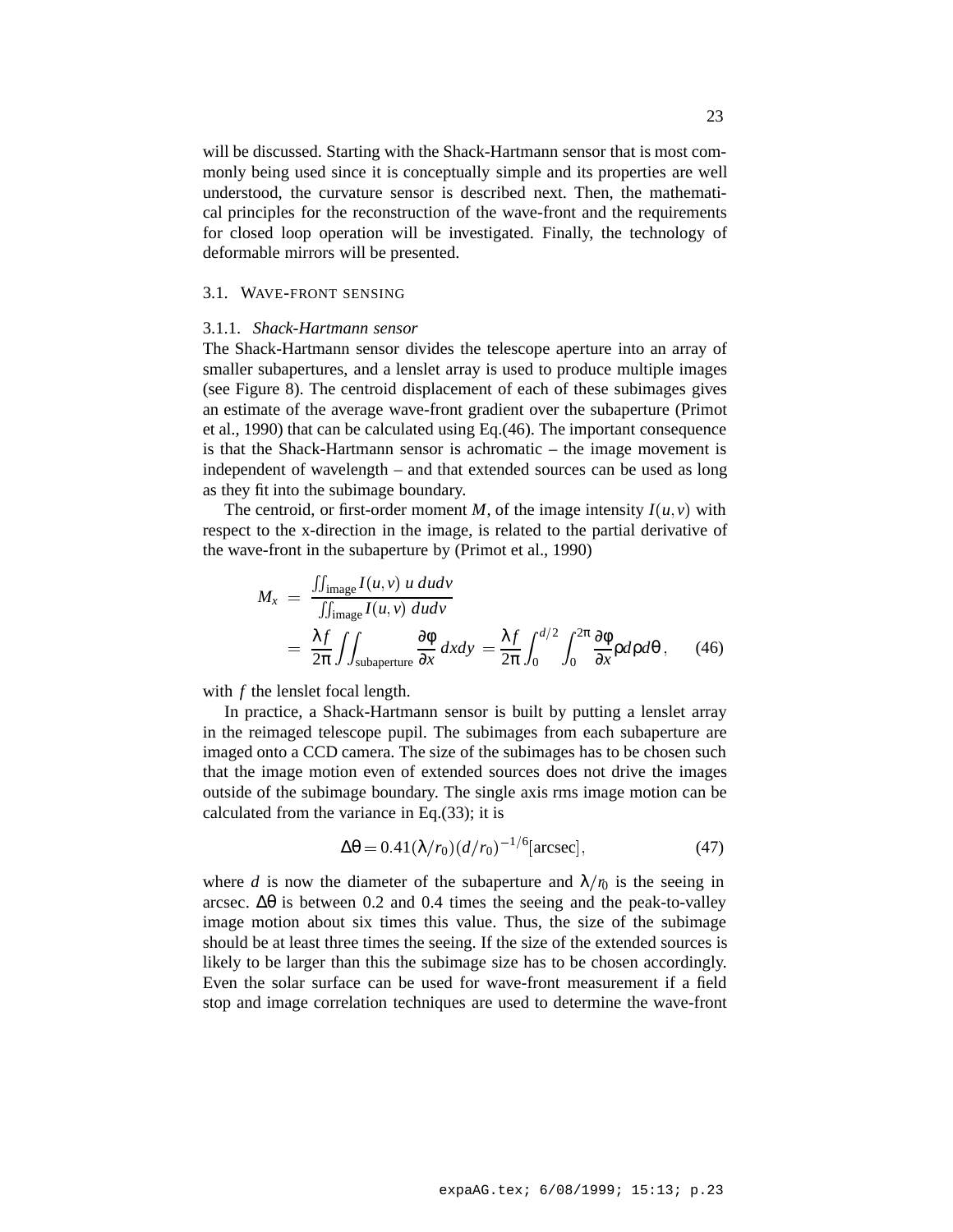will be discussed. Starting with the Shack-Hartmann sensor that is most commonly being used since it is conceptually simple and its properties are well understood, the curvature sensor is described next. Then, the mathematical principles for the reconstruction of the wave-front and the requirements for closed loop operation will be investigated. Finally, the technology of deformable mirrors will be presented.

## 3.1. Wave-front sensing

### 3.1.1. *Shack-Hartmann sensor*

The Shack-Hartmann sensor divides the telescope aperture into an array of smaller subapertures, and a lenslet array is used to produce multiple images (see Figure 8). The centroid displacement of each of these subimages gives an estimate of the average wave-front gradient over the subaperture (Primot et al., 1990) that can be calculated using Eq.(46). The important consequence is that the Shack-Hartmann sensor is achromatic – the image movement is independent of wavelength – and that extended sources can be used as long as they fit into the subimage boundary.

The centroid, or first-order moment $M$, of the image intensity $I(u,v)$ with respect to the x-direction in the image, is related to the partial derivative of the wave-front in the subaperture by (Primot et al., 1990)

$$
\begin{aligned}
M_x &= \frac{\iint_{\text{image}} I(u,v)\, u\, du dv}{\iint_{\text{image}} I(u,v)\, du dv} \\
&= \frac{\lambda f}{2\pi} \iint_{\text{subaperture}} \frac{\partial \phi}{\partial x}\, dx dy = \frac{\lambda f}{2\pi} \int_0^{d/2} \int_0^{2\pi} \frac{\partial \phi}{\partial x} \rho d\rho d\theta\,, \qquad (46)
\end{aligned}
$$

with $f$ the lenslet focal length.

In practice, a Shack-Hartmann sensor is built by putting a lenslet array in the reimaged telescope pupil. The subimages from each subaperture are imaged onto a CCD camera. The size of the subimages has to be chosen such that the image motion even of extended sources does not drive the images outside of the subimage boundary. The single axis rms image motion can be calculated from the variance in Eq.(33); it is

$$
\Delta\theta = 0.41(\lambda/r_0)(d/r_0)^{-1/6}[\text{arcsec}], \qquad (47)
$$

where $d$ is now the diameter of the subaperture and $\lambda/r_0$ is the seeing in arcsec. $\Delta\theta$ is between 0.2 and 0.4 times the seeing and the peak-to-valley image motion about six times this value. Thus, the size of the subimage should be at least three times the seeing. If the size of the extended sources is likely to be larger than this the subimage size has to be chosen accordingly. Even the solar surface can be used for wave-front measurement if a field stop and image correlation techniques are used to determine the wave-front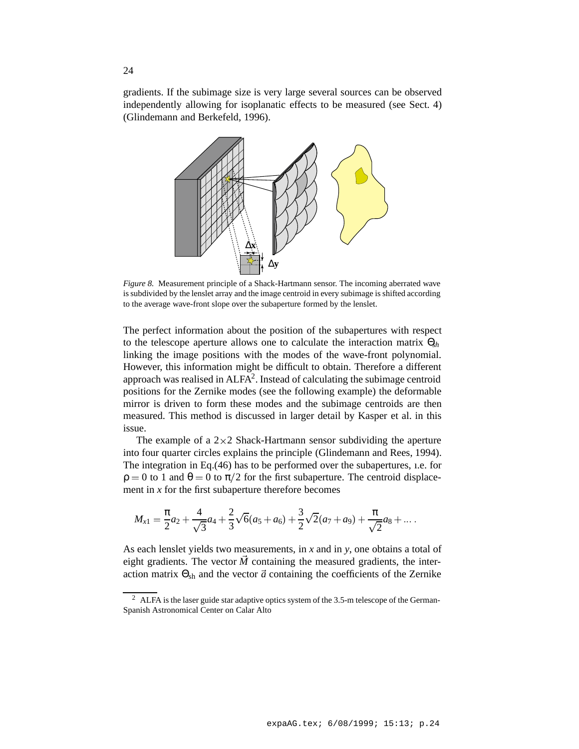gradients. If the subimage size is very large several sources can be observed independently allowing for isoplanatic effects to be measured (see Sect. 4) (Glindemann and Berkefeld, 1996).

*Figure 8.* Measurement principle of a Shack-Hartmann sensor. The incoming aberrated wave is subdivided by the lenslet array and the image centroid in every subimage is shifted according to the average wave-front slope over the subaperture formed by the lenslet.

The perfect information about the position of the subapertures with respect to the telescope aperture allows one to calculate the interaction matrix $\Theta_{sh}$ linking the image positions with the modes of the wave-front polynomial. However, this information might be difficult to obtain. Therefore a different approach was realised in ALFA[2]. Instead of calculating the subimage centroid positions for the Zernike modes (see the following example) the deformable mirror is driven to form these modes and the subimage centroids are then measured. This method is discussed in larger detail by Kasper et al. in this issue.

The example of a $2\times2$ Shack-Hartmann sensor subdividing the aperture into four quarter circles explains the principle (Glindemann and Rees, 1994). The integration in Eq.(46) has to be performed over the subapertures, i.e. for $\rho = 0$ to 1 and $\theta = 0$ to $\pi/2$ for the first subaperture. The centroid displacement in $x$ for the first subaperture therefore becomes

$$M_{x1} = \frac{\pi}{2}a_2 + \frac{4}{\sqrt{3}}a_4 + \frac{2}{3}\sqrt{6}(a_5 + a_6) + \frac{3}{2}\sqrt{2}(a_7 + a_9) + \frac{\pi}{\sqrt{2}}a_8 + \dots .$$

As each lenslet yields two measurements, in $x$ and in $y$, one obtains a total of eight gradients. The vector $\vec{M}$ containing the measured gradients, the interaction matrix $\Theta_{\rm sh}$ and the vector $\vec{a}$ containing the coefficients of the Zernike

[2] ALFA is the laser guide star adaptive optics system of the 3.5-m telescope of the German-Spanish Astronomical Center on Calar Alto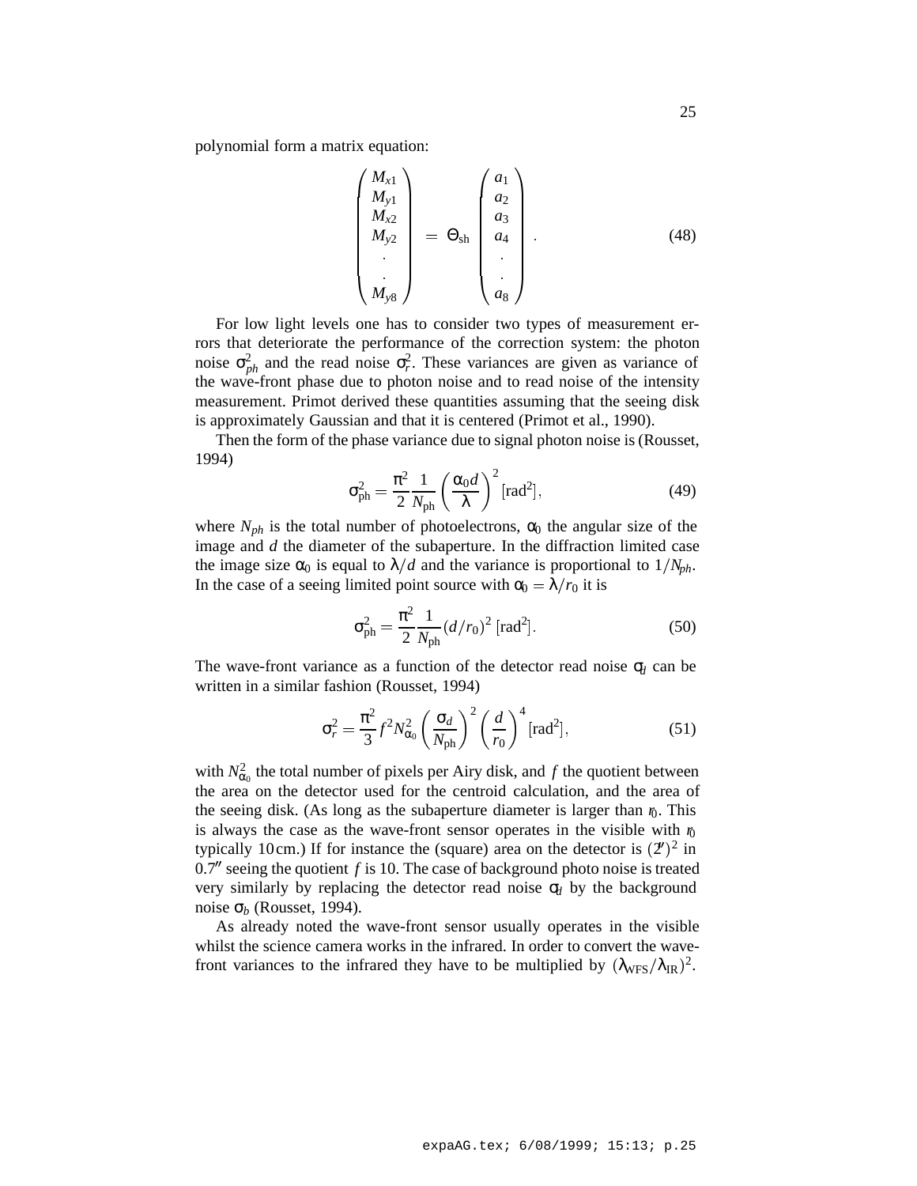polynomial form a matrix equation:

$$\begin{pmatrix} M_{x1} \\ M_{y1} \\ M_{x2} \\ M_{y2} \\ \cdot \\ \cdot \\ M_{y8} \end{pmatrix} = \Theta_{\mathrm{sh}} \begin{pmatrix} a_1 \\ a_2 \\ a_3 \\ a_4 \\ \cdot \\ \cdot \\ a_8 \end{pmatrix} . \tag{48}$$

For low light levels one has to consider two types of measurement errors that deteriorate the performance of the correction system: the photon noise $\sigma^2_{ph}$ and the read noise $\sigma^2_r$. These variances are given as variance of the wave-front phase due to photon noise and to read noise of the intensity measurement. Primot derived these quantities assuming that the seeing disk is approximately Gaussian and that it is centered (Primot et al., 1990).

Then the form of the phase variance due to signal photon noise is (Rousset, 1994)

$$\sigma^2_{\mathrm{ph}} = \frac{\pi^2}{2}\frac{1}{N_{\mathrm{ph}}}\left(\frac{\alpha_0 d}{\lambda}\right)^2 [\mathrm{rad}^2], \tag{49}$$

where $N_{ph}$ is the total number of photoelectrons, $\alpha_0$ the angular size of the image and $d$ the diameter of the subaperture. In the diffraction limited case the image size $\alpha_0$ is equal to $\lambda/d$ and the variance is proportional to $1/N_{ph}$. In the case of a seeing limited point source with $\alpha_0 = \lambda/r_0$ it is

$$\sigma^2_{\mathrm{ph}} = \frac{\pi^2}{2}\frac{1}{N_{\mathrm{ph}}}(d/r_0)^2 \, [\mathrm{rad}^2]. \tag{50}$$

The wave-front variance as a function of the detector read noise $\sigma_d$ can be written in a similar fashion (Rousset, 1994)

$$\sigma^2_r = \frac{\pi^2}{3} f^2 N^2_{\alpha_0}\left(\frac{\sigma_d}{N_{\mathrm{ph}}}\right)^2 \left(\frac{d}{r_0}\right)^4 [\mathrm{rad}^2], \tag{51}$$

with $N^2_{\alpha_0}$ the total number of pixels per Airy disk, and $f$ the quotient between the area on the detector used for the centroid calculation, and the area of the seeing disk. (As long as the subaperture diameter is larger than $r_0$. This is always the case as the wave-front sensor operates in the visible with $r_0$ typically 10 cm.) If for instance the (square) area on the detector is $(2'')^2$ in $0.7''$ seeing the quotient $f$ is 10. The case of background photo noise is treated very similarly by replacing the detector read noise $\sigma_d$ by the background noise $\sigma_b$ (Rousset, 1994).

As already noted the wave-front sensor usually operates in the visible whilst the science camera works in the infrared. In order to convert the wave-front variances to the infrared they have to be multiplied by $(\lambda_{\mathrm{WFS}}/\lambda_{\mathrm{IR}})^2$.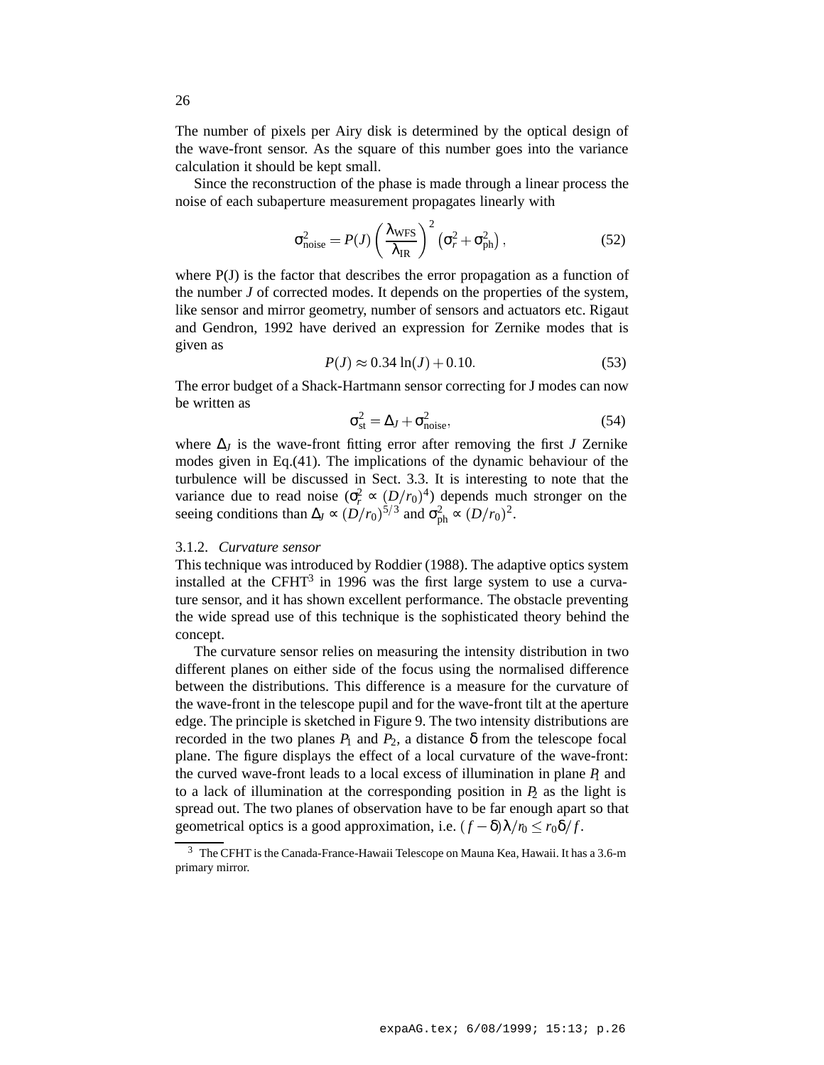The number of pixels per Airy disk is determined by the optical design of the wave-front sensor. As the square of this number goes into the variance calculation it should be kept small.

Since the reconstruction of the phase is made through a linear process the noise of each subaperture measurement propagates linearly with

$$\sigma^2_{\rm noise} = P(J) \left( \frac{\lambda_{\rm WFS}}{\lambda_{\rm IR}} \right)^2 \left( \sigma^2_r + \sigma^2_{\rm ph} \right), \tag{52}$$

where P(J) is the factor that describes the error propagation as a function of the number $J$ of corrected modes. It depends on the properties of the system, like sensor and mirror geometry, number of sensors and actuators etc. Rigaut and Gendron, 1992 have derived an expression for Zernike modes that is given as

$$P(J) \approx 0.34 \ln(J) + 0.10. \tag{53}$$

The error budget of a Shack-Hartmann sensor correcting for J modes can now be written as

$$\sigma^2_{\rm st} = \Delta_J + \sigma^2_{\rm noise}, \tag{54}$$

where $\Delta_J$ is the wave-front fitting error after removing the first $J$ Zernike modes given in Eq.(41). The implications of the dynamic behaviour of the turbulence will be discussed in Sect. 3.3. It is interesting to note that the variance due to read noise ($\sigma^2_r \propto (D/r_0)^4$) depends much stronger on the seeing conditions than $\Delta_J \propto (D/r_0)^{5/3}$ and $\sigma^2_{\rm ph} \propto (D/r_0)^2$.

### 3.1.2. *Curvature sensor*

This technique was introduced by Roddier (1988). The adaptive optics system installed at the CFHT[3] in 1996 was the first large system to use a curvature sensor, and it has shown excellent performance. The obstacle preventing the wide spread use of this technique is the sophisticated theory behind the concept.

The curvature sensor relies on measuring the intensity distribution in two different planes on either side of the focus using the normalised difference between the distributions. This difference is a measure for the curvature of the wave-front in the telescope pupil and for the wave-front tilt at the aperture edge. The principle is sketched in Figure 9. The two intensity distributions are recorded in the two planes $P_1$ and $P_2$, a distance $\delta$ from the telescope focal plane. The figure displays the effect of a local curvature of the wave-front: the curved wave-front leads to a local excess of illumination in plane $P_1$ and to a lack of illumination at the corresponding position in $P_2$ as the light is spread out. The two planes of observation have to be far enough apart so that geometrical optics is a good approximation, i.e. $(f - \delta)\lambda/r_0 \leq r_0\delta/f$.

[3] The CFHT is the Canada-France-Hawaii Telescope on Mauna Kea, Hawaii. It has a 3.6-m primary mirror.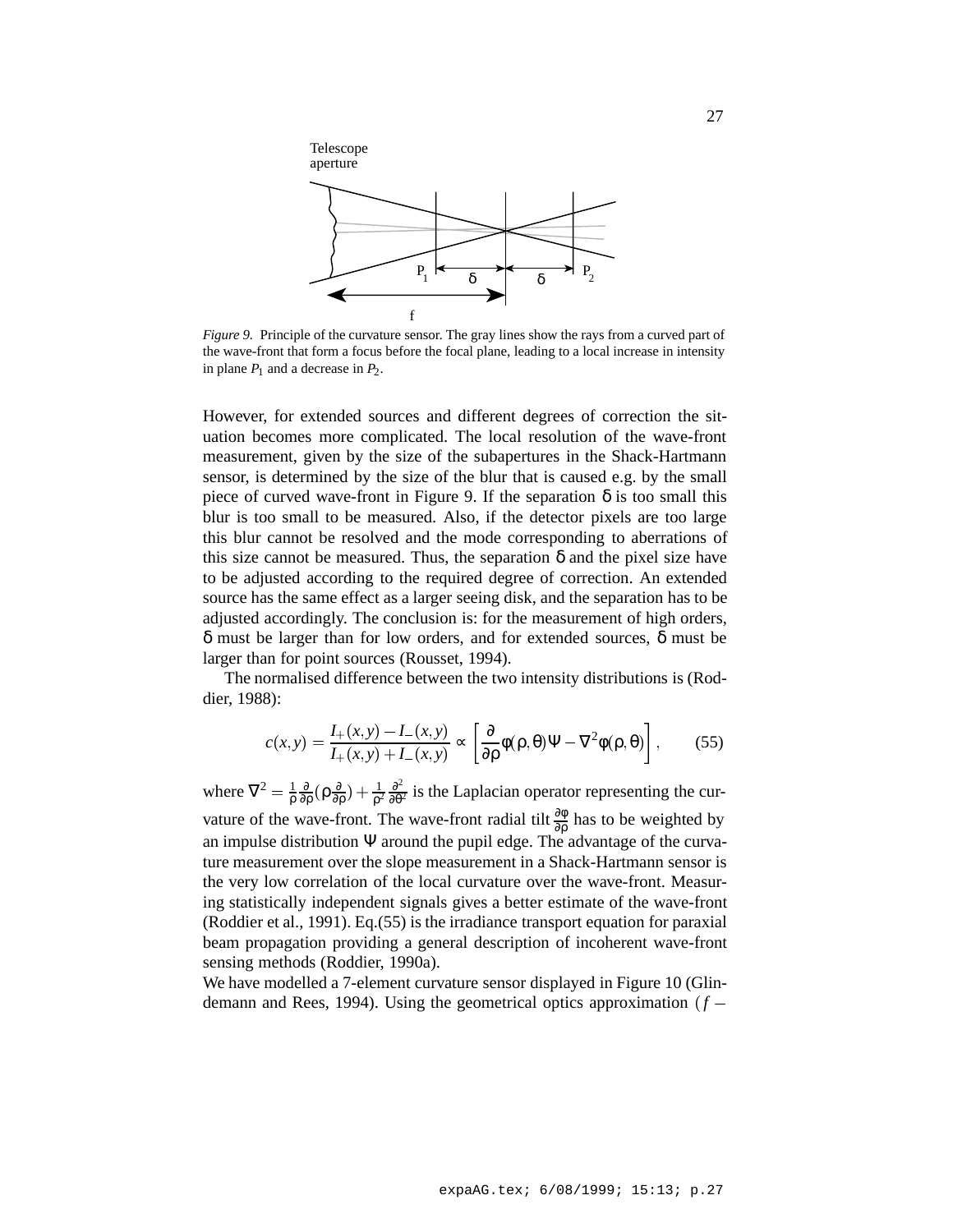*Figure 9.* Principle of the curvature sensor. The gray lines show the rays from a curved part of the wave-front that form a focus before the focal plane, leading to a local increase in intensity in plane $P_1$ and a decrease in $P_2$.

However, for extended sources and different degrees of correction the situation becomes more complicated. The local resolution of the wave-front measurement, given by the size of the subapertures in the Shack-Hartmann sensor, is determined by the size of the blur that is caused e.g. by the small piece of curved wave-front in Figure 9. If the separation $\delta$ is too small this blur is too small to be measured. Also, if the detector pixels are too large this blur cannot be resolved and the mode corresponding to aberrations of this size cannot be measured. Thus, the separation $\delta$ and the pixel size have to be adjusted according to the required degree of correction. An extended source has the same effect as a larger seeing disk, and the separation has to be adjusted accordingly. The conclusion is: for the measurement of high orders, $\delta$ must be larger than for low orders, and for extended sources, $\delta$ must be larger than for point sources (Rousset, 1994).

The normalised difference between the two intensity distributions is (Roddier, 1988):

$$c(x,y) = \frac{I_+(x,y) - I_-(x,y)}{I_+(x,y) + I_-(x,y)} \propto \left[ \frac{\partial}{\partial \rho} \phi(\rho,\theta) \Psi - \nabla^2 \phi(\rho,\theta) \right], \qquad (55)$$

where $\nabla^2 = \frac{1}{\rho}\frac{\partial}{\partial \rho}(\rho \frac{\partial}{\partial \rho}) + \frac{1}{\rho^2}\frac{\partial^2}{\partial \theta^2}$ is the Laplacian operator representing the curvature of the wave-front. The wave-front radial tilt $\frac{\partial \phi}{\partial \rho}$ has to be weighted by an impulse distribution $\Psi$ around the pupil edge. The advantage of the curvature measurement over the slope measurement in a Shack-Hartmann sensor is the very low correlation of the local curvature over the wave-front. Measuring statistically independent signals gives a better estimate of the wave-front (Roddier et al., 1991). Eq.(55) is the irradiance transport equation for paraxial beam propagation providing a general description of incoherent wave-front sensing methods (Roddier, 1990a).

We have modelled a 7-element curvature sensor displayed in Figure 10 (Glindemann and Rees, 1994). Using the geometrical optics approximation ($f -$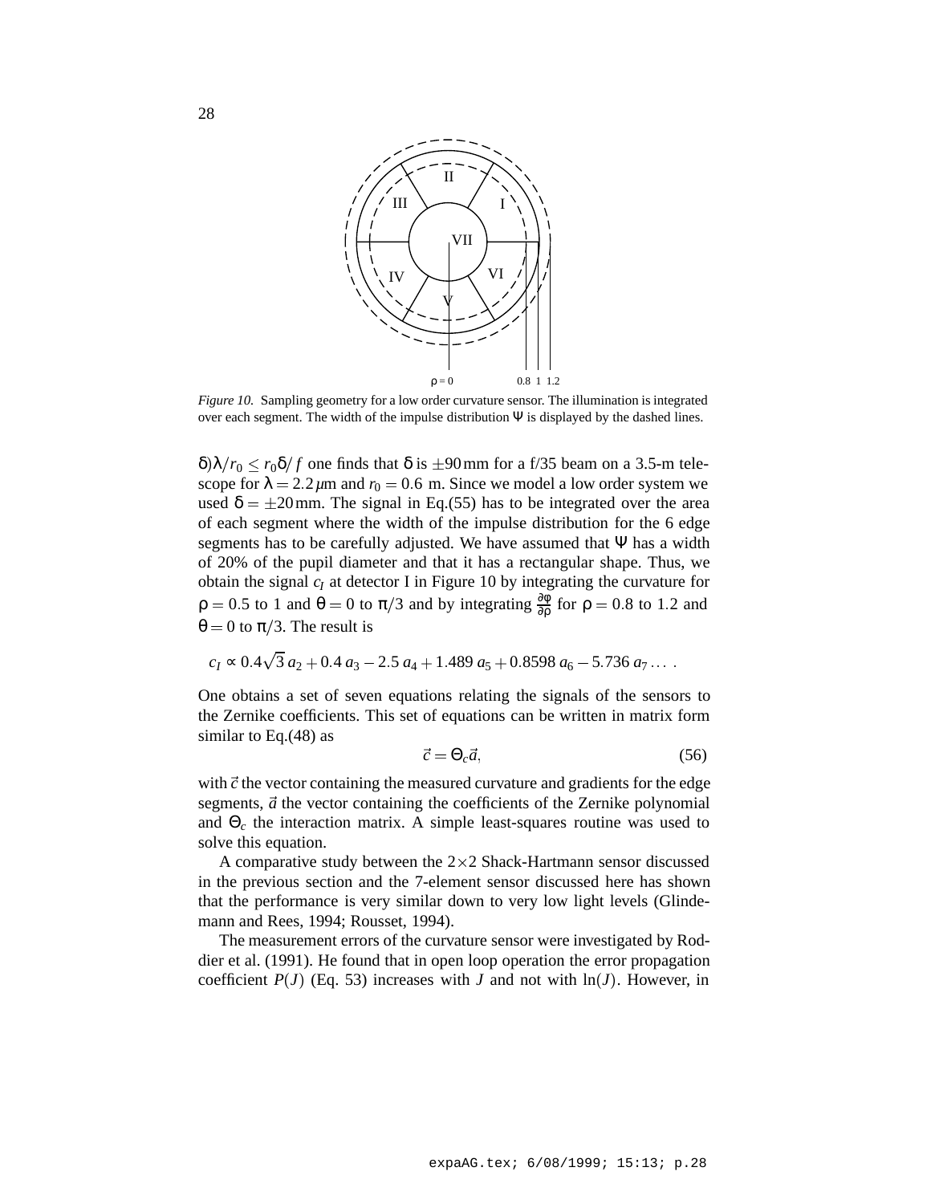*Figure 10.* Sampling geometry for a low order curvature sensor. The illumination is integrated over each segment. The width of the impulse distribution $\Psi$ is displayed by the dashed lines.

$\delta)\lambda/r_0 \leq r_0\delta/f$ one finds that $\delta$ is $\pm 90$ mm for a f/35 beam on a 3.5-m telescope for $\lambda = 2.2\,\mu$m and $r_0 = 0.6$ m. Since we model a low order system we used $\delta = \pm 20$ mm. The signal in Eq.(55) has to be integrated over the area of each segment where the width of the impulse distribution for the 6 edge segments has to be carefully adjusted. We have assumed that $\Psi$ has a width of 20% of the pupil diameter and that it has a rectangular shape. Thus, we obtain the signal $c_I$ at detector I in Figure 10 by integrating the curvature for $\rho = 0.5$ to 1 and $\theta = 0$ to $\pi/3$ and by integrating $\frac{\partial\phi}{\partial\rho}$ for $\rho = 0.8$ to 1.2 and $\theta = 0$ to $\pi/3$. The result is

$$c_I \propto 0.4\sqrt{3}\,a_2 + 0.4\,a_3 - 2.5\,a_4 + 1.489\,a_5 + 0.8598\,a_6 - 5.736\,a_7 \ldots\,.$$

One obtains a set of seven equations relating the signals of the sensors to the Zernike coefficients. This set of equations can be written in matrix form similar to Eq.(48) as

$$\vec{c} = \Theta_c \vec{a}, \tag{56}$$

with $\vec{c}$ the vector containing the measured curvature and gradients for the edge segments, $\vec{a}$ the vector containing the coefficients of the Zernike polynomial and $\Theta_c$ the interaction matrix. A simple least-squares routine was used to solve this equation.

A comparative study between the $2\times2$ Shack-Hartmann sensor discussed in the previous section and the 7-element sensor discussed here has shown that the performance is very similar down to very low light levels (Glindemann and Rees, 1994; Rousset, 1994).

The measurement errors of the curvature sensor were investigated by Roddier et al. (1991). He found that in open loop operation the error propagation coefficient $P(J)$ (Eq. 53) increases with $J$ and not with $\ln(J)$. However, in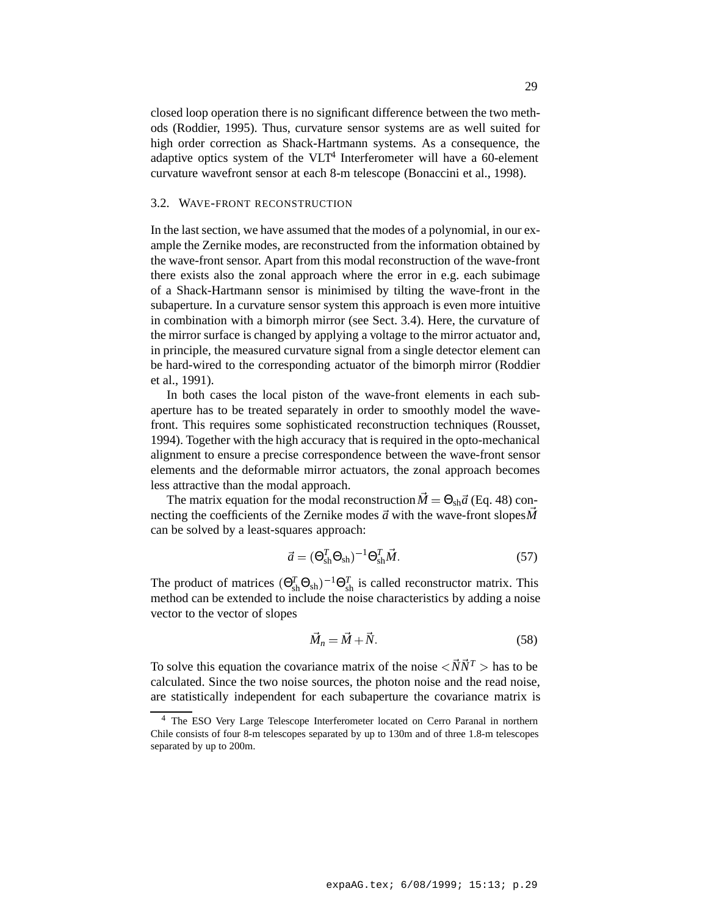closed loop operation there is no significant difference between the two methods (Roddier, 1995). Thus, curvature sensor systems are as well suited for high order correction as Shack-Hartmann systems. As a consequence, the adaptive optics system of the VLT[4] Interferometer will have a 60-element curvature wavefront sensor at each 8-m telescope (Bonaccini et al., 1998).

### 3.2. Wave-front reconstruction

In the last section, we have assumed that the modes of a polynomial, in our example the Zernike modes, are reconstructed from the information obtained by the wave-front sensor. Apart from this modal reconstruction of the wave-front there exists also the zonal approach where the error in e.g. each subimage of a Shack-Hartmann sensor is minimised by tilting the wave-front in the subaperture. In a curvature sensor system this approach is even more intuitive in combination with a bimorph mirror (see Sect. 3.4). Here, the curvature of the mirror surface is changed by applying a voltage to the mirror actuator and, in principle, the measured curvature signal from a single detector element can be hard-wired to the corresponding actuator of the bimorph mirror (Roddier et al., 1991).

In both cases the local piston of the wave-front elements in each subaperture has to be treated separately in order to smoothly model the wave-front. This requires some sophisticated reconstruction techniques (Rousset, 1994). Together with the high accuracy that is required in the opto-mechanical alignment to ensure a precise correspondence between the wave-front sensor elements and the deformable mirror actuators, the zonal approach becomes less attractive than the modal approach.

The matrix equation for the modal reconstruction $\vec{M} = \Theta_{\rm sh}\vec{a}$ (Eq. 48) connecting the coefficients of the Zernike modes $\vec{a}$ with the wave-front slopes $\vec{M}$ can be solved by a least-squares approach:

$$\vec{a} = (\Theta_{\rm sh}^T \Theta_{\rm sh})^{-1} \Theta_{\rm sh}^T \vec{M}. \tag{57}$$

The product of matrices $(\Theta_{\rm sh}^T \Theta_{\rm sh})^{-1} \Theta_{\rm sh}^T$ is called reconstructor matrix. This method can be extended to include the noise characteristics by adding a noise vector to the vector of slopes

$$\vec{M}_n = \vec{M} + \vec{N}. \tag{58}$$

To solve this equation the covariance matrix of the noise $<\vec{N}\vec{N}^T>$ has to be calculated. Since the two noise sources, the photon noise and the read noise, are statistically independent for each subaperture the covariance matrix is

[4] The ESO Very Large Telescope Interferometer located on Cerro Paranal in northern Chile consists of four 8-m telescopes separated by up to 130m and of three 1.8-m telescopes separated by up to 200m.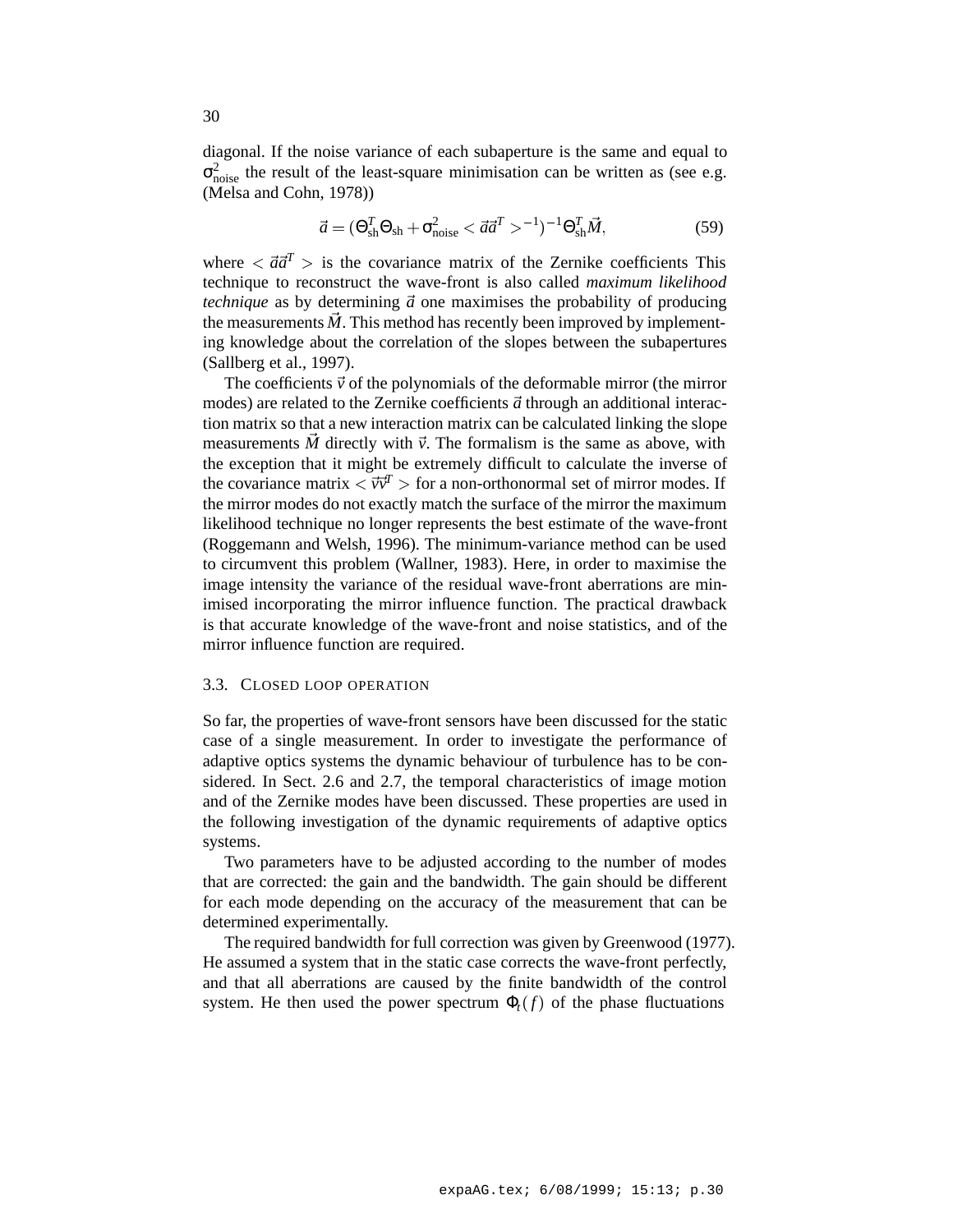diagonal. If the noise variance of each subaperture is the same and equal to $\sigma^2_{\rm noise}$ the result of the least-square minimisation can be written as (see e.g. (Melsa and Cohn, 1978))

$$\vec{a} = (\Theta^T_{\rm sh}\Theta_{\rm sh} + \sigma^2_{\rm noise} < \vec{a}\vec{a}^T >^{-1})^{-1}\Theta^T_{\rm sh}\vec{M}, \tag{59}$$

where $< \vec{a}\vec{a}^T >$ is the covariance matrix of the Zernike coefficients This technique to reconstruct the wave-front is also called *maximum likelihood technique* as by determining $\vec{a}$ one maximises the probability of producing the measurements $\vec{M}$. This method has recently been improved by implementing knowledge about the correlation of the slopes between the subapertures (Sallberg et al., 1997).

The coefficients $\vec{v}$ of the polynomials of the deformable mirror (the mirror modes) are related to the Zernike coefficients $\vec{a}$ through an additional interaction matrix so that a new interaction matrix can be calculated linking the slope measurements $\vec{M}$ directly with $\vec{v}$. The formalism is the same as above, with the exception that it might be extremely difficult to calculate the inverse of the covariance matrix $< \vec{v}\vec{v}^T >$ for a non-orthonormal set of mirror modes. If the mirror modes do not exactly match the surface of the mirror the maximum likelihood technique no longer represents the best estimate of the wave-front (Roggemann and Welsh, 1996). The minimum-variance method can be used to circumvent this problem (Wallner, 1983). Here, in order to maximise the image intensity the variance of the residual wave-front aberrations are minimised incorporating the mirror influence function. The practical drawback is that accurate knowledge of the wave-front and noise statistics, and of the mirror influence function are required.

### 3.3. Closed loop operation

So far, the properties of wave-front sensors have been discussed for the static case of a single measurement. In order to investigate the performance of adaptive optics systems the dynamic behaviour of turbulence has to be considered. In Sect. 2.6 and 2.7, the temporal characteristics of image motion and of the Zernike modes have been discussed. These properties are used in the following investigation of the dynamic requirements of adaptive optics systems.

Two parameters have to be adjusted according to the number of modes that are corrected: the gain and the bandwidth. The gain should be different for each mode depending on the accuracy of the measurement that can be determined experimentally.

The required bandwidth for full correction was given by Greenwood (1977). He assumed a system that in the static case corrects the wave-front perfectly, and that all aberrations are caused by the finite bandwidth of the control system. He then used the power spectrum $\Phi_t(f)$ of the phase fluctuations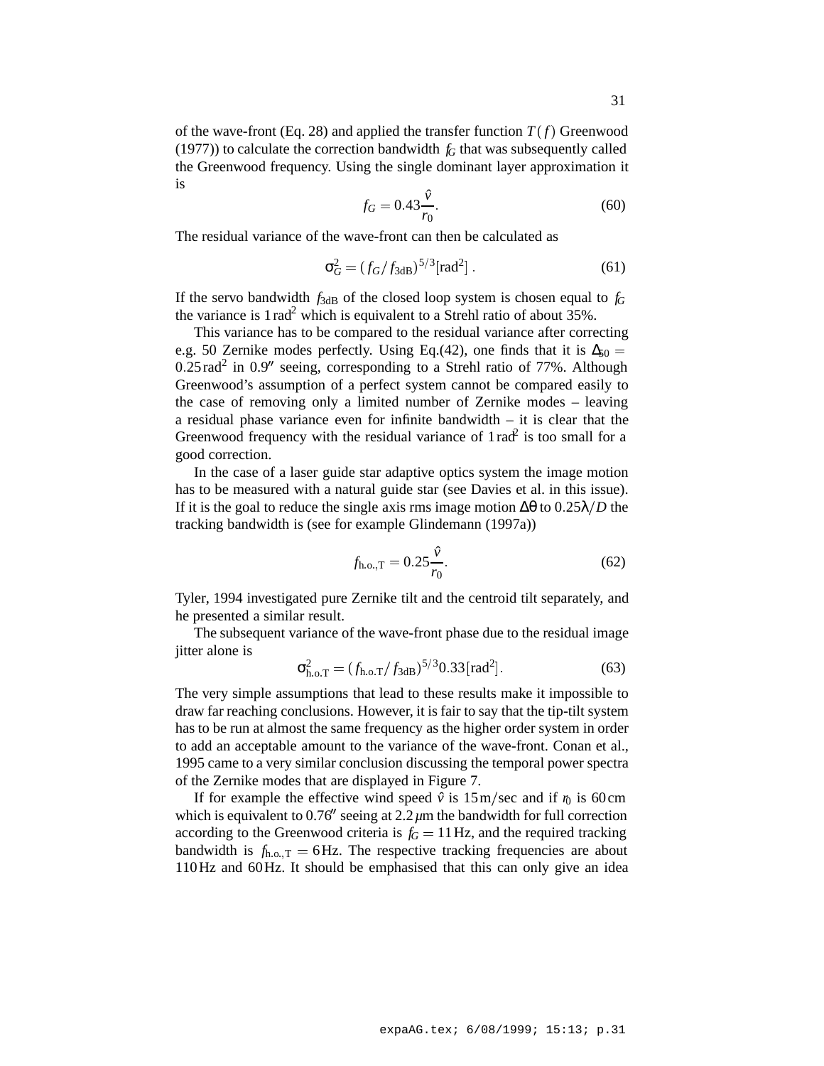of the wave-front (Eq. 28) and applied the transfer function $T(f)$ Greenwood (1977)) to calculate the correction bandwidth $f_G$ that was subsequently called the Greenwood frequency. Using the single dominant layer approximation it is

$$f_G = 0.43\frac{\hat{v}}{r_0}. \tag{60}$$

The residual variance of the wave-front can then be calculated as

$$\sigma_G^2 = (f_G/f_{3\mathrm{dB}})^{5/3}[\mathrm{rad}^2]\,. \tag{61}$$

If the servo bandwidth $f_{3\mathrm{dB}}$ of the closed loop system is chosen equal to $f_G$ the variance is $1\,\mathrm{rad}^2$ which is equivalent to a Strehl ratio of about 35%.

This variance has to be compared to the residual variance after correcting e.g. 50 Zernike modes perfectly. Using Eq.(42), one finds that it is $\Delta_{50} = 0.25\,\mathrm{rad}^2$ in $0.9''$ seeing, corresponding to a Strehl ratio of 77%. Although Greenwood's assumption of a perfect system cannot be compared easily to the case of removing only a limited number of Zernike modes – leaving a residual phase variance even for infinite bandwidth – it is clear that the Greenwood frequency with the residual variance of $1\,\mathrm{rad}^2$ is too small for a good correction.

In the case of a laser guide star adaptive optics system the image motion has to be measured with a natural guide star (see Davies et al. in this issue). If it is the goal to reduce the single axis rms image motion $\Delta\theta$ to $0.25\lambda/D$ the tracking bandwidth is (see for example Glindemann (1997a))

$$f_{\mathrm{h.o.,T}} = 0.25\frac{\hat{v}}{r_0}. \tag{62}$$

Tyler, 1994 investigated pure Zernike tilt and the centroid tilt separately, and he presented a similar result.

The subsequent variance of the wave-front phase due to the residual image jitter alone is

$$\sigma_{\mathrm{h.o.T}}^2 = (f_{\mathrm{h.o.T}}/f_{3\mathrm{dB}})^{5/3}0.33[\mathrm{rad}^2]. \tag{63}$$

The very simple assumptions that lead to these results make it impossible to draw far reaching conclusions. However, it is fair to say that the tip-tilt system has to be run at almost the same frequency as the higher order system in order to add an acceptable amount to the variance of the wave-front. Conan et al., 1995 came to a very similar conclusion discussing the temporal power spectra of the Zernike modes that are displayed in Figure 7.

If for example the effective wind speed $\hat{v}$ is $15\,\mathrm{m/sec}$ and if $r_0$ is $60\,\mathrm{cm}$ which is equivalent to $0.76''$ seeing at $2.2\,\mu\mathrm{m}$ the bandwidth for full correction according to the Greenwood criteria is $f_G = 11\,\mathrm{Hz}$, and the required tracking bandwidth is $f_{\mathrm{h.o.,T}} = 6\,\mathrm{Hz}$. The respective tracking frequencies are about $110\,\mathrm{Hz}$ and $60\,\mathrm{Hz}$. It should be emphasised that this can only give an idea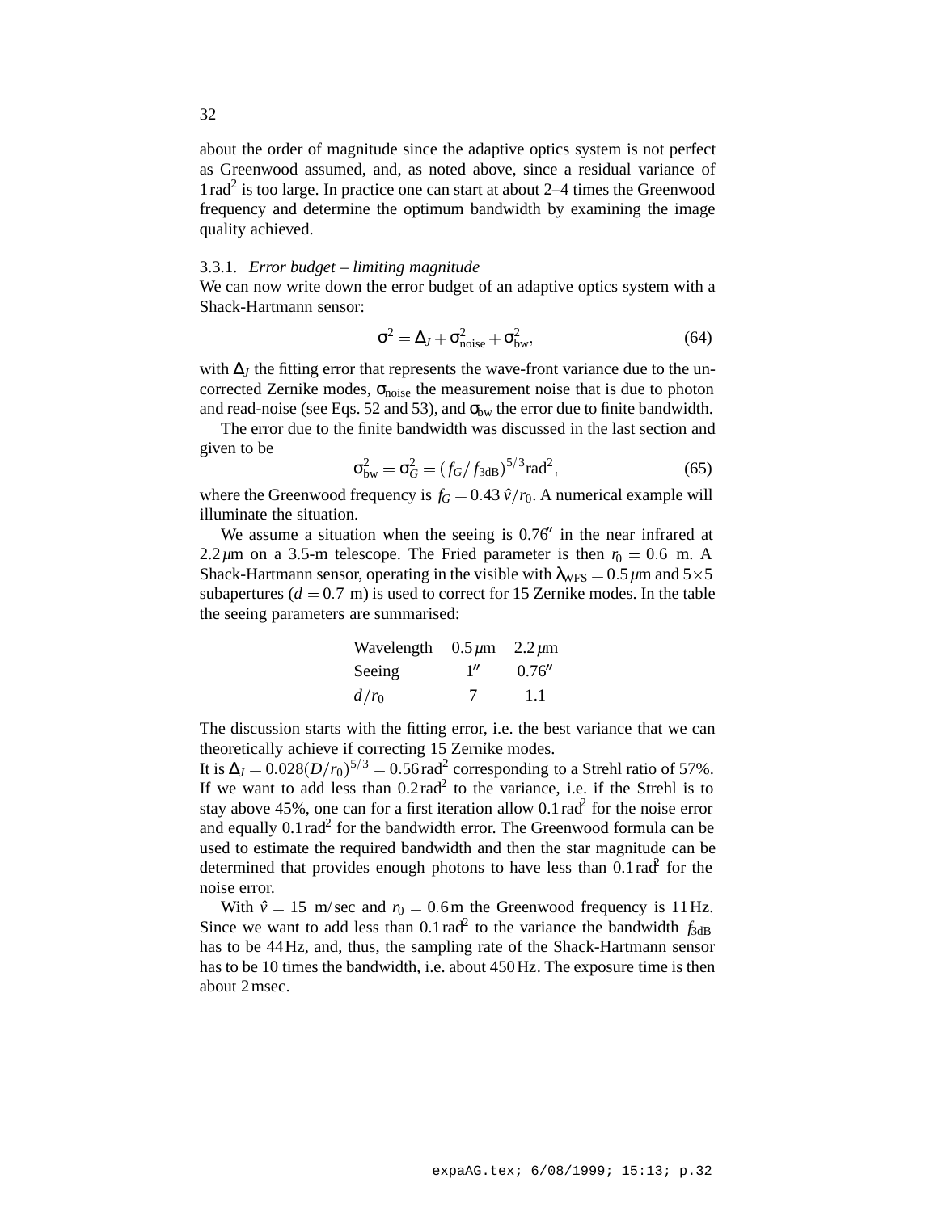about the order of magnitude since the adaptive optics system is not perfect as Greenwood assumed, and, as noted above, since a residual variance of $1\,\text{rad}^2$ is too large. In practice one can start at about 2–4 times the Greenwood frequency and determine the optimum bandwidth by examining the image quality achieved.

### 3.3.1. *Error budget – limiting magnitude*

We can now write down the error budget of an adaptive optics system with a Shack-Hartmann sensor:

$$\sigma^2 = \Delta_J + \sigma^2_{\text{noise}} + \sigma^2_{\text{bw}}, \tag{64}$$

with $\Delta_J$ the fitting error that represents the wave-front variance due to the uncorrected Zernike modes, $\sigma_{\text{noise}}$ the measurement noise that is due to photon and read-noise (see Eqs. 52 and 53), and $\sigma_{\text{bw}}$ the error due to finite bandwidth.

The error due to the finite bandwidth was discussed in the last section and given to be

$$\sigma^2_{\text{bw}} = \sigma^2_G = (f_G/f_{3\text{dB}})^{5/3}\text{rad}^2, \tag{65}$$

where the Greenwood frequency is $f_G = 0.43\,\hat{v}/r_0$. A numerical example will illuminate the situation.

We assume a situation when the seeing is $0.76''$ in the near infrared at $2.2\,\mu$m on a 3.5-m telescope. The Fried parameter is then $r_0 = 0.6$ m. A Shack-Hartmann sensor, operating in the visible with $\lambda_{\text{WFS}} = 0.5\,\mu$m and $5\times5$ subapertures ($d = 0.7$ m) is used to correct for 15 Zernike modes. In the table the seeing parameters are summarised:

| Wavelength | $0.5\,\mu$m | $2.2\,\mu$m |
|---|---|---|
| Seeing | $1''$ | $0.76''$ |
| $d/r_0$ | 7 | 1.1 |

The discussion starts with the fitting error, i.e. the best variance that we can theoretically achieve if correcting 15 Zernike modes.

It is $\Delta_J = 0.028(D/r_0)^{5/3} = 0.56\,\text{rad}^2$ corresponding to a Strehl ratio of 57%. If we want to add less than $0.2\,\text{rad}^2$ to the variance, i.e. if the Strehl is to stay above 45%, one can for a first iteration allow $0.1\,\text{rad}^2$ for the noise error and equally $0.1\,\text{rad}^2$ for the bandwidth error. The Greenwood formula can be used to estimate the required bandwidth and then the star magnitude can be determined that provides enough photons to have less than $0.1\,\text{rad}^2$ for the noise error.

With $\hat{v} = 15$ m/sec and $r_0 = 0.6\,$m the Greenwood frequency is $11\,$Hz. Since we want to add less than $0.1\,\text{rad}^2$ to the variance the bandwidth $f_{3\text{dB}}$ has to be $44\,$Hz, and, thus, the sampling rate of the Shack-Hartmann sensor has to be 10 times the bandwidth, i.e. about $450\,$Hz. The exposure time is then about $2\,$msec.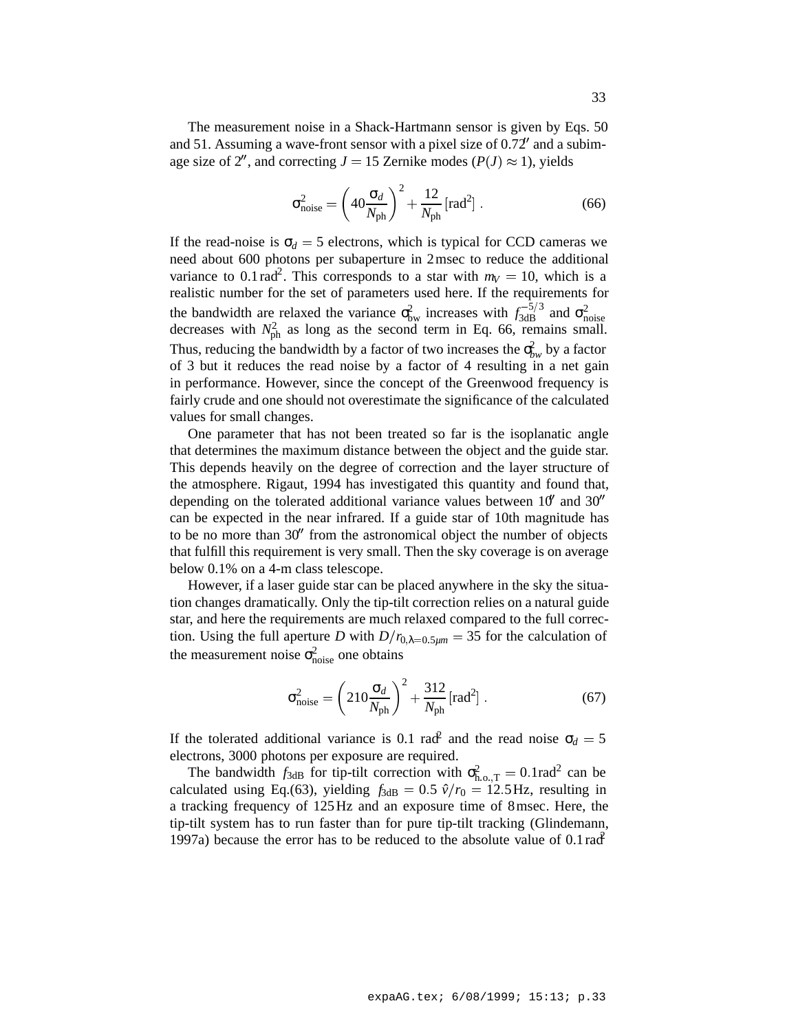The measurement noise in a Shack-Hartmann sensor is given by Eqs. 50 and 51. Assuming a wave-front sensor with a pixel size of $0.72''$ and a subimage size of $2''$, and correcting $J = 15$ Zernike modes ($P(J) \approx 1$), yields

$$\sigma^2_{\rm noise} = \left(40\frac{\sigma_d}{N_{\rm ph}}\right)^2 + \frac{12}{N_{\rm ph}}\,[\rm rad^2]\ . \tag{66}$$

If the read-noise is $\sigma_d = 5$ electrons, which is typical for CCD cameras we need about 600 photons per subaperture in 2 msec to reduce the additional variance to $0.1\,\rm rad^2$. This corresponds to a star with $m_V = 10$, which is a realistic number for the set of parameters used here. If the requirements for the bandwidth are relaxed the variance $\sigma^2_{\rm bw}$ increases with $f_{\rm 3dB}^{-5/3}$ and $\sigma^2_{\rm noise}$ decreases with $N^2_{\rm ph}$ as long as the second term in Eq. 66, remains small. Thus, reducing the bandwidth by a factor of two increases the $\sigma^2_{bw}$ by a factor of 3 but it reduces the read noise by a factor of 4 resulting in a net gain in performance. However, since the concept of the Greenwood frequency is fairly crude and one should not overestimate the significance of the calculated values for small changes.

One parameter that has not been treated so far is the isoplanatic angle that determines the maximum distance between the object and the guide star. This depends heavily on the degree of correction and the layer structure of the atmosphere. Rigaut, 1994 has investigated this quantity and found that, depending on the tolerated additional variance values between $10''$ and $30''$ can be expected in the near infrared. If a guide star of 10th magnitude has to be no more than $30''$ from the astronomical object the number of objects that fulfill this requirement is very small. Then the sky coverage is on average below 0.1% on a 4-m class telescope.

However, if a laser guide star can be placed anywhere in the sky the situation changes dramatically. Only the tip-tilt correction relies on a natural guide star, and here the requirements are much relaxed compared to the full correction. Using the full aperture $D$ with $D/r_{0,\lambda=0.5\mu m} = 35$ for the calculation of the measurement noise $\sigma^2_{\rm noise}$ one obtains

$$\sigma^2_{\rm noise} = \left(210\frac{\sigma_d}{N_{\rm ph}}\right)^2 + \frac{312}{N_{\rm ph}}\,[\rm rad^2]\ . \tag{67}$$

If the tolerated additional variance is 0.1 $\rm rad^2$ and the read noise $\sigma_d = 5$ electrons, 3000 photons per exposure are required.

The bandwidth $f_{\rm 3dB}$ for tip-tilt correction with $\sigma^2_{\rm h.o.,T} = 0.1\rm rad^2$ can be calculated using Eq.(63), yielding $f_{\rm 3dB} = 0.5\ \hat{v}/r_0 = 12.5\,\rm Hz$, resulting in a tracking frequency of 125 Hz and an exposure time of 8 msec. Here, the tip-tilt system has to run faster than for pure tip-tilt tracking (Glindemann, 1997a) because the error has to be reduced to the absolute value of $0.1\,\rm rad^2$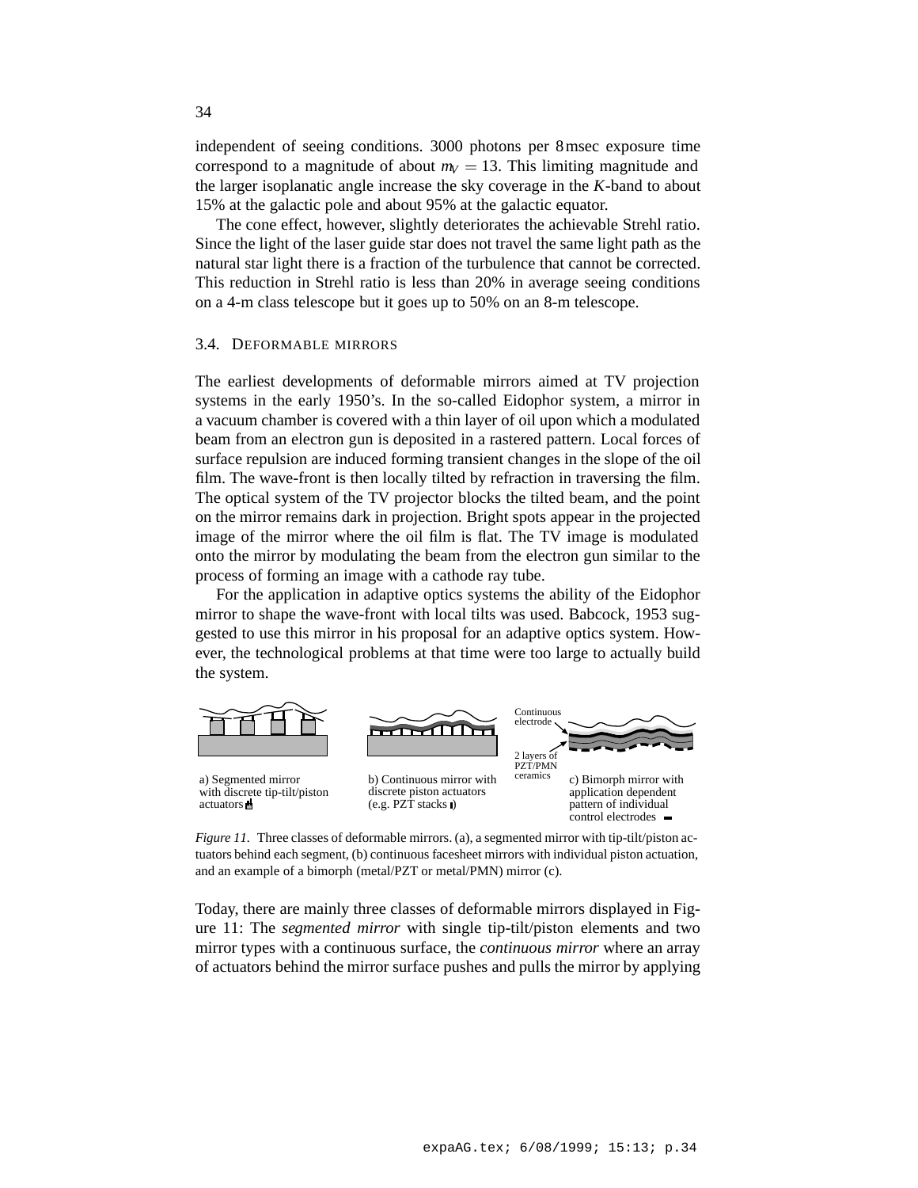independent of seeing conditions. 3000 photons per 8 msec exposure time correspond to a magnitude of about $m_V = 13$. This limiting magnitude and the larger isoplanatic angle increase the sky coverage in the *K*-band to about 15% at the galactic pole and about 95% at the galactic equator.

The cone effect, however, slightly deteriorates the achievable Strehl ratio. Since the light of the laser guide star does not travel the same light path as the natural star light there is a fraction of the turbulence that cannot be corrected. This reduction in Strehl ratio is less than 20% in average seeing conditions on a 4-m class telescope but it goes up to 50% on an 8-m telescope.

### 3.4. Deformable mirrors

The earliest developments of deformable mirrors aimed at TV projection systems in the early 1950's. In the so-called Eidophor system, a mirror in a vacuum chamber is covered with a thin layer of oil upon which a modulated beam from an electron gun is deposited in a rastered pattern. Local forces of surface repulsion are induced forming transient changes in the slope of the oil film. The wave-front is then locally tilted by refraction in traversing the film. The optical system of the TV projector blocks the tilted beam, and the point on the mirror remains dark in projection. Bright spots appear in the projected image of the mirror where the oil film is flat. The TV image is modulated onto the mirror by modulating the beam from the electron gun similar to the process of forming an image with a cathode ray tube.

For the application in adaptive optics systems the ability of the Eidophor mirror to shape the wave-front with local tilts was used. Babcock, 1953 suggested to use this mirror in his proposal for an adaptive optics system. However, the technological problems at that time were too large to actually build the system.

a) Segmented mirror with discrete tip-tilt/piston actuators

b) Continuous mirror with discrete piston actuators (e.g. PZT stacks)

Continuous electrode

2 layers of PZT/PMN ceramics

c) Bimorph mirror with application dependent pattern of individual control electrodes

*Figure 11.* Three classes of deformable mirrors. (a), a segmented mirror with tip-tilt/piston actuators behind each segment, (b) continuous facesheet mirrors with individual piston actuation, and an example of a bimorph (metal/PZT or metal/PMN) mirror (c).

Today, there are mainly three classes of deformable mirrors displayed in Figure 11: The *segmented mirror* with single tip-tilt/piston elements and two mirror types with a continuous surface, the *continuous mirror* where an array of actuators behind the mirror surface pushes and pulls the mirror by applying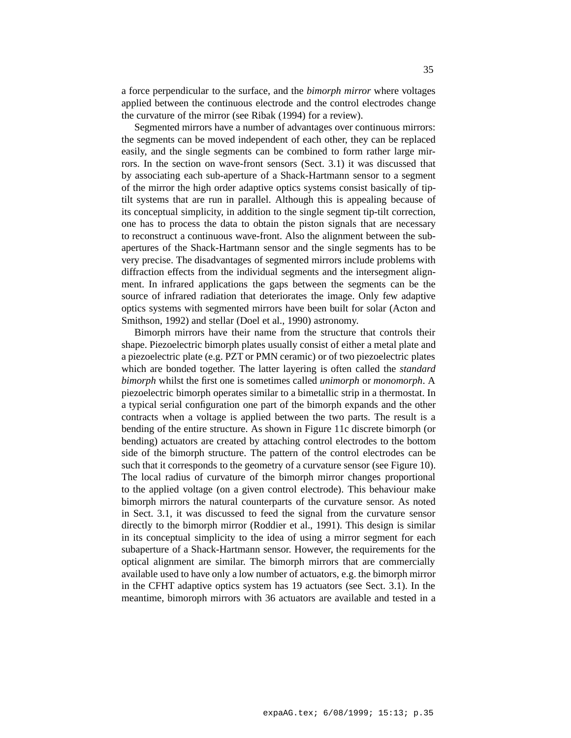a force perpendicular to the surface, and the *bimorph mirror* where voltages applied between the continuous electrode and the control electrodes change the curvature of the mirror (see Ribak (1994) for a review).

Segmented mirrors have a number of advantages over continuous mirrors: the segments can be moved independent of each other, they can be replaced easily, and the single segments can be combined to form rather large mirrors. In the section on wave-front sensors (Sect. 3.1) it was discussed that by associating each sub-aperture of a Shack-Hartmann sensor to a segment of the mirror the high order adaptive optics systems consist basically of tip-tilt systems that are run in parallel. Although this is appealing because of its conceptual simplicity, in addition to the single segment tip-tilt correction, one has to process the data to obtain the piston signals that are necessary to reconstruct a continuous wave-front. Also the alignment between the sub-apertures of the Shack-Hartmann sensor and the single segments has to be very precise. The disadvantages of segmented mirrors include problems with diffraction effects from the individual segments and the intersegment alignment. In infrared applications the gaps between the segments can be the source of infrared radiation that deteriorates the image. Only few adaptive optics systems with segmented mirrors have been built for solar (Acton and Smithson, 1992) and stellar (Doel et al., 1990) astronomy.

Bimorph mirrors have their name from the structure that controls their shape. Piezoelectric bimorph plates usually consist of either a metal plate and a piezoelectric plate (e.g. PZT or PMN ceramic) or of two piezoelectric plates which are bonded together. The latter layering is often called the *standard bimorph* whilst the first one is sometimes called *unimorph* or *monomorph*. A piezoelectric bimorph operates similar to a bimetallic strip in a thermostat. In a typical serial configuration one part of the bimorph expands and the other contracts when a voltage is applied between the two parts. The result is a bending of the entire structure. As shown in Figure 11c discrete bimorph (or bending) actuators are created by attaching control electrodes to the bottom side of the bimorph structure. The pattern of the control electrodes can be such that it corresponds to the geometry of a curvature sensor (see Figure 10). The local radius of curvature of the bimorph mirror changes proportional to the applied voltage (on a given control electrode). This behaviour make bimorph mirrors the natural counterparts of the curvature sensor. As noted in Sect. 3.1, it was discussed to feed the signal from the curvature sensor directly to the bimorph mirror (Roddier et al., 1991). This design is similar in its conceptual simplicity to the idea of using a mirror segment for each subaperture of a Shack-Hartmann sensor. However, the requirements for the optical alignment are similar. The bimorph mirrors that are commercially available used to have only a low number of actuators, e.g. the bimorph mirror in the CFHT adaptive optics system has 19 actuators (see Sect. 3.1). In the meantime, bimoroph mirrors with 36 actuators are available and tested in a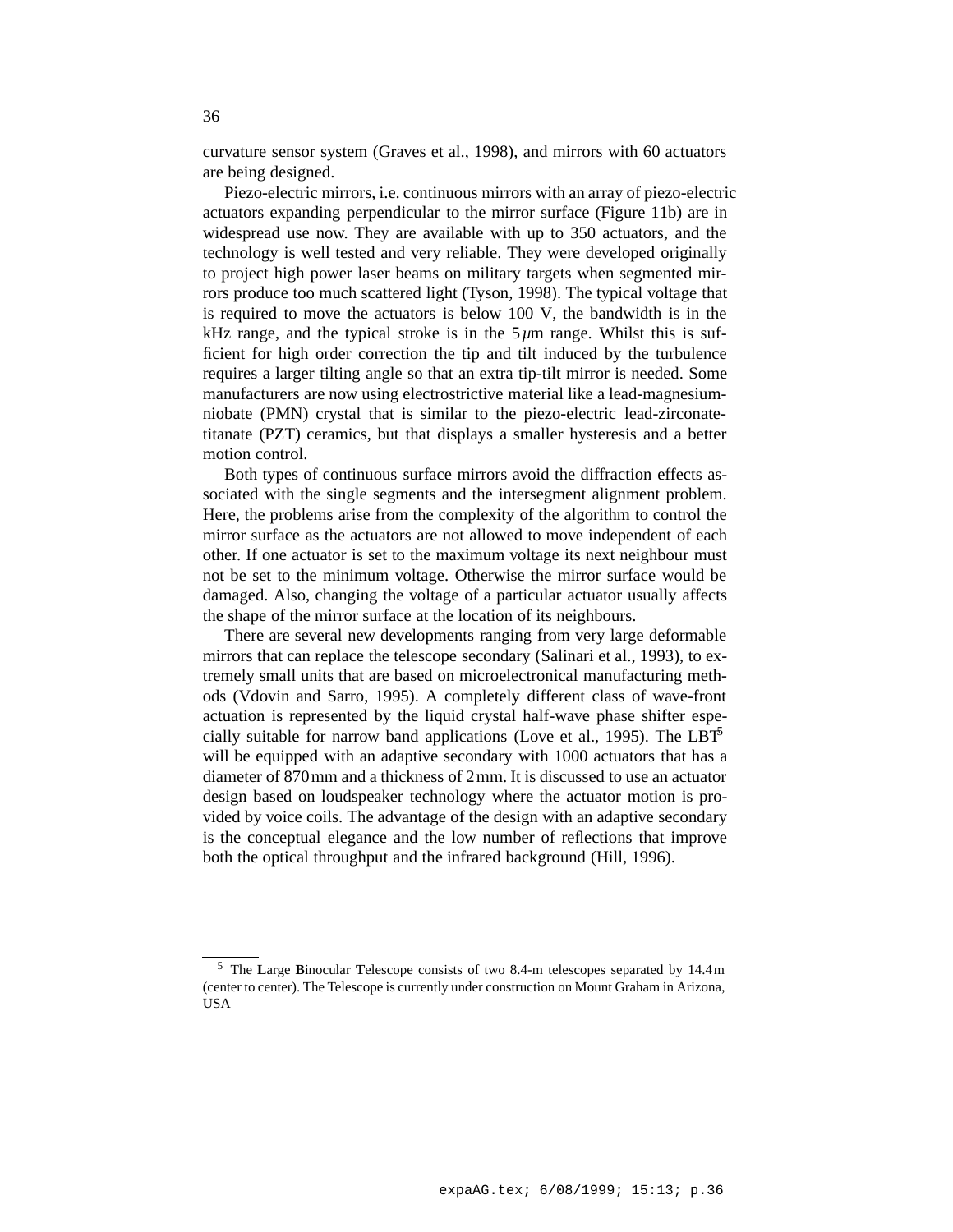curvature sensor system (Graves et al., 1998), and mirrors with 60 actuators are being designed.

Piezo-electric mirrors, i.e. continuous mirrors with an array of piezo-electric actuators expanding perpendicular to the mirror surface (Figure 11b) are in widespread use now. They are available with up to 350 actuators, and the technology is well tested and very reliable. They were developed originally to project high power laser beams on military targets when segmented mirrors produce too much scattered light (Tyson, 1998). The typical voltage that is required to move the actuators is below 100 V, the bandwidth is in the kHz range, and the typical stroke is in the $5\,\mu$m range. Whilst this is sufficient for high order correction the tip and tilt induced by the turbulence requires a larger tilting angle so that an extra tip-tilt mirror is needed. Some manufacturers are now using electrostrictive material like a lead-magnesium-niobate (PMN) crystal that is similar to the piezo-electric lead-zirconate-titanate (PZT) ceramics, but that displays a smaller hysteresis and a better motion control.

Both types of continuous surface mirrors avoid the diffraction effects associated with the single segments and the intersegment alignment problem. Here, the problems arise from the complexity of the algorithm to control the mirror surface as the actuators are not allowed to move independent of each other. If one actuator is set to the maximum voltage its next neighbour must not be set to the minimum voltage. Otherwise the mirror surface would be damaged. Also, changing the voltage of a particular actuator usually affects the shape of the mirror surface at the location of its neighbours.

There are several new developments ranging from very large deformable mirrors that can replace the telescope secondary (Salinari et al., 1993), to extremely small units that are based on microelectronical manufacturing methods (Vdovin and Sarro, 1995). A completely different class of wave-front actuation is represented by the liquid crystal half-wave phase shifter especially suitable for narrow band applications (Love et al., 1995). The LBT[5] will be equipped with an adaptive secondary with 1000 actuators that has a diameter of 870 mm and a thickness of 2 mm. It is discussed to use an actuator design based on loudspeaker technology where the actuator motion is provided by voice coils. The advantage of the design with an adaptive secondary is the conceptual elegance and the low number of reflections that improve both the optical throughput and the infrared background (Hill, 1996).

---

[5] The **L**arge **B**inocular **T**elescope consists of two 8.4-m telescopes separated by 14.4 m (center to center). The Telescope is currently under construction on Mount Graham in Arizona, USA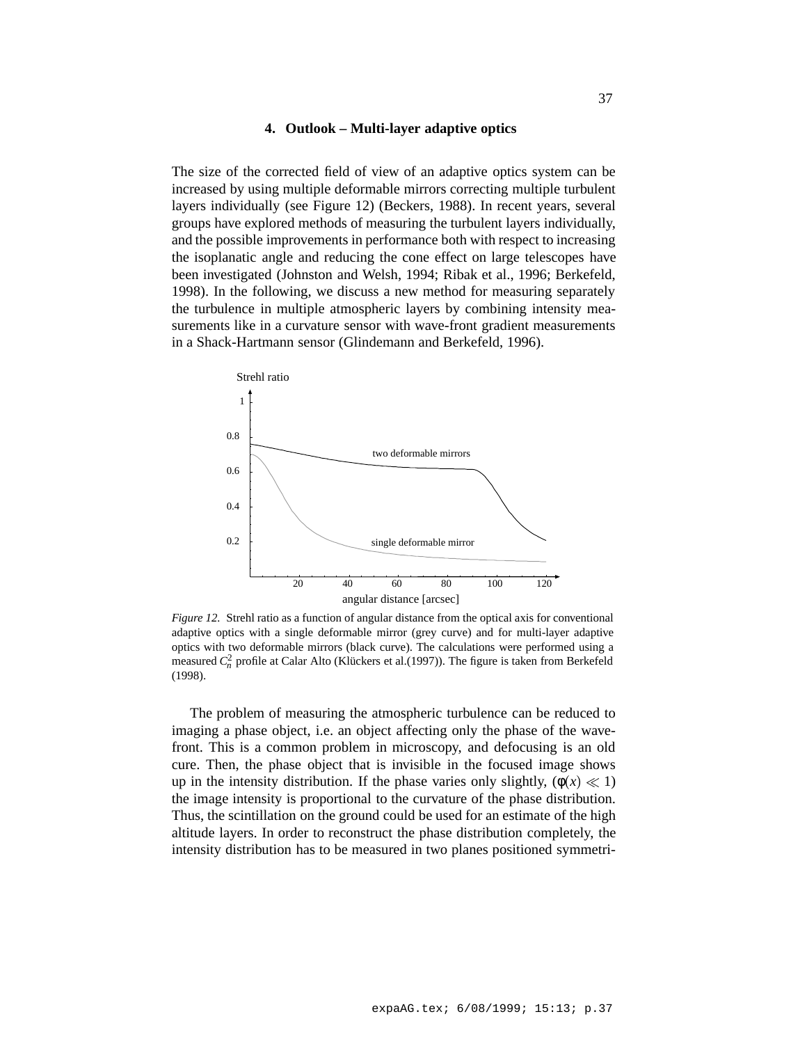## 4. Outlook – Multi-layer adaptive optics

The size of the corrected field of view of an adaptive optics system can be increased by using multiple deformable mirrors correcting multiple turbulent layers individually (see Figure 12) (Beckers, 1988). In recent years, several groups have explored methods of measuring the turbulent layers individually, and the possible improvements in performance both with respect to increasing the isoplanatic angle and reducing the cone effect on large telescopes have been investigated (Johnston and Welsh, 1994; Ribak et al., 1996; Berkefeld, 1998). In the following, we discuss a new method for measuring separately the turbulence in multiple atmospheric layers by combining intensity measurements like in a curvature sensor with wave-front gradient measurements in a Shack-Hartmann sensor (Glindemann and Berkefeld, 1996).

*Figure 12.* Strehl ratio as a function of angular distance from the optical axis for conventional adaptive optics with a single deformable mirror (grey curve) and for multi-layer adaptive optics with two deformable mirrors (black curve). The calculations were performed using a measured $C_n^2$ profile at Calar Alto (Klückers et al.(1997)). The figure is taken from Berkefeld (1998).

The problem of measuring the atmospheric turbulence can be reduced to imaging a phase object, i.e. an object affecting only the phase of the wavefront. This is a common problem in microscopy, and defocusing is an old cure. Then, the phase object that is invisible in the focused image shows up in the intensity distribution. If the phase varies only slightly, ($\phi(x) \ll 1$) the image intensity is proportional to the curvature of the phase distribution. Thus, the scintillation on the ground could be used for an estimate of the high altitude layers. In order to reconstruct the phase distribution completely, the intensity distribution has to be measured in two planes positioned symmetri-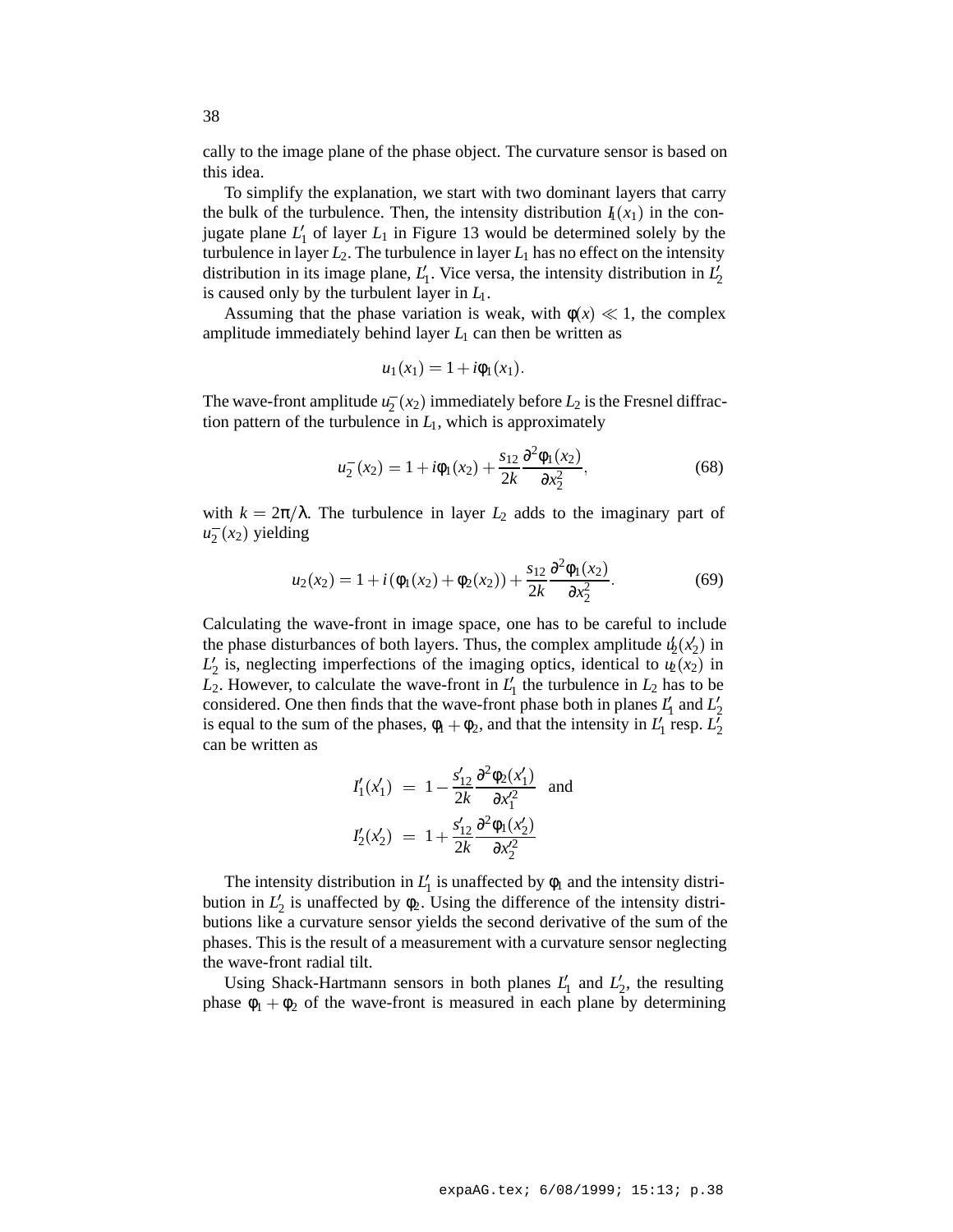cally to the image plane of the phase object. The curvature sensor is based on this idea.

To simplify the explanation, we start with two dominant layers that carry the bulk of the turbulence. Then, the intensity distribution $I_1(x_1)$ in the conjugate plane $L_1'$ of layer $L_1$ in Figure 13 would be determined solely by the turbulence in layer $L_2$. The turbulence in layer $L_1$ has no effect on the intensity distribution in its image plane, $L_1'$. Vice versa, the intensity distribution in $L_2'$ is caused only by the turbulent layer in $L_1$.

Assuming that the phase variation is weak, with $\phi(x) \ll 1$, the complex amplitude immediately behind layer $L_1$ can then be written as

$$u_1(x_1) = 1 + i\phi_1(x_1).$$

The wave-front amplitude $u_2^-(x_2)$ immediately before $L_2$ is the Fresnel diffraction pattern of the turbulence in $L_1$, which is approximately

$$u_2^-(x_2) = 1 + i\phi_1(x_2) + \frac{s_{12}}{2k}\frac{\partial^2\phi_1(x_2)}{\partial x_2^2}, \tag{68}$$

with $k = 2\pi/\lambda$. The turbulence in layer $L_2$ adds to the imaginary part of $u_2^-(x_2)$ yielding

$$u_2(x_2) = 1 + i\left(\phi_1(x_2) + \phi_2(x_2)\right) + \frac{s_{12}}{2k}\frac{\partial^2\phi_1(x_2)}{\partial x_2^2}. \tag{69}$$

Calculating the wave-front in image space, one has to be careful to include the phase disturbances of both layers. Thus, the complex amplitude $u_2'(x_2')$ in $L_2'$ is, neglecting imperfections of the imaging optics, identical to $u_2(x_2)$ in $L_2$. However, to calculate the wave-front in $L_1'$ the turbulence in $L_2$ has to be considered. One then finds that the wave-front phase both in planes $L_1'$ and $L_2'$ is equal to the sum of the phases, $\phi_1 + \phi_2$, and that the intensity in $L_1'$ resp. $L_2'$ can be written as

$$
\begin{aligned}
I_1'(x_1') &= 1 - \frac{s_{12}'}{2k}\frac{\partial^2\phi_2(x_1')}{\partial x_1'^2} \quad \text{and} \\
I_2'(x_2') &= 1 + \frac{s_{12}'}{2k}\frac{\partial^2\phi_1(x_2')}{\partial x_2'^2}
\end{aligned}
$$

The intensity distribution in $L_1'$ is unaffected by $\phi_1$ and the intensity distribution in $L_2'$ is unaffected by $\phi_2$. Using the difference of the intensity distributions like a curvature sensor yields the second derivative of the sum of the phases. This is the result of a measurement with a curvature sensor neglecting the wave-front radial tilt.

Using Shack-Hartmann sensors in both planes $L_1'$ and $L_2'$, the resulting phase $\phi_1 + \phi_2$ of the wave-front is measured in each plane by determining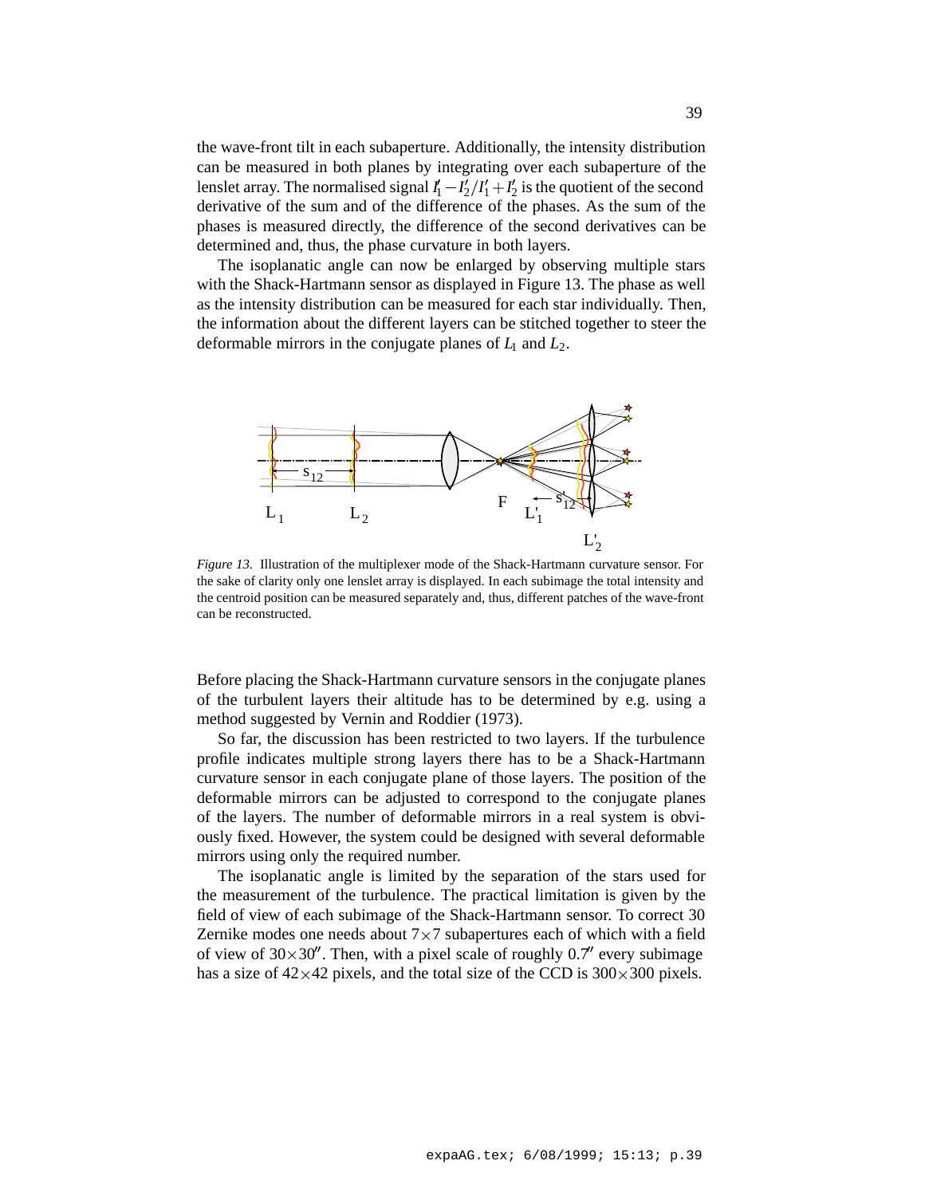the wave-front tilt in each subaperture. Additionally, the intensity distribution can be measured in both planes by integrating over each subaperture of the lenslet array. The normalised signal $I_1' - I_2'/I_1' + I_2'$ is the quotient of the second derivative of the sum and of the difference of the phases. As the sum of the phases is measured directly, the difference of the second derivatives can be determined and, thus, the phase curvature in both layers.

The isoplanatic angle can now be enlarged by observing multiple stars with the Shack-Hartmann sensor as displayed in Figure 13. The phase as well as the intensity distribution can be measured for each star individually. Then, the information about the different layers can be stitched together to steer the deformable mirrors in the conjugate planes of $L_1$ and $L_2$.

*Figure 13.* Illustration of the multiplexer mode of the Shack-Hartmann curvature sensor. For the sake of clarity only one lenslet array is displayed. In each subimage the total intensity and the centroid position can be measured separately and, thus, different patches of the wave-front can be reconstructed.

Before placing the Shack-Hartmann curvature sensors in the conjugate planes of the turbulent layers their altitude has to be determined by e.g. using a method suggested by Vernin and Roddier (1973).

So far, the discussion has been restricted to two layers. If the turbulence profile indicates multiple strong layers there has to be a Shack-Hartmann curvature sensor in each conjugate plane of those layers. The position of the deformable mirrors can be adjusted to correspond to the conjugate planes of the layers. The number of deformable mirrors in a real system is obviously fixed. However, the system could be designed with several deformable mirrors using only the required number.

The isoplanatic angle is limited by the separation of the stars used for the measurement of the turbulence. The practical limitation is given by the field of view of each subimage of the Shack-Hartmann sensor. To correct 30 Zernike modes one needs about $7 \times 7$ subapertures each of which with a field of view of $30 \times 30''$. Then, with a pixel scale of roughly $0.7''$ every subimage has a size of $42 \times 42$ pixels, and the total size of the CCD is $300 \times 300$ pixels.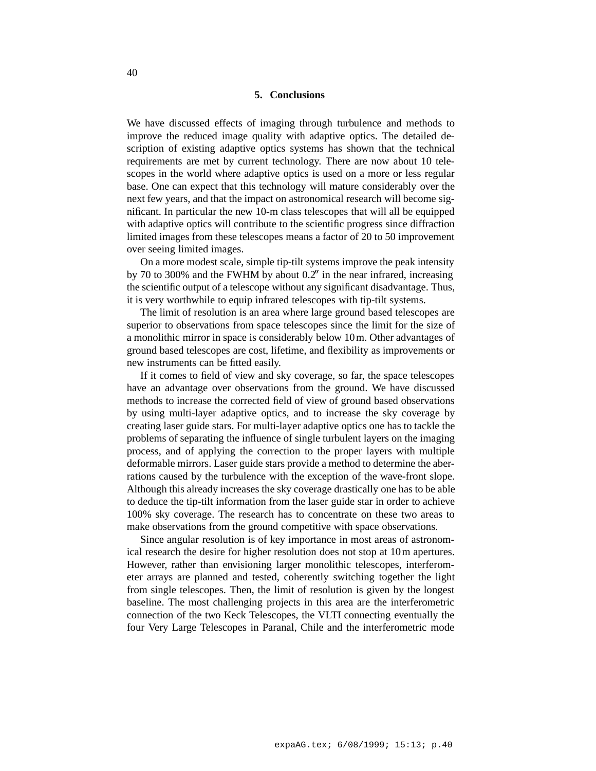## 5. Conclusions

We have discussed effects of imaging through turbulence and methods to improve the reduced image quality with adaptive optics. The detailed description of existing adaptive optics systems has shown that the technical requirements are met by current technology. There are now about 10 telescopes in the world where adaptive optics is used on a more or less regular base. One can expect that this technology will mature considerably over the next few years, and that the impact on astronomical research will become significant. In particular the new 10-m class telescopes that will all be equipped with adaptive optics will contribute to the scientific progress since diffraction limited images from these telescopes means a factor of 20 to 50 improvement over seeing limited images.

On a more modest scale, simple tip-tilt systems improve the peak intensity by 70 to 300% and the FWHM by about $0.2''$ in the near infrared, increasing the scientific output of a telescope without any significant disadvantage. Thus, it is very worthwhile to equip infrared telescopes with tip-tilt systems.

The limit of resolution is an area where large ground based telescopes are superior to observations from space telescopes since the limit for the size of a monolithic mirror in space is considerably below 10 m. Other advantages of ground based telescopes are cost, lifetime, and flexibility as improvements or new instruments can be fitted easily.

If it comes to field of view and sky coverage, so far, the space telescopes have an advantage over observations from the ground. We have discussed methods to increase the corrected field of view of ground based observations by using multi-layer adaptive optics, and to increase the sky coverage by creating laser guide stars. For multi-layer adaptive optics one has to tackle the problems of separating the influence of single turbulent layers on the imaging process, and of applying the correction to the proper layers with multiple deformable mirrors. Laser guide stars provide a method to determine the aberrations caused by the turbulence with the exception of the wave-front slope. Although this already increases the sky coverage drastically one has to be able to deduce the tip-tilt information from the laser guide star in order to achieve 100% sky coverage. The research has to concentrate on these two areas to make observations from the ground competitive with space observations.

Since angular resolution is of key importance in most areas of astronomical research the desire for higher resolution does not stop at 10 m apertures. However, rather than envisioning larger monolithic telescopes, interferometer arrays are planned and tested, coherently switching together the light from single telescopes. Then, the limit of resolution is given by the longest baseline. The most challenging projects in this area are the interferometric connection of the two Keck Telescopes, the VLTI connecting eventually the four Very Large Telescopes in Paranal, Chile and the interferometric mode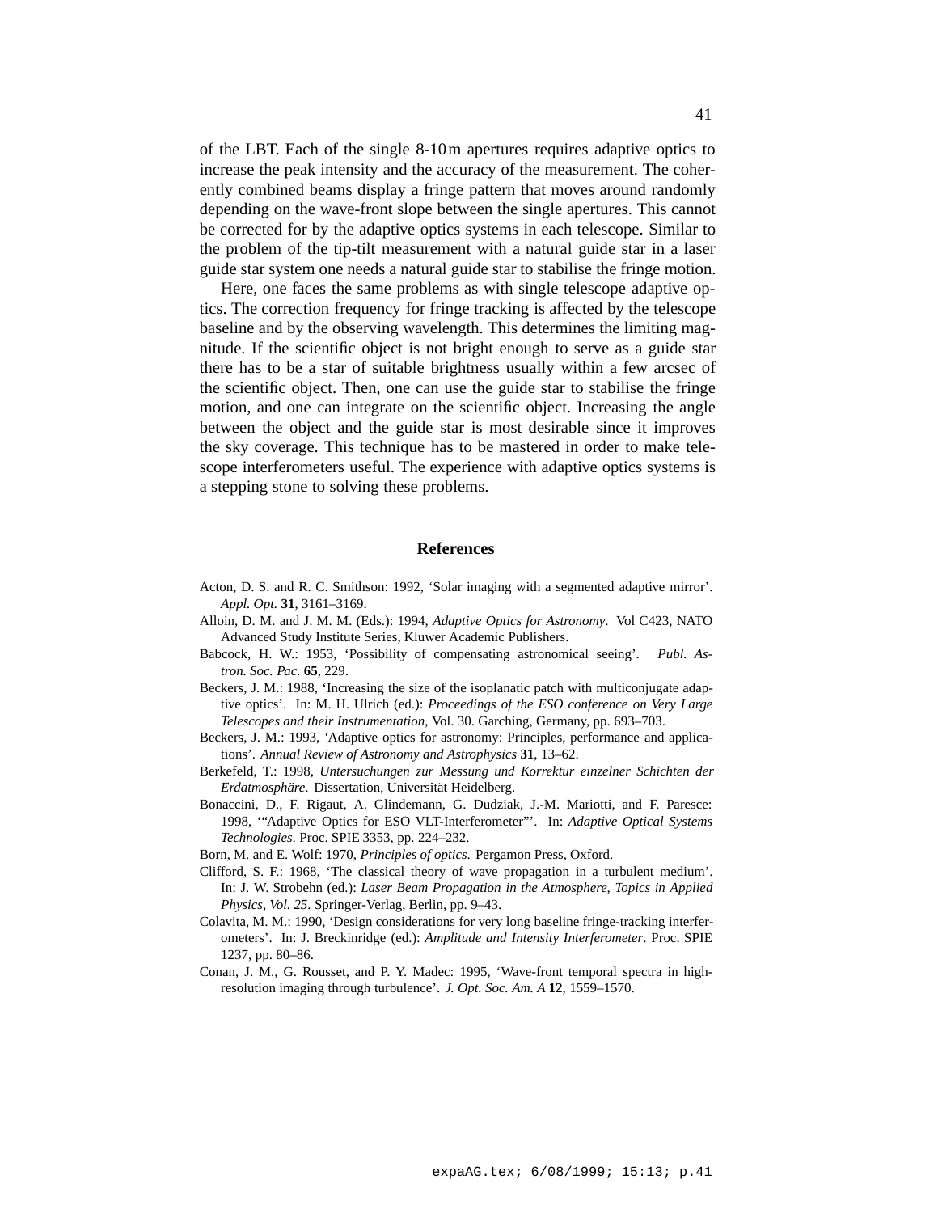of the LBT. Each of the single 8-10 m apertures requires adaptive optics to increase the peak intensity and the accuracy of the measurement. The coherently combined beams display a fringe pattern that moves around randomly depending on the wave-front slope between the single apertures. This cannot be corrected for by the adaptive optics systems in each telescope. Similar to the problem of the tip-tilt measurement with a natural guide star in a laser guide star system one needs a natural guide star to stabilise the fringe motion.

Here, one faces the same problems as with single telescope adaptive optics. The correction frequency for fringe tracking is affected by the telescope baseline and by the observing wavelength. This determines the limiting magnitude. If the scientific object is not bright enough to serve as a guide star there has to be a star of suitable brightness usually within a few arcsec of the scientific object. Then, one can use the guide star to stabilise the fringe motion, and one can integrate on the scientific object. Increasing the angle between the object and the guide star is most desirable since it improves the sky coverage. This technique has to be mastered in order to make telescope interferometers useful. The experience with adaptive optics systems is a stepping stone to solving these problems.

## References

Acton, D. S. and R. C. Smithson: 1992, 'Solar imaging with a segmented adaptive mirror'. *Appl. Opt.* **31**, 3161–3169.

Alloin, D. M. and J. M. M. (Eds.): 1994, *Adaptive Optics for Astronomy*. Vol C423, NATO Advanced Study Institute Series, Kluwer Academic Publishers.

Babcock, H. W.: 1953, 'Possibility of compensating astronomical seeing'. *Publ. Astron. Soc. Pac.* **65**, 229.

Beckers, J. M.: 1988, 'Increasing the size of the isoplanatic patch with multiconjugate adaptive optics'. In: M. H. Ulrich (ed.): *Proceedings of the ESO conference on Very Large Telescopes and their Instrumentation*, Vol. 30. Garching, Germany, pp. 693–703.

Beckers, J. M.: 1993, 'Adaptive optics for astronomy: Principles, performance and applications'. *Annual Review of Astronomy and Astrophysics* **31**, 13–62.

Berkefeld, T.: 1998, *Untersuchungen zur Messung und Korrektur einzelner Schichten der Erdatmosphäre*. Dissertation, Universität Heidelberg.

Bonaccini, D., F. Rigaut, A. Glindemann, G. Dudziak, J.-M. Mariotti, and F. Paresce: 1998, '"Adaptive Optics for ESO VLT-Interferometer"'. In: *Adaptive Optical Systems Technologies*. Proc. SPIE 3353, pp. 224–232.

Born, M. and E. Wolf: 1970, *Principles of optics*. Pergamon Press, Oxford.

Clifford, S. F.: 1968, 'The classical theory of wave propagation in a turbulent medium'. In: J. W. Strobehn (ed.): *Laser Beam Propagation in the Atmosphere, Topics in Applied Physics, Vol. 25*. Springer-Verlag, Berlin, pp. 9–43.

Colavita, M. M.: 1990, 'Design considerations for very long baseline fringe-tracking interferometers'. In: J. Breckinridge (ed.): *Amplitude and Intensity Interferometer*. Proc. SPIE 1237, pp. 80–86.

Conan, J. M., G. Rousset, and P. Y. Madec: 1995, 'Wave-front temporal spectra in high-resolution imaging through turbulence'. *J. Opt. Soc. Am. A* **12**, 1559–1570.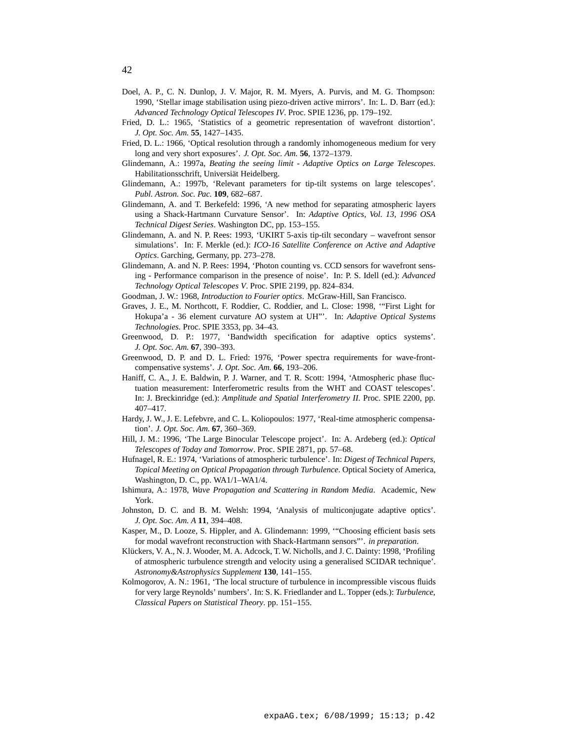Doel, A. P., C. N. Dunlop, J. V. Major, R. M. Myers, A. Purvis, and M. G. Thompson: 1990, 'Stellar image stabilisation using piezo-driven active mirrors'. In: L. D. Barr (ed.): *Advanced Technology Optical Telescopes IV*. Proc. SPIE 1236, pp. 179–192.

Fried, D. L.: 1965, 'Statistics of a geometric representation of wavefront distortion'. *J. Opt. Soc. Am.* **55**, 1427–1435.

Fried, D. L.: 1966, 'Optical resolution through a randomly inhomogeneous medium for very long and very short exposures'. *J. Opt. Soc. Am.* **56**, 1372–1379.

Glindemann, A.: 1997a, *Beating the seeing limit - Adaptive Optics on Large Telescopes*. Habilitationsschrift, Universiät Heidelberg.

Glindemann, A.: 1997b, 'Relevant parameters for tip-tilt systems on large telescopes'. *Publ. Astron. Soc. Pac.* **109**, 682–687.

Glindemann, A. and T. Berkefeld: 1996, 'A new method for separating atmospheric layers using a Shack-Hartmann Curvature Sensor'. In: *Adaptive Optics, Vol. 13, 1996 OSA Technical Digest Series*. Washington DC, pp. 153–155.

Glindemann, A. and N. P. Rees: 1993, 'UKIRT 5-axis tip-tilt secondary – wavefront sensor simulations'. In: F. Merkle (ed.): *ICO-16 Satellite Conference on Active and Adaptive Optics*. Garching, Germany, pp. 273–278.

Glindemann, A. and N. P. Rees: 1994, 'Photon counting vs. CCD sensors for wavefront sensing - Performance comparison in the presence of noise'. In: P. S. Idell (ed.): *Advanced Technology Optical Telescopes V*. Proc. SPIE 2199, pp. 824–834.

Goodman, J. W.: 1968, *Introduction to Fourier optics*. McGraw-Hill, San Francisco.

Graves, J. E., M. Northcott, F. Roddier, C. Roddier, and L. Close: 1998, '"First Light for Hokupa'a - 36 element curvature AO system at UH"'. In: *Adaptive Optical Systems Technologies*. Proc. SPIE 3353, pp. 34–43.

Greenwood, D. P.: 1977, 'Bandwidth specification for adaptive optics systems'. *J. Opt. Soc. Am.* **67**, 390–393.

Greenwood, D. P. and D. L. Fried: 1976, 'Power spectra requirements for wave-front-compensative systems'. *J. Opt. Soc. Am.* **66**, 193–206.

Haniff, C. A., J. E. Baldwin, P. J. Warner, and T. R. Scott: 1994, 'Atmospheric phase fluctuation measurement: Interferometric results from the WHT and COAST telescopes'. In: J. Breckinridge (ed.): *Amplitude and Spatial Interferometry II*. Proc. SPIE 2200, pp. 407–417.

Hardy, J. W., J. E. Lefebvre, and C. L. Koliopoulos: 1977, 'Real-time atmospheric compensation'. *J. Opt. Soc. Am.* **67**, 360–369.

Hill, J. M.: 1996, 'The Large Binocular Telescope project'. In: A. Ardeberg (ed.): *Optical Telescopes of Today and Tomorrow*. Proc. SPIE 2871, pp. 57–68.

Hufnagel, R. E.: 1974, 'Variations of atmospheric turbulence'. In: *Digest of Technical Papers, Topical Meeting on Optical Propagation through Turbulence*. Optical Society of America, Washington, D. C., pp. WA1/1–WA1/4.

Ishimura, A.: 1978, *Wave Propagation and Scattering in Random Media*. Academic, New York.

Johnston, D. C. and B. M. Welsh: 1994, 'Analysis of multiconjugate adaptive optics'. *J. Opt. Soc. Am. A* **11**, 394–408.

Kasper, M., D. Looze, S. Hippler, and A. Glindemann: 1999, '"Choosing efficient basis sets for modal wavefront reconstruction with Shack-Hartmann sensors"'. *in preparation*.

Klückers, V. A., N. J. Wooder, M. A. Adcock, T. W. Nicholls, and J. C. Dainty: 1998, 'Profiling of atmospheric turbulence strength and velocity using a generalised SCIDAR technique'. *Astronomy&Astrophysics Supplement* **130**, 141–155.

Kolmogorov, A. N.: 1961, 'The local structure of turbulence in incompressible viscous fluids for very large Reynolds' numbers'. In: S. K. Friedlander and L. Topper (eds.): *Turbulence, Classical Papers on Statistical Theory*. pp. 151–155.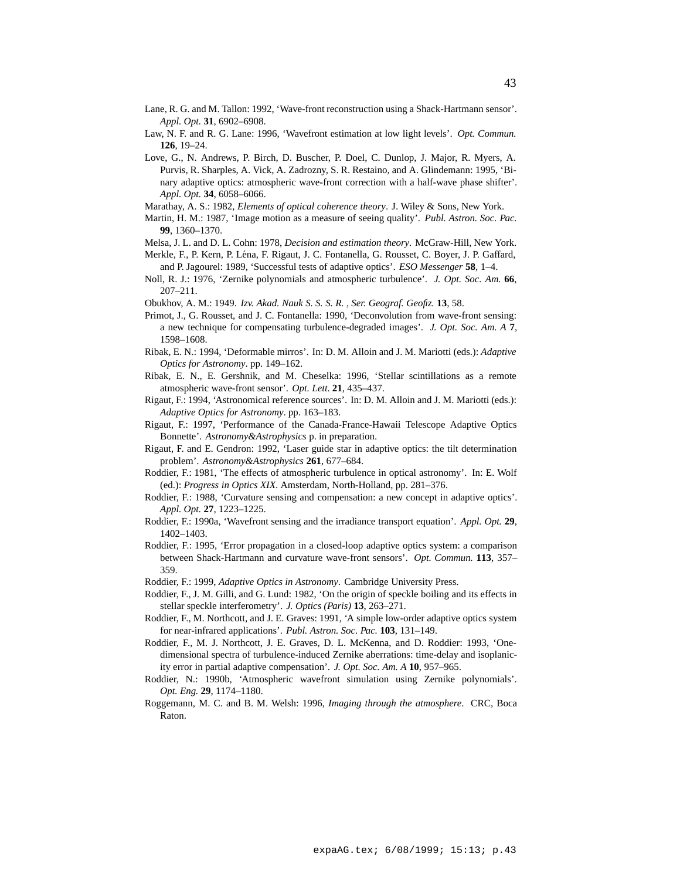Lane, R. G. and M. Tallon: 1992, 'Wave-front reconstruction using a Shack-Hartmann sensor'. *Appl. Opt.* **31**, 6902–6908.

Law, N. F. and R. G. Lane: 1996, 'Wavefront estimation at low light levels'. *Opt. Commun.* **126**, 19–24.

Love, G., N. Andrews, P. Birch, D. Buscher, P. Doel, C. Dunlop, J. Major, R. Myers, A. Purvis, R. Sharples, A. Vick, A. Zadrozny, S. R. Restaino, and A. Glindemann: 1995, 'Binary adaptive optics: atmospheric wave-front correction with a half-wave phase shifter'. *Appl. Opt.* **34**, 6058–6066.

Marathay, A. S.: 1982, *Elements of optical coherence theory*. J. Wiley & Sons, New York.

Martin, H. M.: 1987, 'Image motion as a measure of seeing quality'. *Publ. Astron. Soc. Pac.* **99**, 1360–1370.

Melsa, J. L. and D. L. Cohn: 1978, *Decision and estimation theory*. McGraw-Hill, New York.

Merkle, F., P. Kern, P. Léna, F. Rigaut, J. C. Fontanella, G. Rousset, C. Boyer, J. P. Gaffard, and P. Jagourel: 1989, 'Successful tests of adaptive optics'. *ESO Messenger* **58**, 1–4.

Noll, R. J.: 1976, 'Zernike polynomials and atmospheric turbulence'. *J. Opt. Soc. Am.* **66**, 207–211.

Obukhov, A. M.: 1949. *Izv. Akad. Nauk S. S. S. R. , Ser. Geograf. Geofiz.* **13**, 58.

Primot, J., G. Rousset, and J. C. Fontanella: 1990, 'Deconvolution from wave-front sensing: a new technique for compensating turbulence-degraded images'. *J. Opt. Soc. Am. A* **7**, 1598–1608.

Ribak, E. N.: 1994, 'Deformable mirros'. In: D. M. Alloin and J. M. Mariotti (eds.): *Adaptive Optics for Astronomy*. pp. 149–162.

Ribak, E. N., E. Gershnik, and M. Cheselka: 1996, 'Stellar scintillations as a remote atmospheric wave-front sensor'. *Opt. Lett.* **21**, 435–437.

Rigaut, F.: 1994, 'Astronomical reference sources'. In: D. M. Alloin and J. M. Mariotti (eds.): *Adaptive Optics for Astronomy*. pp. 163–183.

Rigaut, F.: 1997, 'Performance of the Canada-France-Hawaii Telescope Adaptive Optics Bonnette'. *Astronomy&Astrophysics* p. in preparation.

Rigaut, F. and E. Gendron: 1992, 'Laser guide star in adaptive optics: the tilt determination problem'. *Astronomy&Astrophysics* **261**, 677–684.

Roddier, F.: 1981, 'The effects of atmospheric turbulence in optical astronomy'. In: E. Wolf (ed.): *Progress in Optics XIX*. Amsterdam, North-Holland, pp. 281–376.

Roddier, F.: 1988, 'Curvature sensing and compensation: a new concept in adaptive optics'. *Appl. Opt.* **27**, 1223–1225.

Roddier, F.: 1990a, 'Wavefront sensing and the irradiance transport equation'. *Appl. Opt.* **29**, 1402–1403.

Roddier, F.: 1995, 'Error propagation in a closed-loop adaptive optics system: a comparison between Shack-Hartmann and curvature wave-front sensors'. *Opt. Commun.* **113**, 357–359.

Roddier, F.: 1999, *Adaptive Optics in Astronomy*. Cambridge University Press.

Roddier, F., J. M. Gilli, and G. Lund: 1982, 'On the origin of speckle boiling and its effects in stellar speckle interferometry'. *J. Optics (Paris)* **13**, 263–271.

Roddier, F., M. Northcott, and J. E. Graves: 1991, 'A simple low-order adaptive optics system for near-infrared applications'. *Publ. Astron. Soc. Pac.* **103**, 131–149.

Roddier, F., M. J. Northcott, J. E. Graves, D. L. McKenna, and D. Roddier: 1993, 'One-dimensional spectra of turbulence-induced Zernike aberrations: time-delay and isoplanicity error in partial adaptive compensation'. *J. Opt. Soc. Am. A* **10**, 957–965.

Roddier, N.: 1990b, 'Atmospheric wavefront simulation using Zernike polynomials'. *Opt. Eng.* **29**, 1174–1180.

Roggemann, M. C. and B. M. Welsh: 1996, *Imaging through the atmosphere*. CRC, Boca Raton.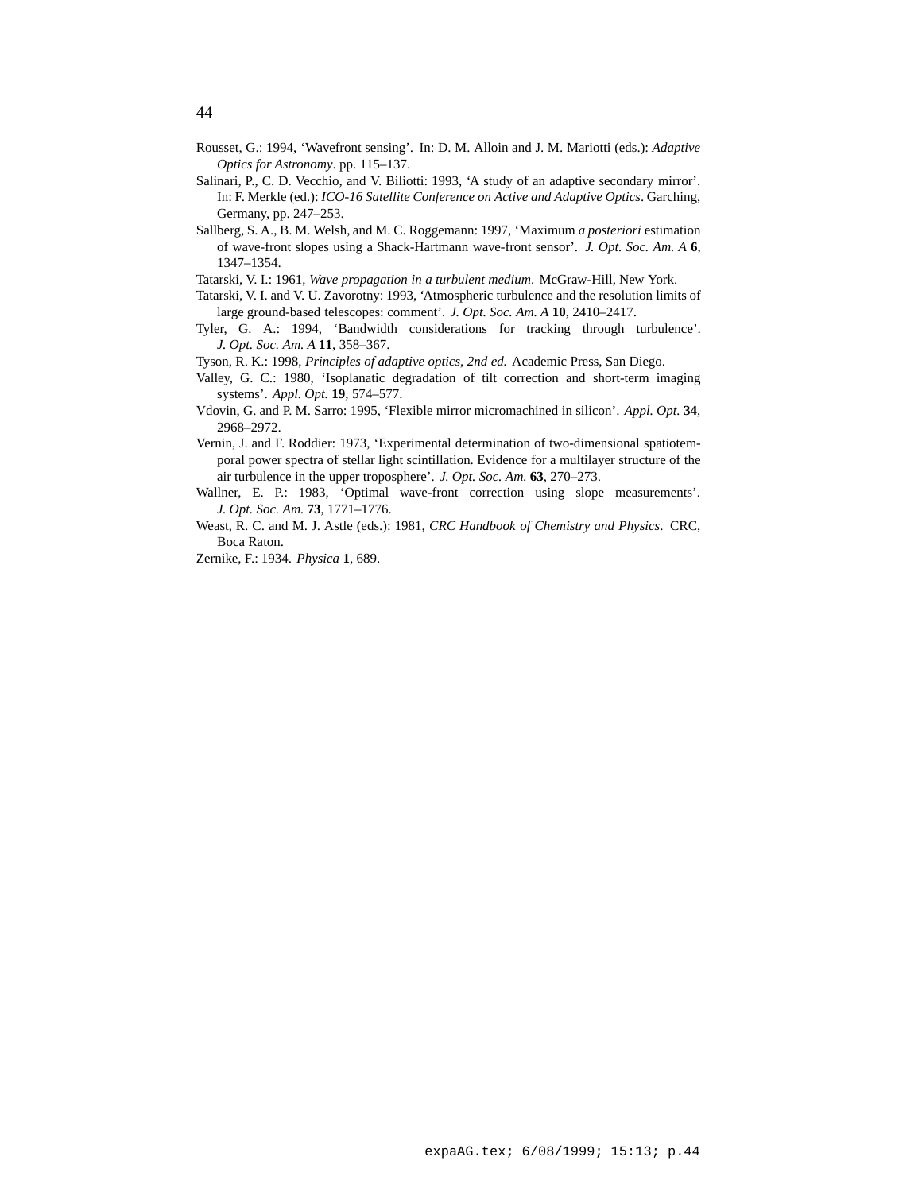Rousset, G.: 1994, 'Wavefront sensing'. In: D. M. Alloin and J. M. Mariotti (eds.): *Adaptive Optics for Astronomy*. pp. 115–137.

Salinari, P., C. D. Vecchio, and V. Biliotti: 1993, 'A study of an adaptive secondary mirror'. In: F. Merkle (ed.): *ICO-16 Satellite Conference on Active and Adaptive Optics*. Garching, Germany, pp. 247–253.

Sallberg, S. A., B. M. Welsh, and M. C. Roggemann: 1997, 'Maximum *a posteriori* estimation of wave-front slopes using a Shack-Hartmann wave-front sensor'. *J. Opt. Soc. Am. A* **6**, 1347–1354.

Tatarski, V. I.: 1961, *Wave propagation in a turbulent medium*. McGraw-Hill, New York.

Tatarski, V. I. and V. U. Zavorotny: 1993, 'Atmospheric turbulence and the resolution limits of large ground-based telescopes: comment'. *J. Opt. Soc. Am. A* **10**, 2410–2417.

Tyler, G. A.: 1994, 'Bandwidth considerations for tracking through turbulence'. *J. Opt. Soc. Am. A* **11**, 358–367.

Tyson, R. K.: 1998, *Principles of adaptive optics, 2nd ed.* Academic Press, San Diego.

Valley, G. C.: 1980, 'Isoplanatic degradation of tilt correction and short-term imaging systems'. *Appl. Opt.* **19**, 574–577.

Vdovin, G. and P. M. Sarro: 1995, 'Flexible mirror micromachined in silicon'. *Appl. Opt.* **34**, 2968–2972.

Vernin, J. and F. Roddier: 1973, 'Experimental determination of two-dimensional spatiotemporal power spectra of stellar light scintillation. Evidence for a multilayer structure of the air turbulence in the upper troposphere'. *J. Opt. Soc. Am.* **63**, 270–273.

Wallner, E. P.: 1983, 'Optimal wave-front correction using slope measurements'. *J. Opt. Soc. Am.* **73**, 1771–1776.

Weast, R. C. and M. J. Astle (eds.): 1981, *CRC Handbook of Chemistry and Physics*. CRC, Boca Raton.

Zernike, F.: 1934. *Physica* **1**, 689.